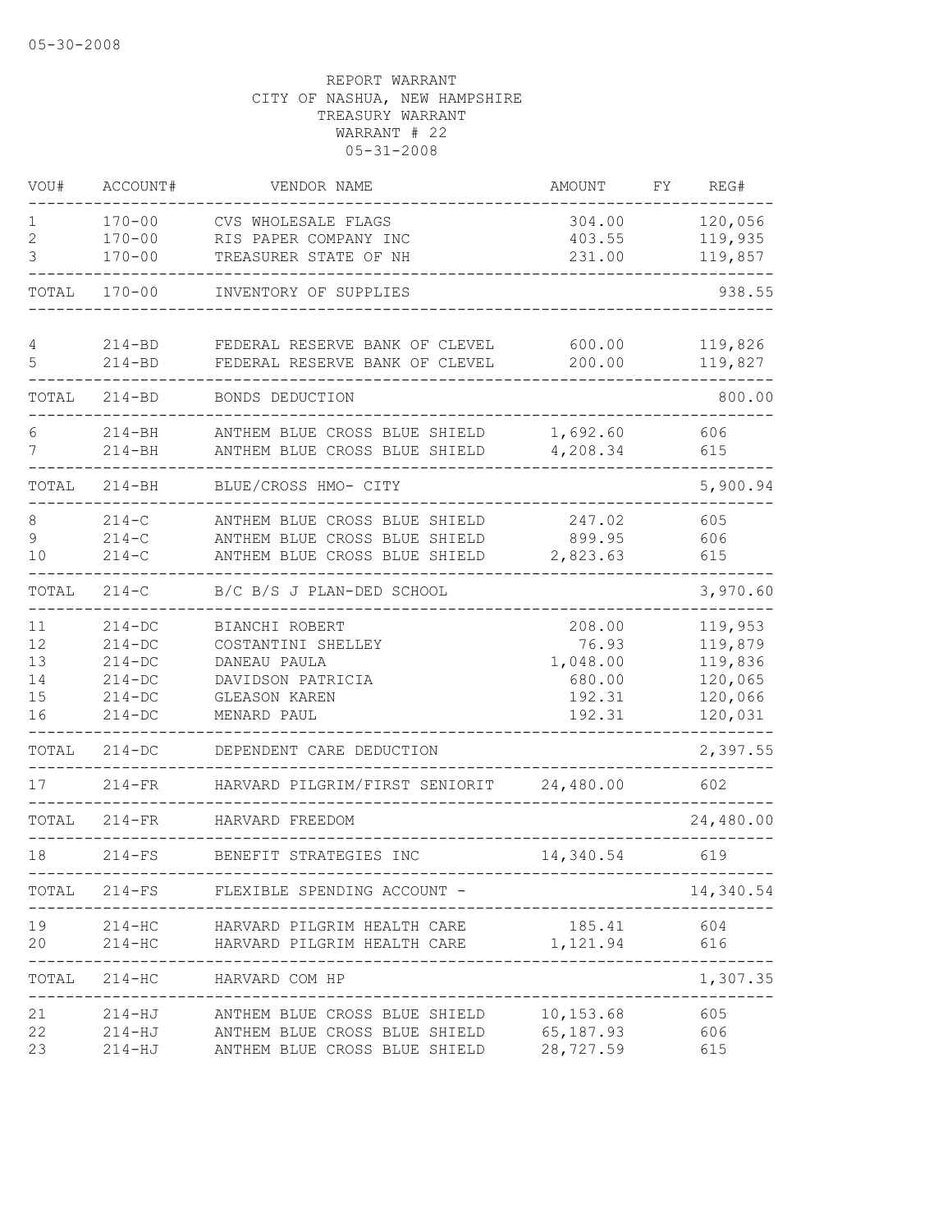05-30-2008

REPORT WARRANT
CITY OF NASHUA, NEW HAMPSHIRE
TREASURY WARRANT
WARRANT # 22
05-31-2008

| VOU# | ACCOUNT# | VENDOR NAME | AMOUNT | FY | REG# |
|---|---|---|---|---|---|
| 1 | 170-00 | CVS WHOLESALE FLAGS | 304.00 | | 120,056 |
| 2 | 170-00 | RIS PAPER COMPANY INC | 403.55 | | 119,935 |
| 3 | 170-00 | TREASURER STATE OF NH | 231.00 | | 119,857 |
| TOTAL | 170-00 | INVENTORY OF SUPPLIES | | | 938.55 |
| 4 | 214-BD | FEDERAL RESERVE BANK OF CLEVEL | 600.00 | | 119,826 |
| 5 | 214-BD | FEDERAL RESERVE BANK OF CLEVEL | 200.00 | | 119,827 |
| TOTAL | 214-BD | BONDS DEDUCTION | | | 800.00 |
| 6 | 214-BH | ANTHEM BLUE CROSS BLUE SHIELD | 1,692.60 | | 606 |
| 7 | 214-BH | ANTHEM BLUE CROSS BLUE SHIELD | 4,208.34 | | 615 |
| TOTAL | 214-BH | BLUE/CROSS HMO- CITY | | | 5,900.94 |
| 8 | 214-C | ANTHEM BLUE CROSS BLUE SHIELD | 247.02 | | 605 |
| 9 | 214-C | ANTHEM BLUE CROSS BLUE SHIELD | 899.95 | | 606 |
| 10 | 214-C | ANTHEM BLUE CROSS BLUE SHIELD | 2,823.63 | | 615 |
| TOTAL | 214-C | B/C B/S J PLAN-DED SCHOOL | | | 3,970.60 |
| 11 | 214-DC | BIANCHI ROBERT | 208.00 | | 119,953 |
| 12 | 214-DC | COSTANTINI SHELLEY | 76.93 | | 119,879 |
| 13 | 214-DC | DANEAU PAULA | 1,048.00 | | 119,836 |
| 14 | 214-DC | DAVIDSON PATRICIA | 680.00 | | 120,065 |
| 15 | 214-DC | GLEASON KAREN | 192.31 | | 120,066 |
| 16 | 214-DC | MENARD PAUL | 192.31 | | 120,031 |
| TOTAL | 214-DC | DEPENDENT CARE DEDUCTION | | | 2,397.55 |
| 17 | 214-FR | HARVARD PILGRIM/FIRST SENIORIT | 24,480.00 | | 602 |
| TOTAL | 214-FR | HARVARD FREEDOM | | | 24,480.00 |
| 18 | 214-FS | BENEFIT STRATEGIES INC | 14,340.54 | | 619 |
| TOTAL | 214-FS | FLEXIBLE SPENDING ACCOUNT - | | | 14,340.54 |
| 19 | 214-HC | HARVARD PILGRIM HEALTH CARE | 185.41 | | 604 |
| 20 | 214-HC | HARVARD PILGRIM HEALTH CARE | 1,121.94 | | 616 |
| TOTAL | 214-HC | HARVARD COM HP | | | 1,307.35 |
| 21 | 214-HJ | ANTHEM BLUE CROSS BLUE SHIELD | 10,153.68 | | 605 |
| 22 | 214-HJ | ANTHEM BLUE CROSS BLUE SHIELD | 65,187.93 | | 606 |
| 23 | 214-HJ | ANTHEM BLUE CROSS BLUE SHIELD | 28,727.59 | | 615 |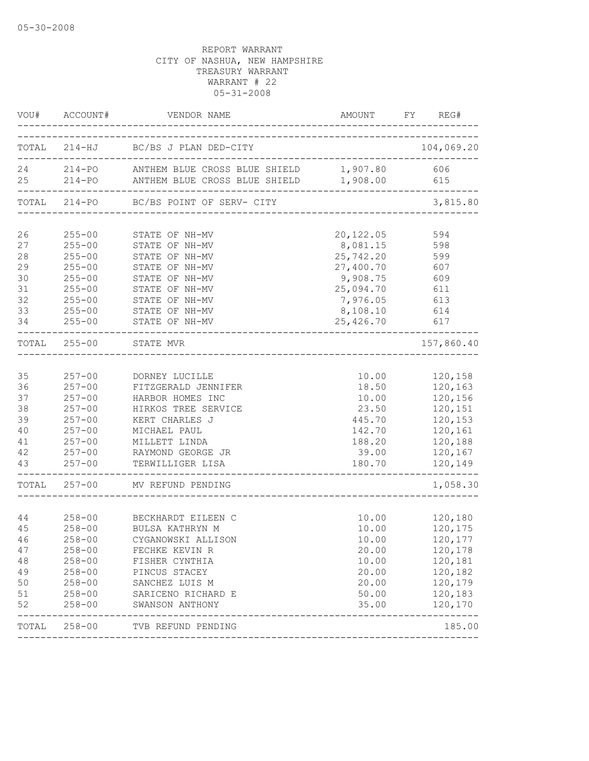05-30-2008

REPORT WARRANT
CITY OF NASHUA, NEW HAMPSHIRE
TREASURY WARRANT
WARRANT # 22
05-31-2008

| VOU# | ACCOUNT# | VENDOR NAME | AMOUNT | FY | REG# |
|---|---|---|---|---|---|
| TOTAL | 214-HJ | BC/BS J PLAN DED-CITY | | | 104,069.20 |
| 24 | 214-PO | ANTHEM BLUE CROSS BLUE SHIELD | 1,907.80 | | 606 |
| 25 | 214-PO | ANTHEM BLUE CROSS BLUE SHIELD | 1,908.00 | | 615 |
| TOTAL | 214-PO | BC/BS POINT OF SERV- CITY | | | 3,815.80 |
| 26 | 255-00 | STATE OF NH-MV | 20,122.05 | | 594 |
| 27 | 255-00 | STATE OF NH-MV | 8,081.15 | | 598 |
| 28 | 255-00 | STATE OF NH-MV | 25,742.20 | | 599 |
| 29 | 255-00 | STATE OF NH-MV | 27,400.70 | | 607 |
| 30 | 255-00 | STATE OF NH-MV | 9,908.75 | | 609 |
| 31 | 255-00 | STATE OF NH-MV | 25,094.70 | | 611 |
| 32 | 255-00 | STATE OF NH-MV | 7,976.05 | | 613 |
| 33 | 255-00 | STATE OF NH-MV | 8,108.10 | | 614 |
| 34 | 255-00 | STATE OF NH-MV | 25,426.70 | | 617 |
| TOTAL | 255-00 | STATE MVR | | | 157,860.40 |
| 35 | 257-00 | DORNEY LUCILLE | 10.00 | | 120,158 |
| 36 | 257-00 | FITZGERALD JENNIFER | 18.50 | | 120,163 |
| 37 | 257-00 | HARBOR HOMES INC | 10.00 | | 120,156 |
| 38 | 257-00 | HIRKOS TREE SERVICE | 23.50 | | 120,151 |
| 39 | 257-00 | KERT CHARLES J | 445.70 | | 120,153 |
| 40 | 257-00 | MICHAEL PAUL | 142.70 | | 120,161 |
| 41 | 257-00 | MILLETT LINDA | 188.20 | | 120,188 |
| 42 | 257-00 | RAYMOND GEORGE JR | 39.00 | | 120,167 |
| 43 | 257-00 | TERWILLIGER LISA | 180.70 | | 120,149 |
| TOTAL | 257-00 | MV REFUND PENDING | | | 1,058.30 |
| 44 | 258-00 | BECKHARDT EILEEN C | 10.00 | | 120,180 |
| 45 | 258-00 | BULSA KATHRYN M | 10.00 | | 120,175 |
| 46 | 258-00 | CYGANOWSKI ALLISON | 10.00 | | 120,177 |
| 47 | 258-00 | FECHKE KEVIN R | 20.00 | | 120,178 |
| 48 | 258-00 | FISHER CYNTHIA | 10.00 | | 120,181 |
| 49 | 258-00 | PINCUS STACEY | 20.00 | | 120,182 |
| 50 | 258-00 | SANCHEZ LUIS M | 20.00 | | 120,179 |
| 51 | 258-00 | SARICENO RICHARD E | 50.00 | | 120,183 |
| 52 | 258-00 | SWANSON ANTHONY | 35.00 | | 120,170 |
| TOTAL | 258-00 | TVB REFUND PENDING | | | 185.00 |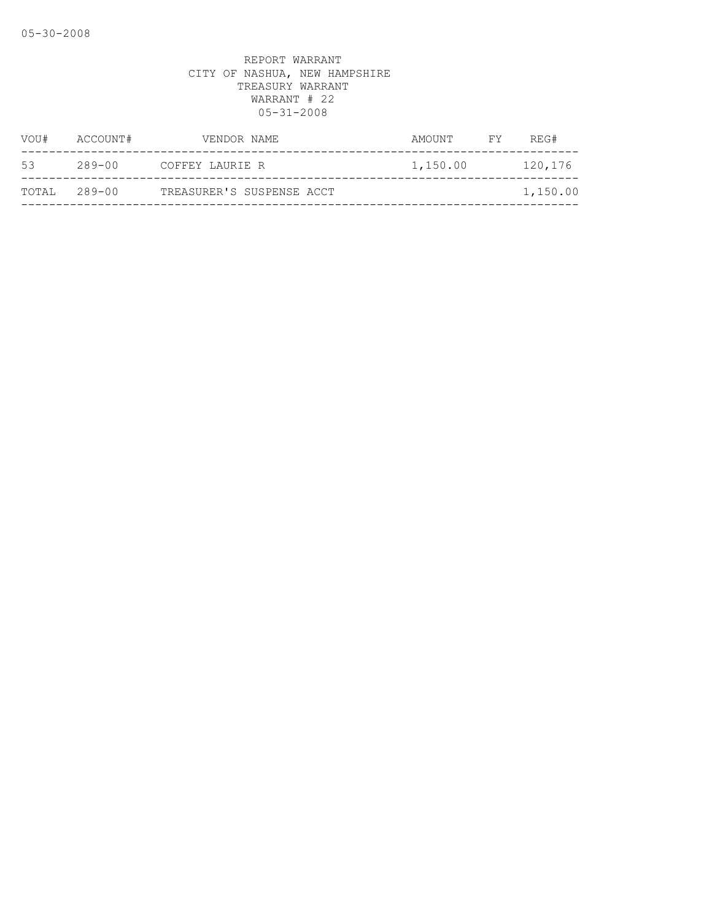REPORT WARRANT
CITY OF NASHUA, NEW HAMPSHIRE
TREASURY WARRANT
WARRANT # 22
05-31-2008

| VOU# | ACCOUNT# | VENDOR NAME | AMOUNT | FY | REG# |
|---|---|---|---|---|---|
| 53 | 289-00 | COFFEY LAURIE R | 1,150.00 | | 120,176 |
| TOTAL | 289-00 | TREASURER'S SUSPENSE ACCT | | | 1,150.00 |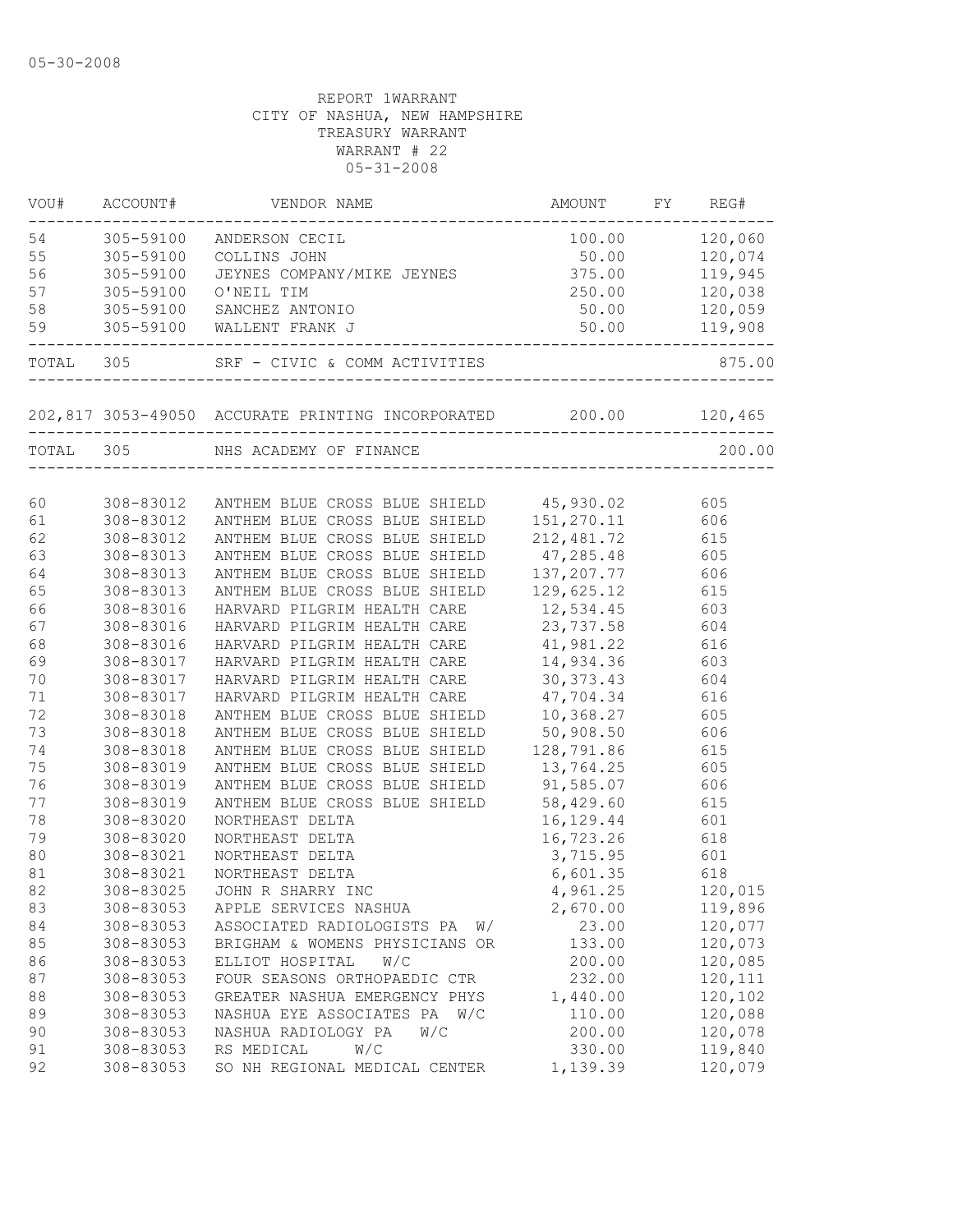05-30-2008

REPORT 1WARRANT
CITY OF NASHUA, NEW HAMPSHIRE
TREASURY WARRANT
WARRANT # 22
05-31-2008

| VOU# | ACCOUNT# | VENDOR NAME | AMOUNT | FY | REG# |
|---|---|---|---|---|---|
| 54 | 305-59100 | ANDERSON CECIL | 100.00 | | 120,060 |
| 55 | 305-59100 | COLLINS JOHN | 50.00 | | 120,074 |
| 56 | 305-59100 | JEYNES COMPANY/MIKE JEYNES | 375.00 | | 119,945 |
| 57 | 305-59100 | O'NEIL TIM | 250.00 | | 120,038 |
| 58 | 305-59100 | SANCHEZ ANTONIO | 50.00 | | 120,059 |
| 59 | 305-59100 | WALLENT FRANK J | 50.00 | | 119,908 |
| TOTAL | 305 | SRF - CIVIC & COMM ACTIVITIES | | | 875.00 |
| 202,817 | 3053-49050 | ACCURATE PRINTING INCORPORATED | 200.00 | | 120,465 |
| TOTAL | 305 | NHS ACADEMY OF FINANCE | | | 200.00 |
| 60 | 308-83012 | ANTHEM BLUE CROSS BLUE SHIELD | 45,930.02 | | 605 |
| 61 | 308-83012 | ANTHEM BLUE CROSS BLUE SHIELD | 151,270.11 | | 606 |
| 62 | 308-83012 | ANTHEM BLUE CROSS BLUE SHIELD | 212,481.72 | | 615 |
| 63 | 308-83013 | ANTHEM BLUE CROSS BLUE SHIELD | 47,285.48 | | 605 |
| 64 | 308-83013 | ANTHEM BLUE CROSS BLUE SHIELD | 137,207.77 | | 606 |
| 65 | 308-83013 | ANTHEM BLUE CROSS BLUE SHIELD | 129,625.12 | | 615 |
| 66 | 308-83016 | HARVARD PILGRIM HEALTH CARE | 12,534.45 | | 603 |
| 67 | 308-83016 | HARVARD PILGRIM HEALTH CARE | 23,737.58 | | 604 |
| 68 | 308-83016 | HARVARD PILGRIM HEALTH CARE | 41,981.22 | | 616 |
| 69 | 308-83017 | HARVARD PILGRIM HEALTH CARE | 14,934.36 | | 603 |
| 70 | 308-83017 | HARVARD PILGRIM HEALTH CARE | 30,373.43 | | 604 |
| 71 | 308-83017 | HARVARD PILGRIM HEALTH CARE | 47,704.34 | | 616 |
| 72 | 308-83018 | ANTHEM BLUE CROSS BLUE SHIELD | 10,368.27 | | 605 |
| 73 | 308-83018 | ANTHEM BLUE CROSS BLUE SHIELD | 50,908.50 | | 606 |
| 74 | 308-83018 | ANTHEM BLUE CROSS BLUE SHIELD | 128,791.86 | | 615 |
| 75 | 308-83019 | ANTHEM BLUE CROSS BLUE SHIELD | 13,764.25 | | 605 |
| 76 | 308-83019 | ANTHEM BLUE CROSS BLUE SHIELD | 91,585.07 | | 606 |
| 77 | 308-83019 | ANTHEM BLUE CROSS BLUE SHIELD | 58,429.60 | | 615 |
| 78 | 308-83020 | NORTHEAST DELTA | 16,129.44 | | 601 |
| 79 | 308-83020 | NORTHEAST DELTA | 16,723.26 | | 618 |
| 80 | 308-83021 | NORTHEAST DELTA | 3,715.95 | | 601 |
| 81 | 308-83021 | NORTHEAST DELTA | 6,601.35 | | 618 |
| 82 | 308-83025 | JOHN R SHARRY INC | 4,961.25 | | 120,015 |
| 83 | 308-83053 | APPLE SERVICES NASHUA | 2,670.00 | | 119,896 |
| 84 | 308-83053 | ASSOCIATED RADIOLOGISTS PA W/ | 23.00 | | 120,077 |
| 85 | 308-83053 | BRIGHAM & WOMENS PHYSICIANS OR | 133.00 | | 120,073 |
| 86 | 308-83053 | ELLIOT HOSPITAL W/C | 200.00 | | 120,085 |
| 87 | 308-83053 | FOUR SEASONS ORTHOPAEDIC CTR | 232.00 | | 120,111 |
| 88 | 308-83053 | GREATER NASHUA EMERGENCY PHYS | 1,440.00 | | 120,102 |
| 89 | 308-83053 | NASHUA EYE ASSOCIATES PA W/C | 110.00 | | 120,088 |
| 90 | 308-83053 | NASHUA RADIOLOGY PA W/C | 200.00 | | 120,078 |
| 91 | 308-83053 | RS MEDICAL W/C | 330.00 | | 119,840 |
| 92 | 308-83053 | SO NH REGIONAL MEDICAL CENTER | 1,139.39 | | 120,079 |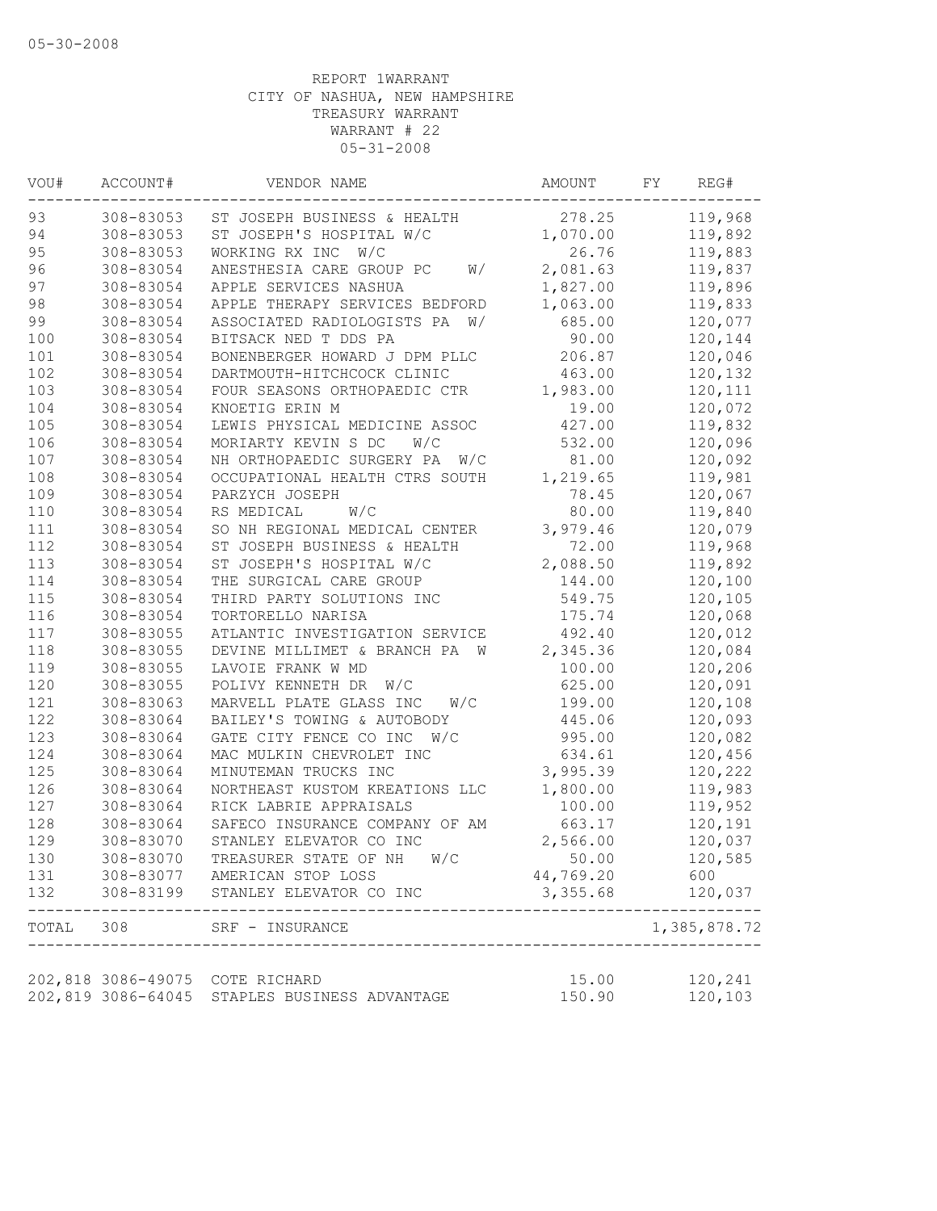05-30-2008

REPORT 1WARRANT
CITY OF NASHUA, NEW HAMPSHIRE
TREASURY WARRANT
WARRANT # 22
05-31-2008

| VOU# | ACCOUNT# | VENDOR NAME | AMOUNT | FY | REG# |
|---|---|---|---|---|---|
| 93 | 308-83053 | ST JOSEPH BUSINESS & HEALTH | 278.25 | | 119,968 |
| 94 | 308-83053 | ST JOSEPH'S HOSPITAL W/C | 1,070.00 | | 119,892 |
| 95 | 308-83053 | WORKING RX INC W/C | 26.76 | | 119,883 |
| 96 | 308-83054 | ANESTHESIA CARE GROUP PC W/ | 2,081.63 | | 119,837 |
| 97 | 308-83054 | APPLE SERVICES NASHUA | 1,827.00 | | 119,896 |
| 98 | 308-83054 | APPLE THERAPY SERVICES BEDFORD | 1,063.00 | | 119,833 |
| 99 | 308-83054 | ASSOCIATED RADIOLOGISTS PA W/ | 685.00 | | 120,077 |
| 100 | 308-83054 | BITSACK NED T DDS PA | 90.00 | | 120,144 |
| 101 | 308-83054 | BONENBERGER HOWARD J DPM PLLC | 206.87 | | 120,046 |
| 102 | 308-83054 | DARTMOUTH-HITCHCOCK CLINIC | 463.00 | | 120,132 |
| 103 | 308-83054 | FOUR SEASONS ORTHOPAEDIC CTR | 1,983.00 | | 120,111 |
| 104 | 308-83054 | KNOETIG ERIN M | 19.00 | | 120,072 |
| 105 | 308-83054 | LEWIS PHYSICAL MEDICINE ASSOC | 427.00 | | 119,832 |
| 106 | 308-83054 | MORIARTY KEVIN S DC W/C | 532.00 | | 120,096 |
| 107 | 308-83054 | NH ORTHOPAEDIC SURGERY PA W/C | 81.00 | | 120,092 |
| 108 | 308-83054 | OCCUPATIONAL HEALTH CTRS SOUTH | 1,219.65 | | 119,981 |
| 109 | 308-83054 | PARZYCH JOSEPH | 78.45 | | 120,067 |
| 110 | 308-83054 | RS MEDICAL W/C | 80.00 | | 119,840 |
| 111 | 308-83054 | SO NH REGIONAL MEDICAL CENTER | 3,979.46 | | 120,079 |
| 112 | 308-83054 | ST JOSEPH BUSINESS & HEALTH | 72.00 | | 119,968 |
| 113 | 308-83054 | ST JOSEPH'S HOSPITAL W/C | 2,088.50 | | 119,892 |
| 114 | 308-83054 | THE SURGICAL CARE GROUP | 144.00 | | 120,100 |
| 115 | 308-83054 | THIRD PARTY SOLUTIONS INC | 549.75 | | 120,105 |
| 116 | 308-83054 | TORTORELLO NARISA | 175.74 | | 120,068 |
| 117 | 308-83055 | ATLANTIC INVESTIGATION SERVICE | 492.40 | | 120,012 |
| 118 | 308-83055 | DEVINE MILLIMET & BRANCH PA W | 2,345.36 | | 120,084 |
| 119 | 308-83055 | LAVOIE FRANK W MD | 100.00 | | 120,206 |
| 120 | 308-83055 | POLIVY KENNETH DR W/C | 625.00 | | 120,091 |
| 121 | 308-83063 | MARVELL PLATE GLASS INC W/C | 199.00 | | 120,108 |
| 122 | 308-83064 | BAILEY'S TOWING & AUTOBODY | 445.06 | | 120,093 |
| 123 | 308-83064 | GATE CITY FENCE CO INC W/C | 995.00 | | 120,082 |
| 124 | 308-83064 | MAC MULKIN CHEVROLET INC | 634.61 | | 120,456 |
| 125 | 308-83064 | MINUTEMAN TRUCKS INC | 3,995.39 | | 120,222 |
| 126 | 308-83064 | NORTHEAST KUSTOM KREATIONS LLC | 1,800.00 | | 119,983 |
| 127 | 308-83064 | RICK LABRIE APPRAISALS | 100.00 | | 119,952 |
| 128 | 308-83064 | SAFECO INSURANCE COMPANY OF AM | 663.17 | | 120,191 |
| 129 | 308-83070 | STANLEY ELEVATOR CO INC | 2,566.00 | | 120,037 |
| 130 | 308-83070 | TREASURER STATE OF NH W/C | 50.00 | | 120,585 |
| 131 | 308-83077 | AMERICAN STOP LOSS | 44,769.20 | | 600 |
| 132 | 308-83199 | STANLEY ELEVATOR CO INC | 3,355.68 | | 120,037 |
| TOTAL | 308 | SRF - INSURANCE | | | 1,385,878.72 |
| 202,818 | 3086-49075 | COTE RICHARD | 15.00 | | 120,241 |
| 202,819 | 3086-64045 | STAPLES BUSINESS ADVANTAGE | 150.90 | | 120,103 |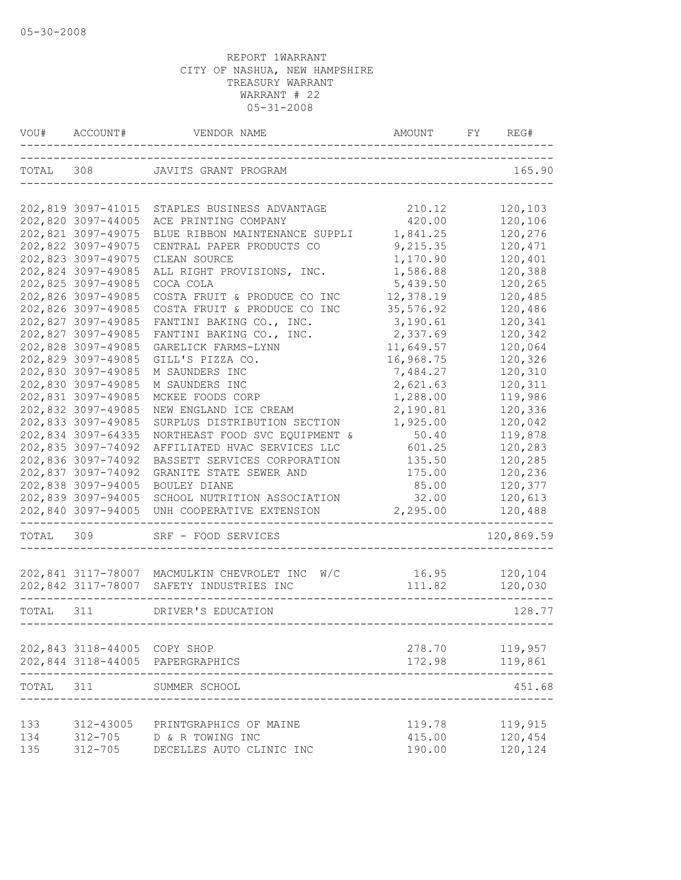05-30-2008

REPORT 1WARRANT
CITY OF NASHUA, NEW HAMPSHIRE
TREASURY WARRANT
WARRANT # 22
05-31-2008

| VOU# | ACCOUNT# | VENDOR NAME | AMOUNT | FY | REG# |
|---|---|---|---|---|---|
| TOTAL | 308 | JAVITS GRANT PROGRAM | | | 165.90 |
| 202,819 | 3097-41015 | STAPLES BUSINESS ADVANTAGE | 210.12 | | 120,103 |
| 202,820 | 3097-44005 | ACE PRINTING COMPANY | 420.00 | | 120,106 |
| 202,821 | 3097-49075 | BLUE RIBBON MAINTENANCE SUPPLI | 1,841.25 | | 120,276 |
| 202,822 | 3097-49075 | CENTRAL PAPER PRODUCTS CO | 9,215.35 | | 120,471 |
| 202,823 | 3097-49075 | CLEAN SOURCE | 1,170.90 | | 120,401 |
| 202,824 | 3097-49085 | ALL RIGHT PROVISIONS, INC. | 1,586.88 | | 120,388 |
| 202,825 | 3097-49085 | COCA COLA | 5,439.50 | | 120,265 |
| 202,826 | 3097-49085 | COSTA FRUIT & PRODUCE CO INC | 12,378.19 | | 120,485 |
| 202,826 | 3097-49085 | COSTA FRUIT & PRODUCE CO INC | 35,576.92 | | 120,486 |
| 202,827 | 3097-49085 | FANTINI BAKING CO., INC. | 3,190.61 | | 120,341 |
| 202,827 | 3097-49085 | FANTINI BAKING CO., INC. | 2,337.69 | | 120,342 |
| 202,828 | 3097-49085 | GARELICK FARMS-LYNN | 11,649.57 | | 120,064 |
| 202,829 | 3097-49085 | GILL'S PIZZA CO. | 16,968.75 | | 120,326 |
| 202,830 | 3097-49085 | M SAUNDERS INC | 7,484.27 | | 120,310 |
| 202,830 | 3097-49085 | M SAUNDERS INC | 2,621.63 | | 120,311 |
| 202,831 | 3097-49085 | MCKEE FOODS CORP | 1,288.00 | | 119,986 |
| 202,832 | 3097-49085 | NEW ENGLAND ICE CREAM | 2,190.81 | | 120,336 |
| 202,833 | 3097-49085 | SURPLUS DISTRIBUTION SECTION | 1,925.00 | | 120,042 |
| 202,834 | 3097-64335 | NORTHEAST FOOD SVC EQUIPMENT & | 50.40 | | 119,878 |
| 202,835 | 3097-74092 | AFFILIATED HVAC SERVICES LLC | 601.25 | | 120,283 |
| 202,836 | 3097-74092 | BASSETT SERVICES CORPORATION | 135.50 | | 120,285 |
| 202,837 | 3097-74092 | GRANITE STATE SEWER AND | 175.00 | | 120,236 |
| 202,838 | 3097-94005 | BOULEY DIANE | 85.00 | | 120,377 |
| 202,839 | 3097-94005 | SCHOOL NUTRITION ASSOCIATION | 32.00 | | 120,613 |
| 202,840 | 3097-94005 | UNH COOPERATIVE EXTENSION | 2,295.00 | | 120,488 |
| TOTAL | 309 | SRF - FOOD SERVICES | | | 120,869.59 |
| 202,841 | 3117-78007 | MACMULKIN CHEVROLET INC W/C | 16.95 | | 120,104 |
| 202,842 | 3117-78007 | SAFETY INDUSTRIES INC | 111.82 | | 120,030 |
| TOTAL | 311 | DRIVER'S EDUCATION | | | 128.77 |
| 202,843 | 3118-44005 | COPY SHOP | 278.70 | | 119,957 |
| 202,844 | 3118-44005 | PAPERGRAPHICS | 172.98 | | 119,861 |
| TOTAL | 311 | SUMMER SCHOOL | | | 451.68 |
| 133 | 312-43005 | PRINTGRAPHICS OF MAINE | 119.78 | | 119,915 |
| 134 | 312-705 | D & R TOWING INC | 415.00 | | 120,454 |
| 135 | 312-705 | DECELLES AUTO CLINIC INC | 190.00 | | 120,124 |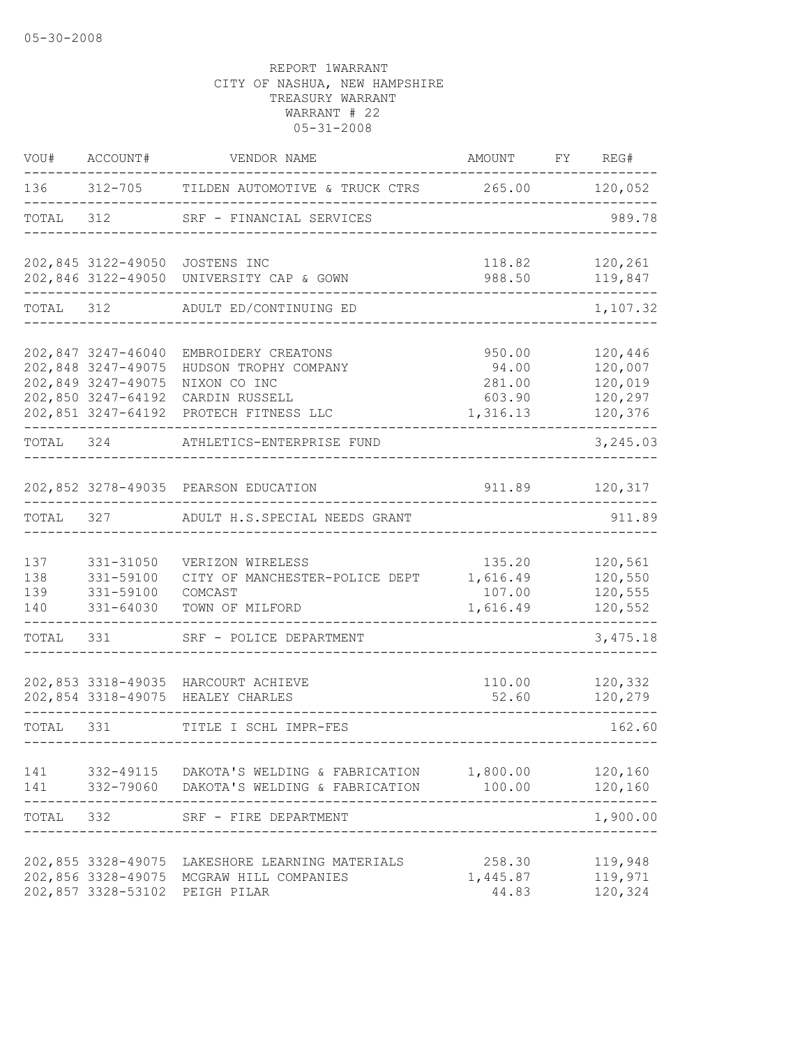05-30-2008

REPORT 1WARRANT
CITY OF NASHUA, NEW HAMPSHIRE
TREASURY WARRANT
WARRANT # 22
05-31-2008

| VOU# | ACCOUNT# | VENDOR NAME | AMOUNT | FY | REG# |
|---|---|---|---|---|---|
| 136 | 312-705 | TILDEN AUTOMOTIVE & TRUCK CTRS | 265.00 | | 120,052 |
| TOTAL | 312 | SRF - FINANCIAL SERVICES | | | 989.78 |
| 202,845 | 3122-49050 | JOSTENS INC | 118.82 | | 120,261 |
| 202,846 | 3122-49050 | UNIVERSITY CAP & GOWN | 988.50 | | 119,847 |
| TOTAL | 312 | ADULT ED/CONTINUING ED | | | 1,107.32 |
| 202,847 | 3247-46040 | EMBROIDERY CREATONS | 950.00 | | 120,446 |
| 202,848 | 3247-49075 | HUDSON TROPHY COMPANY | 94.00 | | 120,007 |
| 202,849 | 3247-49075 | NIXON CO INC | 281.00 | | 120,019 |
| 202,850 | 3247-64192 | CARDIN RUSSELL | 603.90 | | 120,297 |
| 202,851 | 3247-64192 | PROTECH FITNESS LLC | 1,316.13 | | 120,376 |
| TOTAL | 324 | ATHLETICS-ENTERPRISE FUND | | | 3,245.03 |
| 202,852 | 3278-49035 | PEARSON EDUCATION | 911.89 | | 120,317 |
| TOTAL | 327 | ADULT H.S.SPECIAL NEEDS GRANT | | | 911.89 |
| 137 | 331-31050 | VERIZON WIRELESS | 135.20 | | 120,561 |
| 138 | 331-59100 | CITY OF MANCHESTER-POLICE DEPT | 1,616.49 | | 120,550 |
| 139 | 331-59100 | COMCAST | 107.00 | | 120,555 |
| 140 | 331-64030 | TOWN OF MILFORD | 1,616.49 | | 120,552 |
| TOTAL | 331 | SRF - POLICE DEPARTMENT | | | 3,475.18 |
| 202,853 | 3318-49035 | HARCOURT ACHIEVE | 110.00 | | 120,332 |
| 202,854 | 3318-49075 | HEALEY CHARLES | 52.60 | | 120,279 |
| TOTAL | 331 | TITLE I SCHL IMPR-FES | | | 162.60 |
| 141 | 332-49115 | DAKOTA'S WELDING & FABRICATION | 1,800.00 | | 120,160 |
| 141 | 332-79060 | DAKOTA'S WELDING & FABRICATION | 100.00 | | 120,160 |
| TOTAL | 332 | SRF - FIRE DEPARTMENT | | | 1,900.00 |
| 202,855 | 3328-49075 | LAKESHORE LEARNING MATERIALS | 258.30 | | 119,948 |
| 202,856 | 3328-49075 | MCGRAW HILL COMPANIES | 1,445.87 | | 119,971 |
| 202,857 | 3328-53102 | PEIGH PILAR | 44.83 | | 120,324 |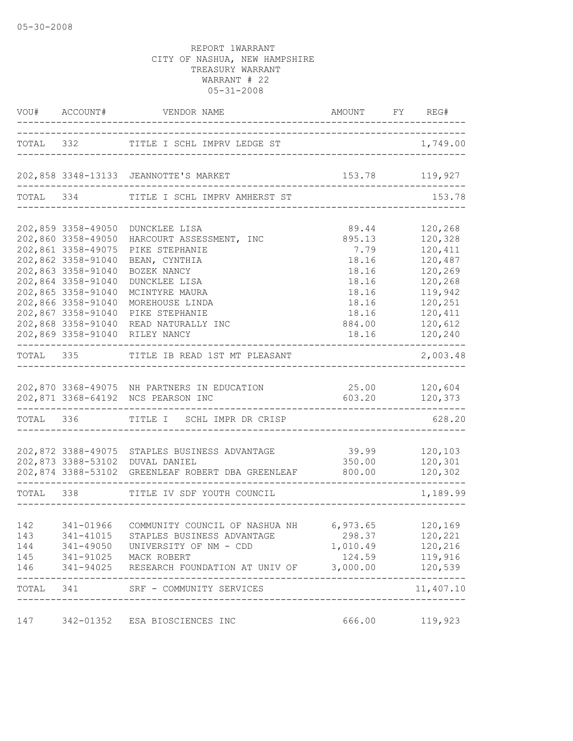05-30-2008

REPORT 1WARRANT
CITY OF NASHUA, NEW HAMPSHIRE
TREASURY WARRANT
WARRANT # 22
05-31-2008

| VOU# | ACCOUNT# | VENDOR NAME | AMOUNT | FY | REG# |
|---|---|---|---|---|---|
| TOTAL | 332 | TITLE I SCHL IMPRV LEDGE ST | | | 1,749.00 |
| 202,858 | 3348-13133 | JEANNOTTE'S MARKET | 153.78 | | 119,927 |
| TOTAL | 334 | TITLE I SCHL IMPRV AMHERST ST | | | 153.78 |
| 202,859 | 3358-49050 | DUNCKLEE LISA | 89.44 | | 120,268 |
| 202,860 | 3358-49050 | HARCOURT ASSESSMENT, INC | 895.13 | | 120,328 |
| 202,861 | 3358-49075 | PIKE STEPHANIE | 7.79 | | 120,411 |
| 202,862 | 3358-91040 | BEAN, CYNTHIA | 18.16 | | 120,487 |
| 202,863 | 3358-91040 | BOZEK NANCY | 18.16 | | 120,269 |
| 202,864 | 3358-91040 | DUNCKLEE LISA | 18.16 | | 120,268 |
| 202,865 | 3358-91040 | MCINTYRE MAURA | 18.16 | | 119,942 |
| 202,866 | 3358-91040 | MOREHOUSE LINDA | 18.16 | | 120,251 |
| 202,867 | 3358-91040 | PIKE STEPHANIE | 18.16 | | 120,411 |
| 202,868 | 3358-91040 | READ NATURALLY INC | 884.00 | | 120,612 |
| 202,869 | 3358-91040 | RILEY NANCY | 18.16 | | 120,240 |
| TOTAL | 335 | TITLE IB READ 1ST MT PLEASANT | | | 2,003.48 |
| 202,870 | 3368-49075 | NH PARTNERS IN EDUCATION | 25.00 | | 120,604 |
| 202,871 | 3368-64192 | NCS PEARSON INC | 603.20 | | 120,373 |
| TOTAL | 336 | TITLE I SCHL IMPR DR CRISP | | | 628.20 |
| 202,872 | 3388-49075 | STAPLES BUSINESS ADVANTAGE | 39.99 | | 120,103 |
| 202,873 | 3388-53102 | DUVAL DANIEL | 350.00 | | 120,301 |
| 202,874 | 3388-53102 | GREENLEAF ROBERT DBA GREENLEAF | 800.00 | | 120,302 |
| TOTAL | 338 | TITLE IV SDF YOUTH COUNCIL | | | 1,189.99 |
| 142 | 341-01966 | COMMUNITY COUNCIL OF NASHUA NH | 6,973.65 | | 120,169 |
| 143 | 341-41015 | STAPLES BUSINESS ADVANTAGE | 298.37 | | 120,221 |
| 144 | 341-49050 | UNIVERSITY OF NM - CDD | 1,010.49 | | 120,216 |
| 145 | 341-91025 | MACK ROBERT | 124.59 | | 119,916 |
| 146 | 341-94025 | RESEARCH FOUNDATION AT UNIV OF | 3,000.00 | | 120,539 |
| TOTAL | 341 | SRF - COMMUNITY SERVICES | | | 11,407.10 |
| 147 | 342-01352 | ESA BIOSCIENCES INC | 666.00 | | 119,923 |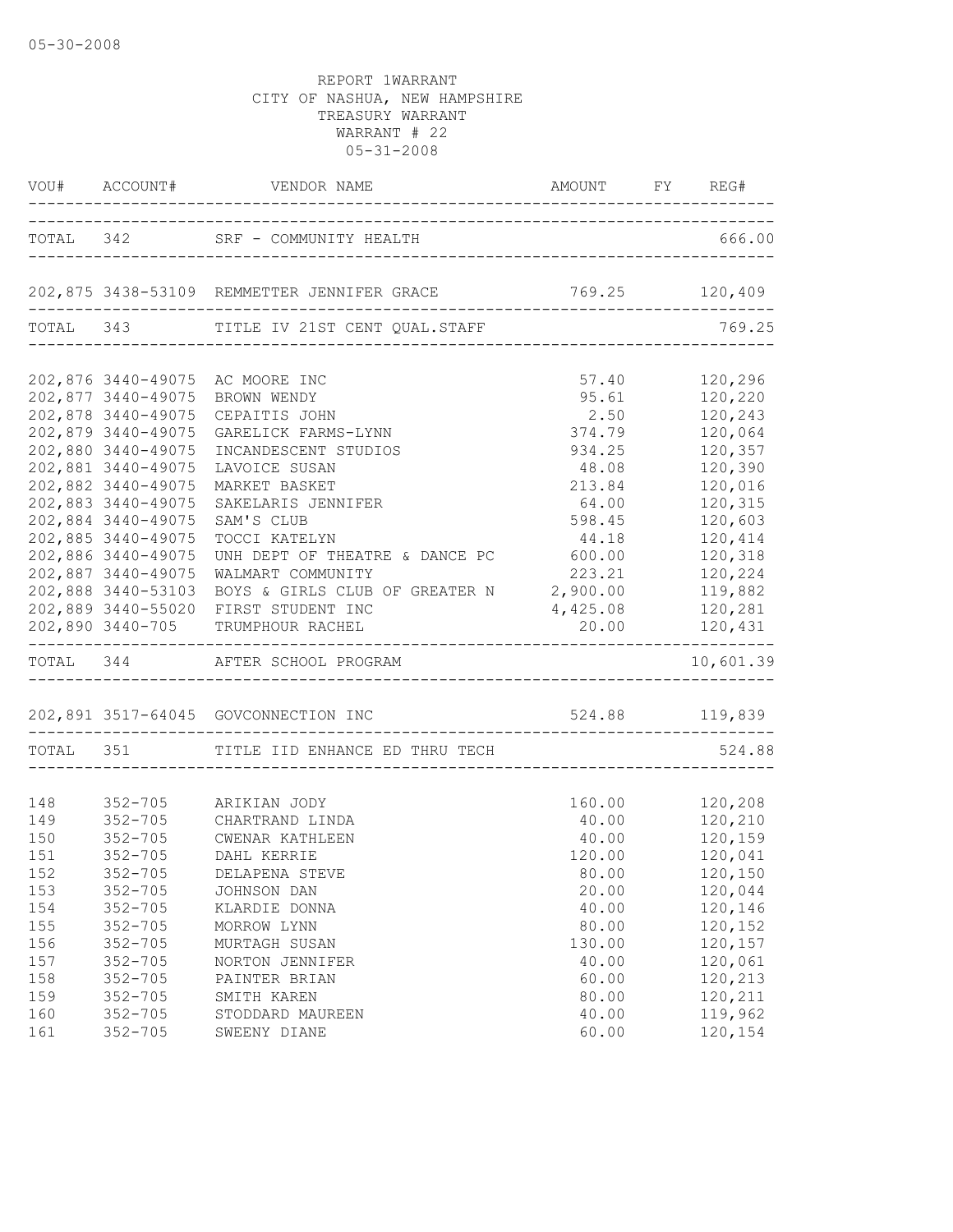05-30-2008

REPORT 1WARRANT
CITY OF NASHUA, NEW HAMPSHIRE
TREASURY WARRANT
WARRANT # 22
05-31-2008

| VOU# | ACCOUNT# | VENDOR NAME | AMOUNT | FY | REG# |
|---|---|---|---|---|---|
| TOTAL | 342 | SRF - COMMUNITY HEALTH | | | 666.00 |
| 202,875 | 3438-53109 | REMMETTER JENNIFER GRACE | 769.25 | | 120,409 |
| TOTAL | 343 | TITLE IV 21ST CENT QUAL.STAFF | | | 769.25 |
| 202,876 | 3440-49075 | AC MOORE INC | 57.40 | | 120,296 |
| 202,877 | 3440-49075 | BROWN WENDY | 95.61 | | 120,220 |
| 202,878 | 3440-49075 | CEPAITIS JOHN | 2.50 | | 120,243 |
| 202,879 | 3440-49075 | GARELICK FARMS-LYNN | 374.79 | | 120,064 |
| 202,880 | 3440-49075 | INCANDESCENT STUDIOS | 934.25 | | 120,357 |
| 202,881 | 3440-49075 | LAVOICE SUSAN | 48.08 | | 120,390 |
| 202,882 | 3440-49075 | MARKET BASKET | 213.84 | | 120,016 |
| 202,883 | 3440-49075 | SAKELARIS JENNIFER | 64.00 | | 120,315 |
| 202,884 | 3440-49075 | SAM'S CLUB | 598.45 | | 120,603 |
| 202,885 | 3440-49075 | TOCCI KATELYN | 44.18 | | 120,414 |
| 202,886 | 3440-49075 | UNH DEPT OF THEATRE & DANCE PC | 600.00 | | 120,318 |
| 202,887 | 3440-49075 | WALMART COMMUNITY | 223.21 | | 120,224 |
| 202,888 | 3440-53103 | BOYS & GIRLS CLUB OF GREATER N | 2,900.00 | | 119,882 |
| 202,889 | 3440-55020 | FIRST STUDENT INC | 4,425.08 | | 120,281 |
| 202,890 | 3440-705 | TRUMPHOUR RACHEL | 20.00 | | 120,431 |
| TOTAL | 344 | AFTER SCHOOL PROGRAM | | | 10,601.39 |
| 202,891 | 3517-64045 | GOVCONNECTION INC | 524.88 | | 119,839 |
| TOTAL | 351 | TITLE IID ENHANCE ED THRU TECH | | | 524.88 |
| 148 | 352-705 | ARIKIAN JODY | 160.00 | | 120,208 |
| 149 | 352-705 | CHARTRAND LINDA | 40.00 | | 120,210 |
| 150 | 352-705 | CWENAR KATHLEEN | 40.00 | | 120,159 |
| 151 | 352-705 | DAHL KERRIE | 120.00 | | 120,041 |
| 152 | 352-705 | DELAPENA STEVE | 80.00 | | 120,150 |
| 153 | 352-705 | JOHNSON DAN | 20.00 | | 120,044 |
| 154 | 352-705 | KLARDIE DONNA | 40.00 | | 120,146 |
| 155 | 352-705 | MORROW LYNN | 80.00 | | 120,152 |
| 156 | 352-705 | MURTAGH SUSAN | 130.00 | | 120,157 |
| 157 | 352-705 | NORTON JENNIFER | 40.00 | | 120,061 |
| 158 | 352-705 | PAINTER BRIAN | 60.00 | | 120,213 |
| 159 | 352-705 | SMITH KAREN | 80.00 | | 120,211 |
| 160 | 352-705 | STODDARD MAUREEN | 40.00 | | 119,962 |
| 161 | 352-705 | SWEENY DIANE | 60.00 | | 120,154 |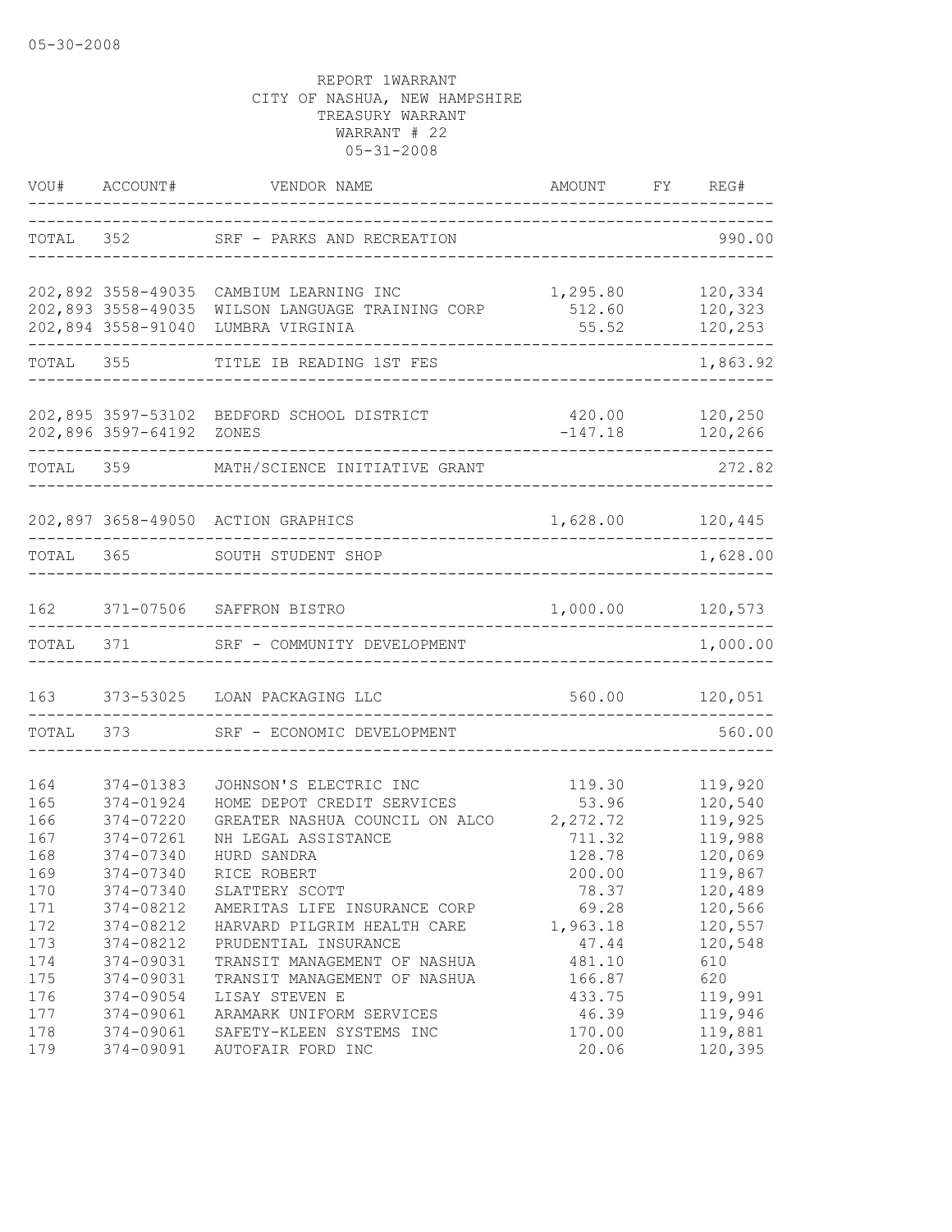05-30-2008

REPORT 1WARRANT
CITY OF NASHUA, NEW HAMPSHIRE
TREASURY WARRANT
WARRANT # 22
05-31-2008

| VOU# | ACCOUNT# | VENDOR NAME | AMOUNT | FY | REG# |
|---|---|---|---|---|---|
| TOTAL | 352 | SRF - PARKS AND RECREATION | | | 990.00 |
| 202,892 | 3558-49035 | CAMBIUM LEARNING INC | 1,295.80 | | 120,334 |
| 202,893 | 3558-49035 | WILSON LANGUAGE TRAINING CORP | 512.60 | | 120,323 |
| 202,894 | 3558-91040 | LUMBRA VIRGINIA | 55.52 | | 120,253 |
| TOTAL | 355 | TITLE IB READING 1ST FES | | | 1,863.92 |
| 202,895 | 3597-53102 | BEDFORD SCHOOL DISTRICT | 420.00 | | 120,250 |
| 202,896 | 3597-64192 | ZONES | -147.18 | | 120,266 |
| TOTAL | 359 | MATH/SCIENCE INITIATIVE GRANT | | | 272.82 |
| 202,897 | 3658-49050 | ACTION GRAPHICS | 1,628.00 | | 120,445 |
| TOTAL | 365 | SOUTH STUDENT SHOP | | | 1,628.00 |
| 162 | 371-07506 | SAFFRON BISTRO | 1,000.00 | | 120,573 |
| TOTAL | 371 | SRF - COMMUNITY DEVELOPMENT | | | 1,000.00 |
| 163 | 373-53025 | LOAN PACKAGING LLC | 560.00 | | 120,051 |
| TOTAL | 373 | SRF - ECONOMIC DEVELOPMENT | | | 560.00 |
| 164 | 374-01383 | JOHNSON'S ELECTRIC INC | 119.30 | | 119,920 |
| 165 | 374-01924 | HOME DEPOT CREDIT SERVICES | 53.96 | | 120,540 |
| 166 | 374-07220 | GREATER NASHUA COUNCIL ON ALCO | 2,272.72 | | 119,925 |
| 167 | 374-07261 | NH LEGAL ASSISTANCE | 711.32 | | 119,988 |
| 168 | 374-07340 | HURD SANDRA | 128.78 | | 120,069 |
| 169 | 374-07340 | RICE ROBERT | 200.00 | | 119,867 |
| 170 | 374-07340 | SLATTERY SCOTT | 78.37 | | 120,489 |
| 171 | 374-08212 | AMERITAS LIFE INSURANCE CORP | 69.28 | | 120,566 |
| 172 | 374-08212 | HARVARD PILGRIM HEALTH CARE | 1,963.18 | | 120,557 |
| 173 | 374-08212 | PRUDENTIAL INSURANCE | 47.44 | | 120,548 |
| 174 | 374-09031 | TRANSIT MANAGEMENT OF NASHUA | 481.10 | | 610 |
| 175 | 374-09031 | TRANSIT MANAGEMENT OF NASHUA | 166.87 | | 620 |
| 176 | 374-09054 | LISAY STEVEN E | 433.75 | | 119,991 |
| 177 | 374-09061 | ARAMARK UNIFORM SERVICES | 46.39 | | 119,946 |
| 178 | 374-09061 | SAFETY-KLEEN SYSTEMS INC | 170.00 | | 119,881 |
| 179 | 374-09091 | AUTOFAIR FORD INC | 20.06 | | 120,395 |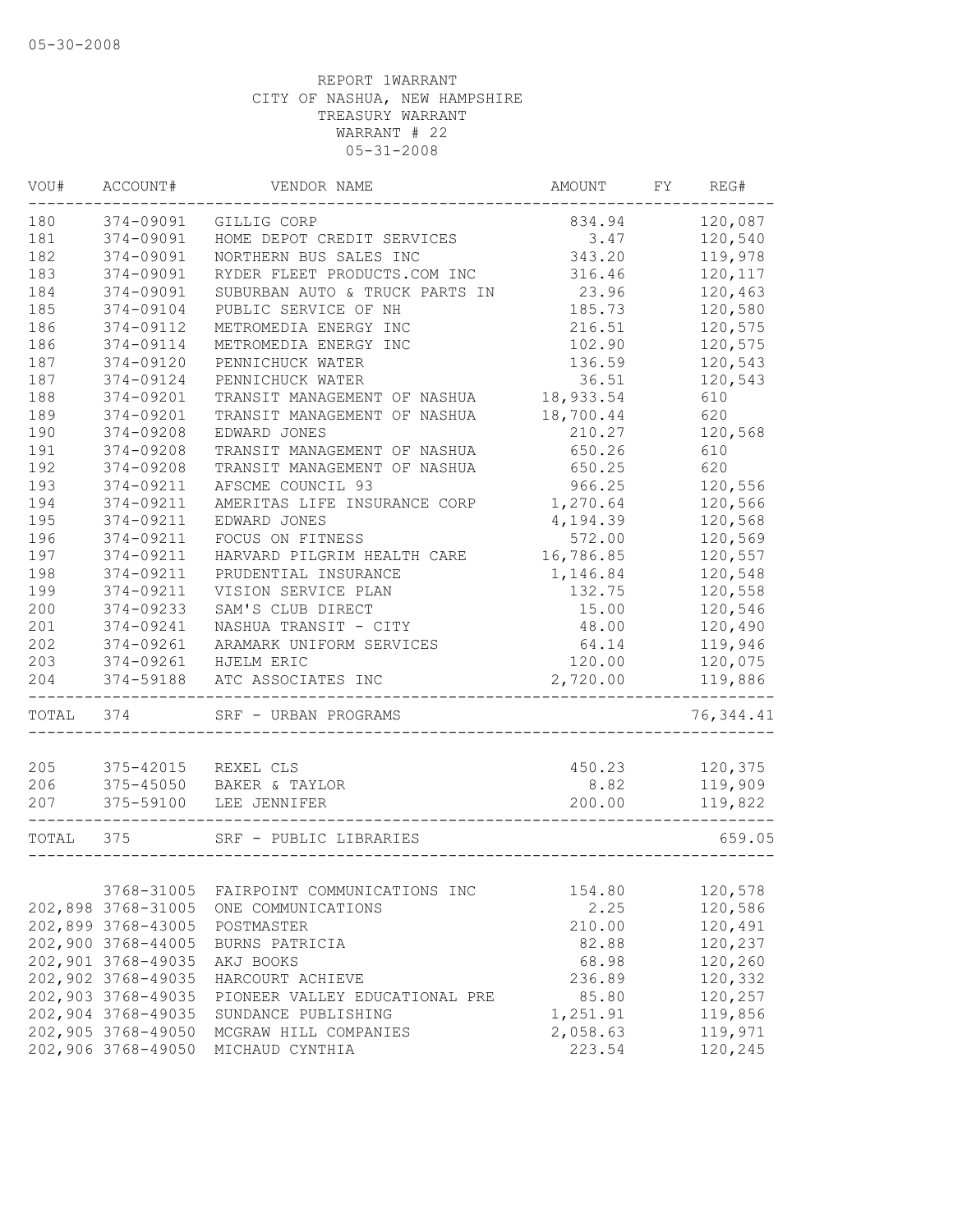05-30-2008

REPORT 1WARRANT
CITY OF NASHUA, NEW HAMPSHIRE
TREASURY WARRANT
WARRANT # 22
05-31-2008

| VOU# | ACCOUNT# | VENDOR NAME | AMOUNT | FY | REG# |
|---|---|---|---|---|---|
| 180 | 374-09091 | GILLIG CORP | 834.94 | | 120,087 |
| 181 | 374-09091 | HOME DEPOT CREDIT SERVICES | 3.47 | | 120,540 |
| 182 | 374-09091 | NORTHERN BUS SALES INC | 343.20 | | 119,978 |
| 183 | 374-09091 | RYDER FLEET PRODUCTS.COM INC | 316.46 | | 120,117 |
| 184 | 374-09091 | SUBURBAN AUTO & TRUCK PARTS IN | 23.96 | | 120,463 |
| 185 | 374-09104 | PUBLIC SERVICE OF NH | 185.73 | | 120,580 |
| 186 | 374-09112 | METROMEDIA ENERGY INC | 216.51 | | 120,575 |
| 186 | 374-09114 | METROMEDIA ENERGY INC | 102.90 | | 120,575 |
| 187 | 374-09120 | PENNICHUCK WATER | 136.59 | | 120,543 |
| 187 | 374-09124 | PENNICHUCK WATER | 36.51 | | 120,543 |
| 188 | 374-09201 | TRANSIT MANAGEMENT OF NASHUA | 18,933.54 | | 610 |
| 189 | 374-09201 | TRANSIT MANAGEMENT OF NASHUA | 18,700.44 | | 620 |
| 190 | 374-09208 | EDWARD JONES | 210.27 | | 120,568 |
| 191 | 374-09208 | TRANSIT MANAGEMENT OF NASHUA | 650.26 | | 610 |
| 192 | 374-09208 | TRANSIT MANAGEMENT OF NASHUA | 650.25 | | 620 |
| 193 | 374-09211 | AFSCME COUNCIL 93 | 966.25 | | 120,556 |
| 194 | 374-09211 | AMERITAS LIFE INSURANCE CORP | 1,270.64 | | 120,566 |
| 195 | 374-09211 | EDWARD JONES | 4,194.39 | | 120,568 |
| 196 | 374-09211 | FOCUS ON FITNESS | 572.00 | | 120,569 |
| 197 | 374-09211 | HARVARD PILGRIM HEALTH CARE | 16,786.85 | | 120,557 |
| 198 | 374-09211 | PRUDENTIAL INSURANCE | 1,146.84 | | 120,548 |
| 199 | 374-09211 | VISION SERVICE PLAN | 132.75 | | 120,558 |
| 200 | 374-09233 | SAM'S CLUB DIRECT | 15.00 | | 120,546 |
| 201 | 374-09241 | NASHUA TRANSIT - CITY | 48.00 | | 120,490 |
| 202 | 374-09261 | ARAMARK UNIFORM SERVICES | 64.14 | | 119,946 |
| 203 | 374-09261 | HJELM ERIC | 120.00 | | 120,075 |
| 204 | 374-59188 | ATC ASSOCIATES INC | 2,720.00 | | 119,886 |
| TOTAL | 374 | SRF - URBAN PROGRAMS | | | 76,344.41 |
| 205 | 375-42015 | REXEL CLS | 450.23 | | 120,375 |
| 206 | 375-45050 | BAKER & TAYLOR | 8.82 | | 119,909 |
| 207 | 375-59100 | LEE JENNIFER | 200.00 | | 119,822 |
| TOTAL | 375 | SRF - PUBLIC LIBRARIES | | | 659.05 |
| | 3768-31005 | FAIRPOINT COMMUNICATIONS INC | 154.80 | | 120,578 |
| 202,898 | 3768-31005 | ONE COMMUNICATIONS | 2.25 | | 120,586 |
| 202,899 | 3768-43005 | POSTMASTER | 210.00 | | 120,491 |
| 202,900 | 3768-44005 | BURNS PATRICIA | 82.88 | | 120,237 |
| 202,901 | 3768-49035 | AKJ BOOKS | 68.98 | | 120,260 |
| 202,902 | 3768-49035 | HARCOURT ACHIEVE | 236.89 | | 120,332 |
| 202,903 | 3768-49035 | PIONEER VALLEY EDUCATIONAL PRE | 85.80 | | 120,257 |
| 202,904 | 3768-49035 | SUNDANCE PUBLISHING | 1,251.91 | | 119,856 |
| 202,905 | 3768-49050 | MCGRAW HILL COMPANIES | 2,058.63 | | 119,971 |
| 202,906 | 3768-49050 | MICHAUD CYNTHIA | 223.54 | | 120,245 |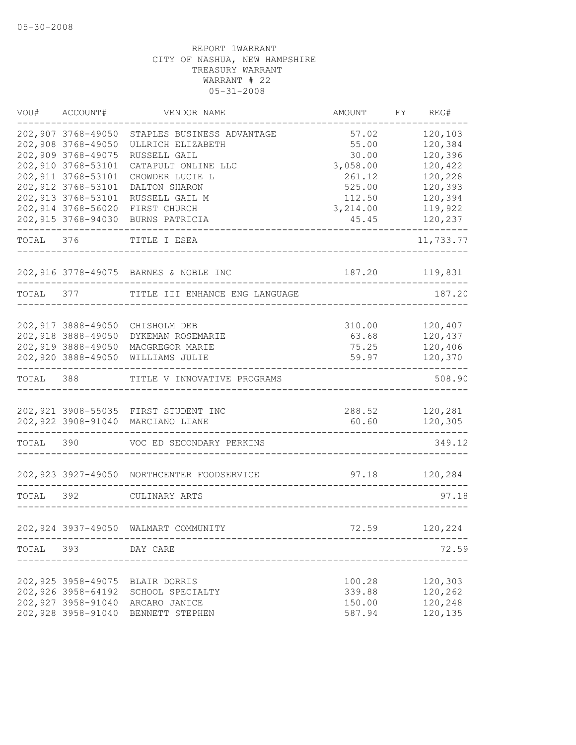05-30-2008

REPORT 1WARRANT
CITY OF NASHUA, NEW HAMPSHIRE
TREASURY WARRANT
WARRANT # 22
05-31-2008

| VOU# | ACCOUNT# | VENDOR NAME | AMOUNT | FY | REG# |
|---|---|---|---|---|---|
| 202,907 | 3768-49050 | STAPLES BUSINESS ADVANTAGE | 57.02 | | 120,103 |
| 202,908 | 3768-49050 | ULLRICH ELIZABETH | 55.00 | | 120,384 |
| 202,909 | 3768-49075 | RUSSELL GAIL | 30.00 | | 120,396 |
| 202,910 | 3768-53101 | CATAPULT ONLINE LLC | 3,058.00 | | 120,422 |
| 202,911 | 3768-53101 | CROWDER LUCIE L | 261.12 | | 120,228 |
| 202,912 | 3768-53101 | DALTON SHARON | 525.00 | | 120,393 |
| 202,913 | 3768-53101 | RUSSELL GAIL M | 112.50 | | 120,394 |
| 202,914 | 3768-56020 | FIRST CHURCH | 3,214.00 | | 119,922 |
| 202,915 | 3768-94030 | BURNS PATRICIA | 45.45 | | 120,237 |
| TOTAL | 376 | TITLE I ESEA | | | 11,733.77 |
| 202,916 | 3778-49075 | BARNES & NOBLE INC | 187.20 | | 119,831 |
| TOTAL | 377 | TITLE III ENHANCE ENG LANGUAGE | | | 187.20 |
| 202,917 | 3888-49050 | CHISHOLM DEB | 310.00 | | 120,407 |
| 202,918 | 3888-49050 | DYKEMAN ROSEMARIE | 63.68 | | 120,437 |
| 202,919 | 3888-49050 | MACGREGOR MARIE | 75.25 | | 120,406 |
| 202,920 | 3888-49050 | WILLIAMS JULIE | 59.97 | | 120,370 |
| TOTAL | 388 | TITLE V INNOVATIVE PROGRAMS | | | 508.90 |
| 202,921 | 3908-55035 | FIRST STUDENT INC | 288.52 | | 120,281 |
| 202,922 | 3908-91040 | MARCIANO LIANE | 60.60 | | 120,305 |
| TOTAL | 390 | VOC ED SECONDARY PERKINS | | | 349.12 |
| 202,923 | 3927-49050 | NORTHCENTER FOODSERVICE | 97.18 | | 120,284 |
| TOTAL | 392 | CULINARY ARTS | | | 97.18 |
| 202,924 | 3937-49050 | WALMART COMMUNITY | 72.59 | | 120,224 |
| TOTAL | 393 | DAY CARE | | | 72.59 |
| 202,925 | 3958-49075 | BLAIR DORRIS | 100.28 | | 120,303 |
| 202,926 | 3958-64192 | SCHOOL SPECIALTY | 339.88 | | 120,262 |
| 202,927 | 3958-91040 | ARCARO JANICE | 150.00 | | 120,248 |
| 202,928 | 3958-91040 | BENNETT STEPHEN | 587.94 | | 120,135 |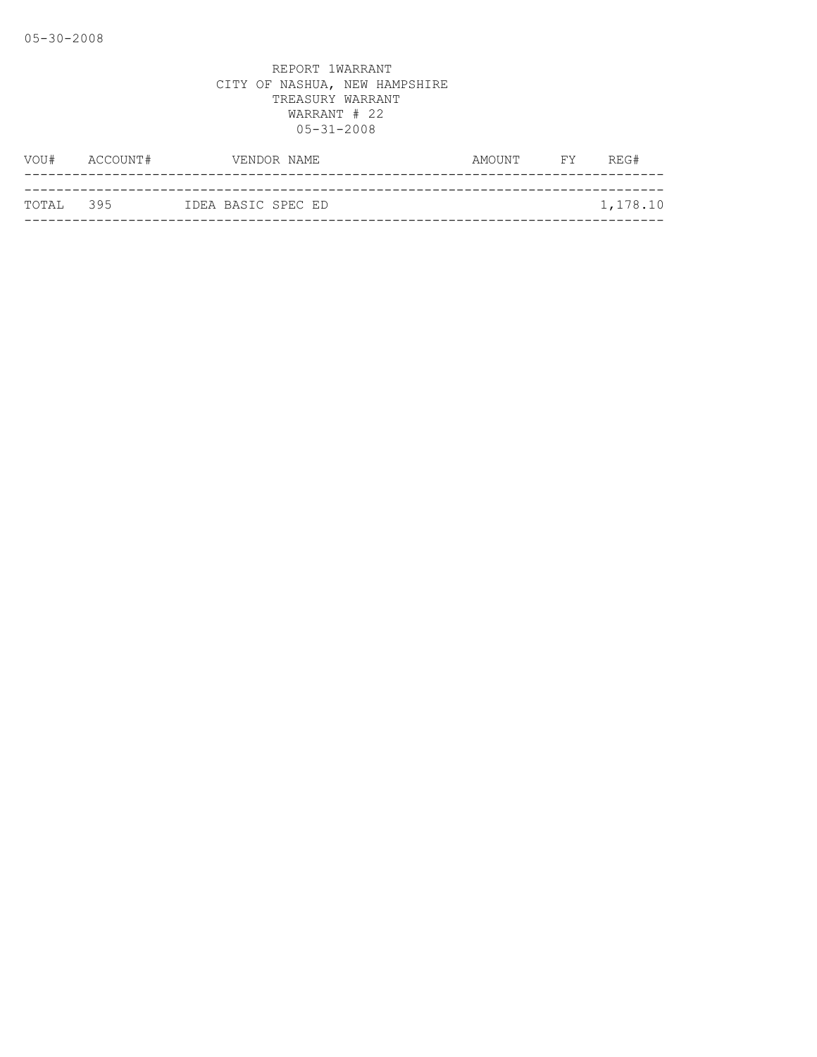05-30-2008

REPORT 1WARRANT
CITY OF NASHUA, NEW HAMPSHIRE
TREASURY WARRANT
WARRANT # 22
05-31-2008

| VOU# | ACCOUNT# | VENDOR NAME | AMOUNT | FY | REG# |
|---|---|---|---|---|---|
| TOTAL | 395 | IDEA BASIC SPEC ED | | | 1,178.10 |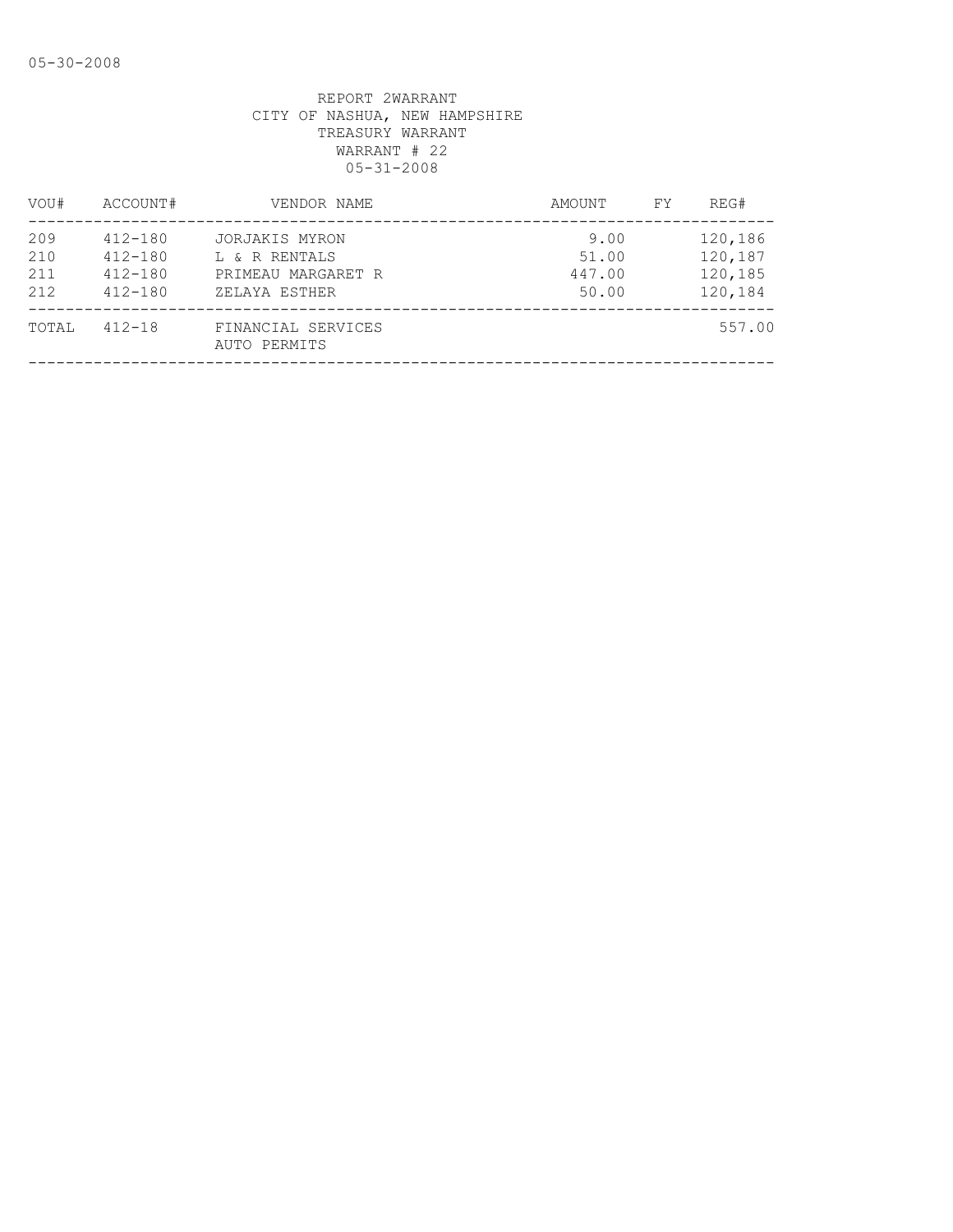REPORT 2WARRANT
CITY OF NASHUA, NEW HAMPSHIRE
TREASURY WARRANT
WARRANT # 22
05-31-2008

| VOU# | ACCOUNT# | VENDOR NAME | AMOUNT | FY | REG# |
|---|---|---|---|---|---|
| 209 | 412-180 | JORJAKIS MYRON | 9.00 | | 120,186 |
| 210 | 412-180 | L & R RENTALS | 51.00 | | 120,187 |
| 211 | 412-180 | PRIMEAU MARGARET R | 447.00 | | 120,185 |
| 212 | 412-180 | ZELAYA ESTHER | 50.00 | | 120,184 |
| TOTAL | 412-18 | FINANCIAL SERVICES AUTO PERMITS | | | 557.00 |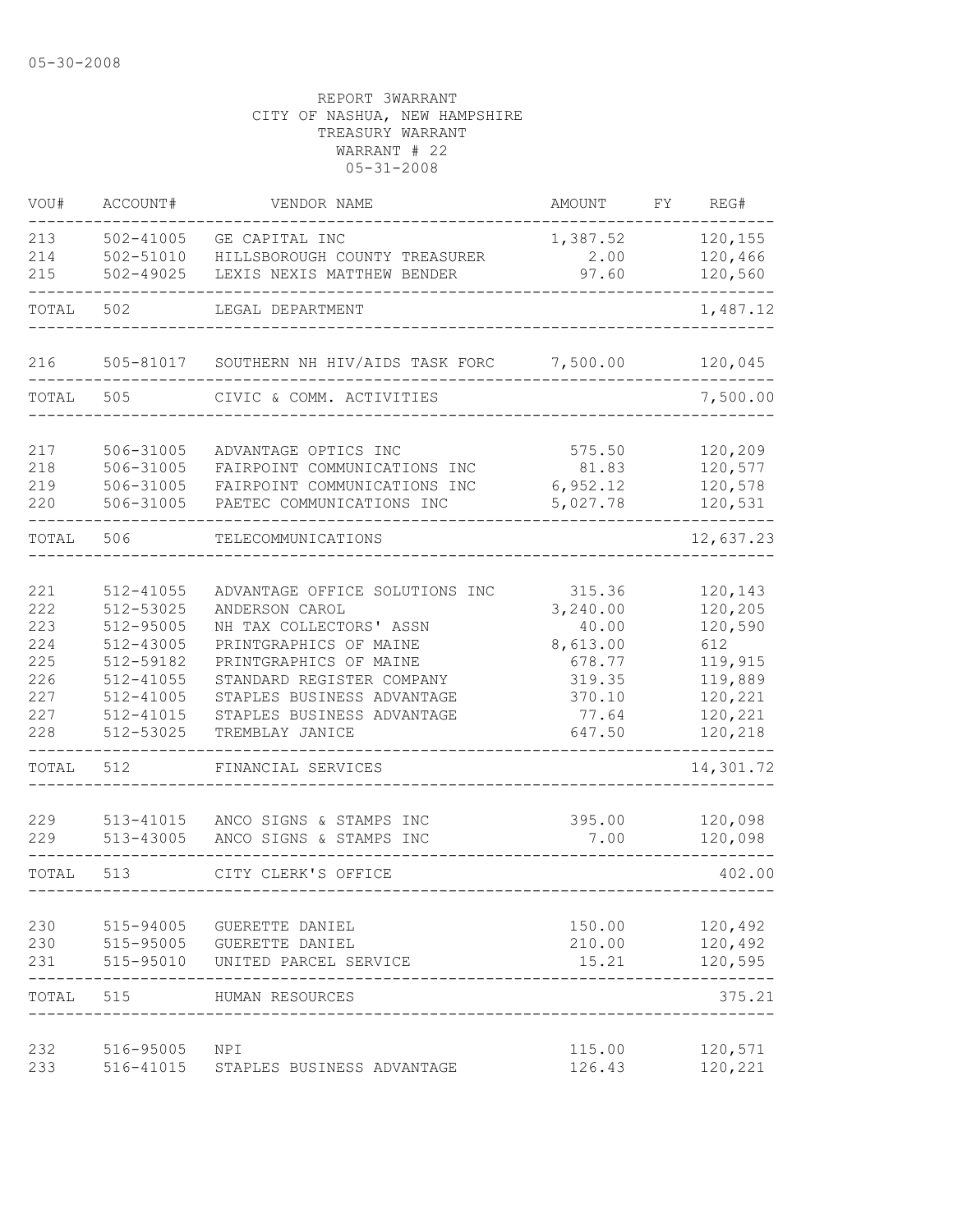05-30-2008

REPORT 3WARRANT
CITY OF NASHUA, NEW HAMPSHIRE
TREASURY WARRANT
WARRANT # 22
05-31-2008

| VOU# | ACCOUNT# | VENDOR NAME | AMOUNT | FY | REG# |
|---|---|---|---|---|---|
| 213 | 502-41005 | GE CAPITAL INC | 1,387.52 | | 120,155 |
| 214 | 502-51010 | HILLSBOROUGH COUNTY TREASURER | 2.00 | | 120,466 |
| 215 | 502-49025 | LEXIS NEXIS MATTHEW BENDER | 97.60 | | 120,560 |
| TOTAL | 502 | LEGAL DEPARTMENT | | | 1,487.12 |
| 216 | 505-81017 | SOUTHERN NH HIV/AIDS TASK FORC | 7,500.00 | | 120,045 |
| TOTAL | 505 | CIVIC & COMM. ACTIVITIES | | | 7,500.00 |
| 217 | 506-31005 | ADVANTAGE OPTICS INC | 575.50 | | 120,209 |
| 218 | 506-31005 | FAIRPOINT COMMUNICATIONS INC | 81.83 | | 120,577 |
| 219 | 506-31005 | FAIRPOINT COMMUNICATIONS INC | 6,952.12 | | 120,578 |
| 220 | 506-31005 | PAETEC COMMUNICATIONS INC | 5,027.78 | | 120,531 |
| TOTAL | 506 | TELECOMMUNICATIONS | | | 12,637.23 |
| 221 | 512-41055 | ADVANTAGE OFFICE SOLUTIONS INC | 315.36 | | 120,143 |
| 222 | 512-53025 | ANDERSON CAROL | 3,240.00 | | 120,205 |
| 223 | 512-95005 | NH TAX COLLECTORS' ASSN | 40.00 | | 120,590 |
| 224 | 512-43005 | PRINTGRAPHICS OF MAINE | 8,613.00 | | 612 |
| 225 | 512-59182 | PRINTGRAPHICS OF MAINE | 678.77 | | 119,915 |
| 226 | 512-41055 | STANDARD REGISTER COMPANY | 319.35 | | 119,889 |
| 227 | 512-41005 | STAPLES BUSINESS ADVANTAGE | 370.10 | | 120,221 |
| 227 | 512-41015 | STAPLES BUSINESS ADVANTAGE | 77.64 | | 120,221 |
| 228 | 512-53025 | TREMBLAY JANICE | 647.50 | | 120,218 |
| TOTAL | 512 | FINANCIAL SERVICES | | | 14,301.72 |
| 229 | 513-41015 | ANCO SIGNS & STAMPS INC | 395.00 | | 120,098 |
| 229 | 513-43005 | ANCO SIGNS & STAMPS INC | 7.00 | | 120,098 |
| TOTAL | 513 | CITY CLERK'S OFFICE | | | 402.00 |
| 230 | 515-94005 | GUERETTE DANIEL | 150.00 | | 120,492 |
| 230 | 515-95005 | GUERETTE DANIEL | 210.00 | | 120,492 |
| 231 | 515-95010 | UNITED PARCEL SERVICE | 15.21 | | 120,595 |
| TOTAL | 515 | HUMAN RESOURCES | | | 375.21 |
| 232 | 516-95005 | NPI | 115.00 | | 120,571 |
| 233 | 516-41015 | STAPLES BUSINESS ADVANTAGE | 126.43 | | 120,221 |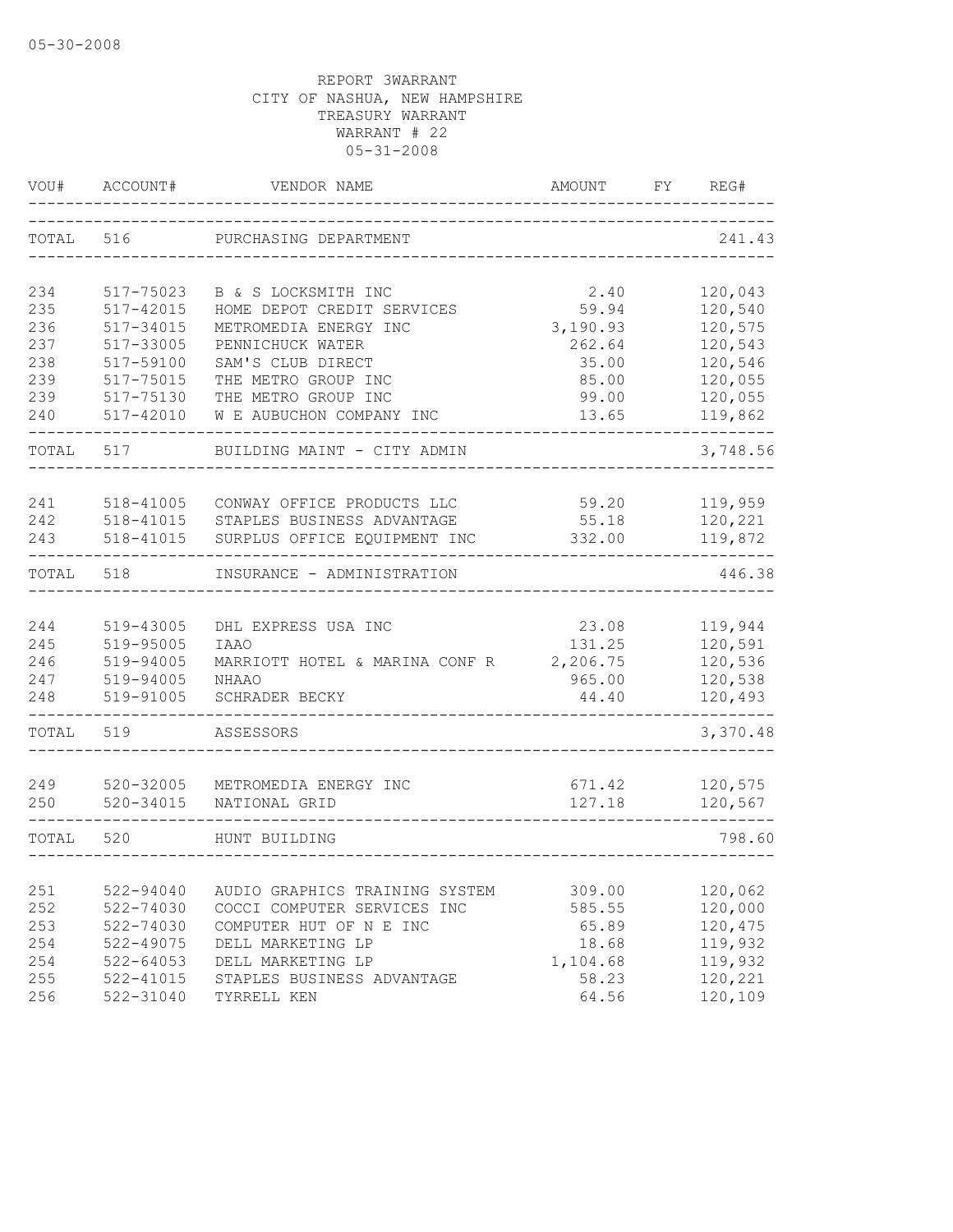05-30-2008

REPORT 3WARRANT
CITY OF NASHUA, NEW HAMPSHIRE
TREASURY WARRANT
WARRANT # 22
05-31-2008

| VOU# | ACCOUNT# | VENDOR NAME | AMOUNT | FY | REG# |
|---|---|---|---|---|---|
| TOTAL | 516 | PURCHASING DEPARTMENT | | | 241.43 |
| 234 | 517-75023 | B & S LOCKSMITH INC | 2.40 | | 120,043 |
| 235 | 517-42015 | HOME DEPOT CREDIT SERVICES | 59.94 | | 120,540 |
| 236 | 517-34015 | METROMEDIA ENERGY INC | 3,190.93 | | 120,575 |
| 237 | 517-33005 | PENNICHUCK WATER | 262.64 | | 120,543 |
| 238 | 517-59100 | SAM'S CLUB DIRECT | 35.00 | | 120,546 |
| 239 | 517-75015 | THE METRO GROUP INC | 85.00 | | 120,055 |
| 239 | 517-75130 | THE METRO GROUP INC | 99.00 | | 120,055 |
| 240 | 517-42010 | W E AUBUCHON COMPANY INC | 13.65 | | 119,862 |
| TOTAL | 517 | BUILDING MAINT - CITY ADMIN | | | 3,748.56 |
| 241 | 518-41005 | CONWAY OFFICE PRODUCTS LLC | 59.20 | | 119,959 |
| 242 | 518-41015 | STAPLES BUSINESS ADVANTAGE | 55.18 | | 120,221 |
| 243 | 518-41015 | SURPLUS OFFICE EQUIPMENT INC | 332.00 | | 119,872 |
| TOTAL | 518 | INSURANCE - ADMINISTRATION | | | 446.38 |
| 244 | 519-43005 | DHL EXPRESS USA INC | 23.08 | | 119,944 |
| 245 | 519-95005 | IAAO | 131.25 | | 120,591 |
| 246 | 519-94005 | MARRIOTT HOTEL & MARINA CONF R | 2,206.75 | | 120,536 |
| 247 | 519-94005 | NHAAO | 965.00 | | 120,538 |
| 248 | 519-91005 | SCHRADER BECKY | 44.40 | | 120,493 |
| TOTAL | 519 | ASSESSORS | | | 3,370.48 |
| 249 | 520-32005 | METROMEDIA ENERGY INC | 671.42 | | 120,575 |
| 250 | 520-34015 | NATIONAL GRID | 127.18 | | 120,567 |
| TOTAL | 520 | HUNT BUILDING | | | 798.60 |
| 251 | 522-94040 | AUDIO GRAPHICS TRAINING SYSTEM | 309.00 | | 120,062 |
| 252 | 522-74030 | COCCI COMPUTER SERVICES INC | 585.55 | | 120,000 |
| 253 | 522-74030 | COMPUTER HUT OF N E INC | 65.89 | | 120,475 |
| 254 | 522-49075 | DELL MARKETING LP | 18.68 | | 119,932 |
| 254 | 522-64053 | DELL MARKETING LP | 1,104.68 | | 119,932 |
| 255 | 522-41015 | STAPLES BUSINESS ADVANTAGE | 58.23 | | 120,221 |
| 256 | 522-31040 | TYRRELL KEN | 64.56 | | 120,109 |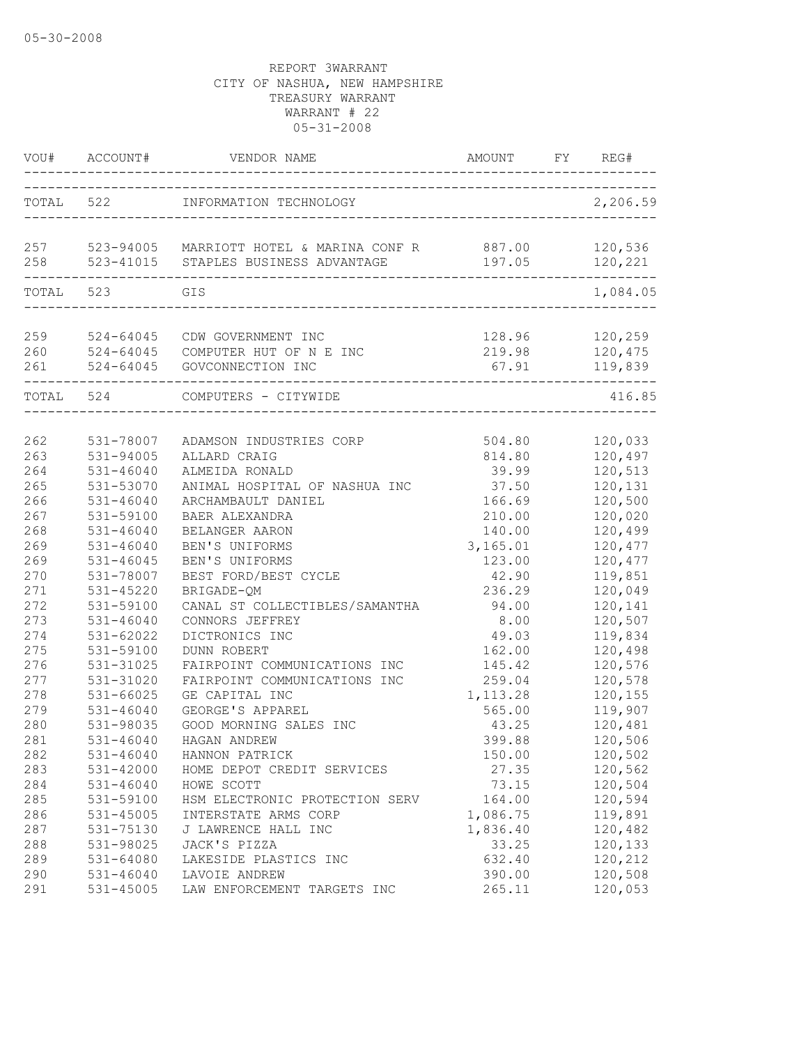05-30-2008

REPORT 3WARRANT
CITY OF NASHUA, NEW HAMPSHIRE
TREASURY WARRANT
WARRANT # 22
05-31-2008

| VOU# | ACCOUNT# | VENDOR NAME | AMOUNT | FY | REG# |
|---|---|---|---|---|---|
| TOTAL | 522 | INFORMATION TECHNOLOGY | | | 2,206.59 |
| 257 | 523-94005 | MARRIOTT HOTEL & MARINA CONF R | 887.00 | | 120,536 |
| 258 | 523-41015 | STAPLES BUSINESS ADVANTAGE | 197.05 | | 120,221 |
| TOTAL | 523 | GIS | | | 1,084.05 |
| 259 | 524-64045 | CDW GOVERNMENT INC | 128.96 | | 120,259 |
| 260 | 524-64045 | COMPUTER HUT OF N E INC | 219.98 | | 120,475 |
| 261 | 524-64045 | GOVCONNECTION INC | 67.91 | | 119,839 |
| TOTAL | 524 | COMPUTERS - CITYWIDE | | | 416.85 |
| 262 | 531-78007 | ADAMSON INDUSTRIES CORP | 504.80 | | 120,033 |
| 263 | 531-94005 | ALLARD CRAIG | 814.80 | | 120,497 |
| 264 | 531-46040 | ALMEIDA RONALD | 39.99 | | 120,513 |
| 265 | 531-53070 | ANIMAL HOSPITAL OF NASHUA INC | 37.50 | | 120,131 |
| 266 | 531-46040 | ARCHAMBAULT DANIEL | 166.69 | | 120,500 |
| 267 | 531-59100 | BAER ALEXANDRA | 210.00 | | 120,020 |
| 268 | 531-46040 | BELANGER AARON | 140.00 | | 120,499 |
| 269 | 531-46040 | BEN'S UNIFORMS | 3,165.01 | | 120,477 |
| 269 | 531-46045 | BEN'S UNIFORMS | 123.00 | | 120,477 |
| 270 | 531-78007 | BEST FORD/BEST CYCLE | 42.90 | | 119,851 |
| 271 | 531-45220 | BRIGADE-QM | 236.29 | | 120,049 |
| 272 | 531-59100 | CANAL ST COLLECTIBLES/SAMANTHA | 94.00 | | 120,141 |
| 273 | 531-46040 | CONNORS JEFFREY | 8.00 | | 120,507 |
| 274 | 531-62022 | DICTRONICS INC | 49.03 | | 119,834 |
| 275 | 531-59100 | DUNN ROBERT | 162.00 | | 120,498 |
| 276 | 531-31025 | FAIRPOINT COMMUNICATIONS INC | 145.42 | | 120,576 |
| 277 | 531-31020 | FAIRPOINT COMMUNICATIONS INC | 259.04 | | 120,578 |
| 278 | 531-66025 | GE CAPITAL INC | 1,113.28 | | 120,155 |
| 279 | 531-46040 | GEORGE'S APPAREL | 565.00 | | 119,907 |
| 280 | 531-98035 | GOOD MORNING SALES INC | 43.25 | | 120,481 |
| 281 | 531-46040 | HAGAN ANDREW | 399.88 | | 120,506 |
| 282 | 531-46040 | HANNON PATRICK | 150.00 | | 120,502 |
| 283 | 531-42000 | HOME DEPOT CREDIT SERVICES | 27.35 | | 120,562 |
| 284 | 531-46040 | HOWE SCOTT | 73.15 | | 120,504 |
| 285 | 531-59100 | HSM ELECTRONIC PROTECTION SERV | 164.00 | | 120,594 |
| 286 | 531-45005 | INTERSTATE ARMS CORP | 1,086.75 | | 119,891 |
| 287 | 531-75130 | J LAWRENCE HALL INC | 1,836.40 | | 120,482 |
| 288 | 531-98025 | JACK'S PIZZA | 33.25 | | 120,133 |
| 289 | 531-64080 | LAKESIDE PLASTICS INC | 632.40 | | 120,212 |
| 290 | 531-46040 | LAVOIE ANDREW | 390.00 | | 120,508 |
| 291 | 531-45005 | LAW ENFORCEMENT TARGETS INC | 265.11 | | 120,053 |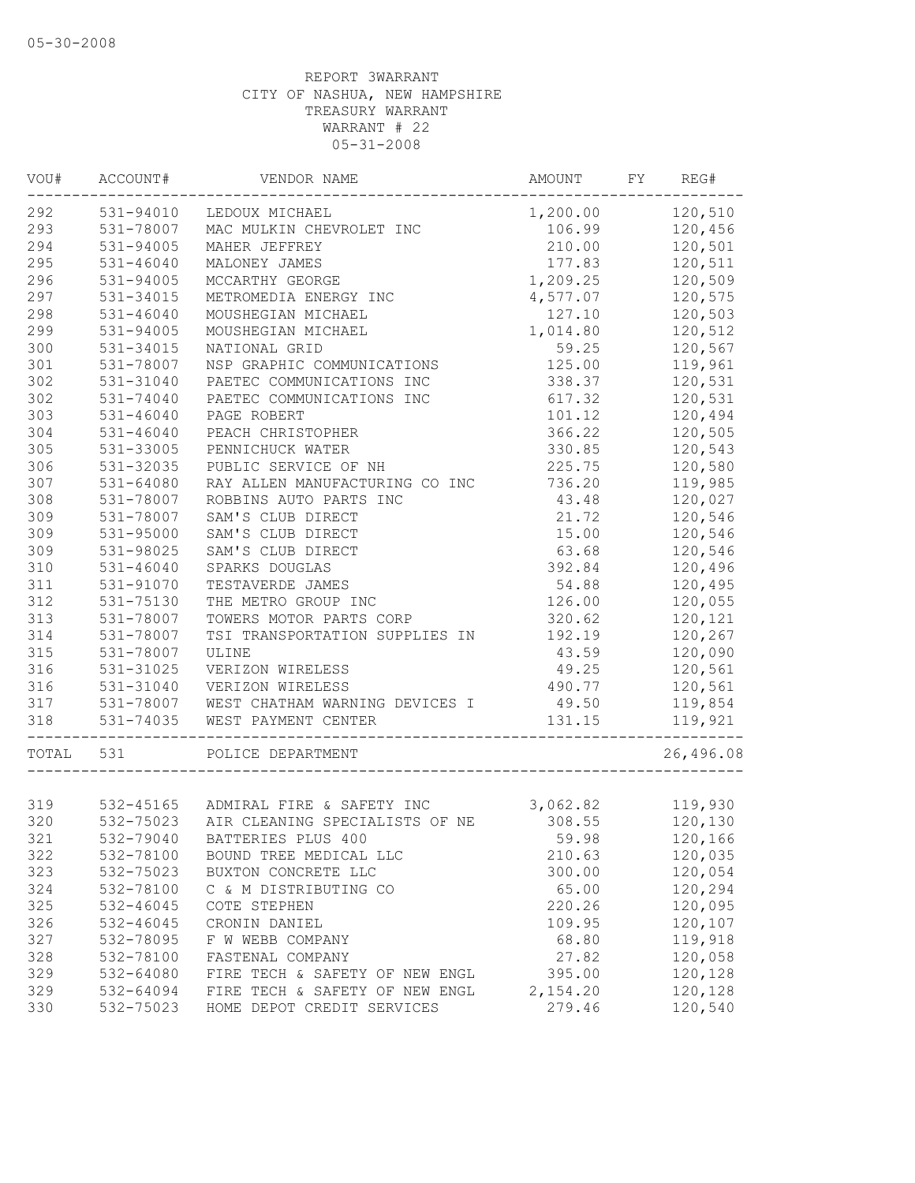05-30-2008

REPORT 3WARRANT
CITY OF NASHUA, NEW HAMPSHIRE
TREASURY WARRANT
WARRANT # 22
05-31-2008

| VOU# | ACCOUNT# | VENDOR NAME | AMOUNT | FY | REG# |
|---|---|---|---|---|---|
| 292 | 531-94010 | LEDOUX MICHAEL | 1,200.00 | | 120,510 |
| 293 | 531-78007 | MAC MULKIN CHEVROLET INC | 106.99 | | 120,456 |
| 294 | 531-94005 | MAHER JEFFREY | 210.00 | | 120,501 |
| 295 | 531-46040 | MALONEY JAMES | 177.83 | | 120,511 |
| 296 | 531-94005 | MCCARTHY GEORGE | 1,209.25 | | 120,509 |
| 297 | 531-34015 | METROMEDIA ENERGY INC | 4,577.07 | | 120,575 |
| 298 | 531-46040 | MOUSHEGIAN MICHAEL | 127.10 | | 120,503 |
| 299 | 531-94005 | MOUSHEGIAN MICHAEL | 1,014.80 | | 120,512 |
| 300 | 531-34015 | NATIONAL GRID | 59.25 | | 120,567 |
| 301 | 531-78007 | NSP GRAPHIC COMMUNICATIONS | 125.00 | | 119,961 |
| 302 | 531-31040 | PAETEC COMMUNICATIONS INC | 338.37 | | 120,531 |
| 302 | 531-74040 | PAETEC COMMUNICATIONS INC | 617.32 | | 120,531 |
| 303 | 531-46040 | PAGE ROBERT | 101.12 | | 120,494 |
| 304 | 531-46040 | PEACH CHRISTOPHER | 366.22 | | 120,505 |
| 305 | 531-33005 | PENNICHUCK WATER | 330.85 | | 120,543 |
| 306 | 531-32035 | PUBLIC SERVICE OF NH | 225.75 | | 120,580 |
| 307 | 531-64080 | RAY ALLEN MANUFACTURING CO INC | 736.20 | | 119,985 |
| 308 | 531-78007 | ROBBINS AUTO PARTS INC | 43.48 | | 120,027 |
| 309 | 531-78007 | SAM'S CLUB DIRECT | 21.72 | | 120,546 |
| 309 | 531-95000 | SAM'S CLUB DIRECT | 15.00 | | 120,546 |
| 309 | 531-98025 | SAM'S CLUB DIRECT | 63.68 | | 120,546 |
| 310 | 531-46040 | SPARKS DOUGLAS | 392.84 | | 120,496 |
| 311 | 531-91070 | TESTAVERDE JAMES | 54.88 | | 120,495 |
| 312 | 531-75130 | THE METRO GROUP INC | 126.00 | | 120,055 |
| 313 | 531-78007 | TOWERS MOTOR PARTS CORP | 320.62 | | 120,121 |
| 314 | 531-78007 | TSI TRANSPORTATION SUPPLIES IN | 192.19 | | 120,267 |
| 315 | 531-78007 | ULINE | 43.59 | | 120,090 |
| 316 | 531-31025 | VERIZON WIRELESS | 49.25 | | 120,561 |
| 316 | 531-31040 | VERIZON WIRELESS | 490.77 | | 120,561 |
| 317 | 531-78007 | WEST CHATHAM WARNING DEVICES I | 49.50 | | 119,854 |
| 318 | 531-74035 | WEST PAYMENT CENTER | 131.15 | | 119,921 |
| TOTAL | 531 | POLICE DEPARTMENT | | | 26,496.08 |
| 319 | 532-45165 | ADMIRAL FIRE & SAFETY INC | 3,062.82 | | 119,930 |
| 320 | 532-75023 | AIR CLEANING SPECIALISTS OF NE | 308.55 | | 120,130 |
| 321 | 532-79040 | BATTERIES PLUS 400 | 59.98 | | 120,166 |
| 322 | 532-78100 | BOUND TREE MEDICAL LLC | 210.63 | | 120,035 |
| 323 | 532-75023 | BUXTON CONCRETE LLC | 300.00 | | 120,054 |
| 324 | 532-78100 | C & M DISTRIBUTING CO | 65.00 | | 120,294 |
| 325 | 532-46045 | COTE STEPHEN | 220.26 | | 120,095 |
| 326 | 532-46045 | CRONIN DANIEL | 109.95 | | 120,107 |
| 327 | 532-78095 | F W WEBB COMPANY | 68.80 | | 119,918 |
| 328 | 532-78100 | FASTENAL COMPANY | 27.82 | | 120,058 |
| 329 | 532-64080 | FIRE TECH & SAFETY OF NEW ENGL | 395.00 | | 120,128 |
| 329 | 532-64094 | FIRE TECH & SAFETY OF NEW ENGL | 2,154.20 | | 120,128 |
| 330 | 532-75023 | HOME DEPOT CREDIT SERVICES | 279.46 | | 120,540 |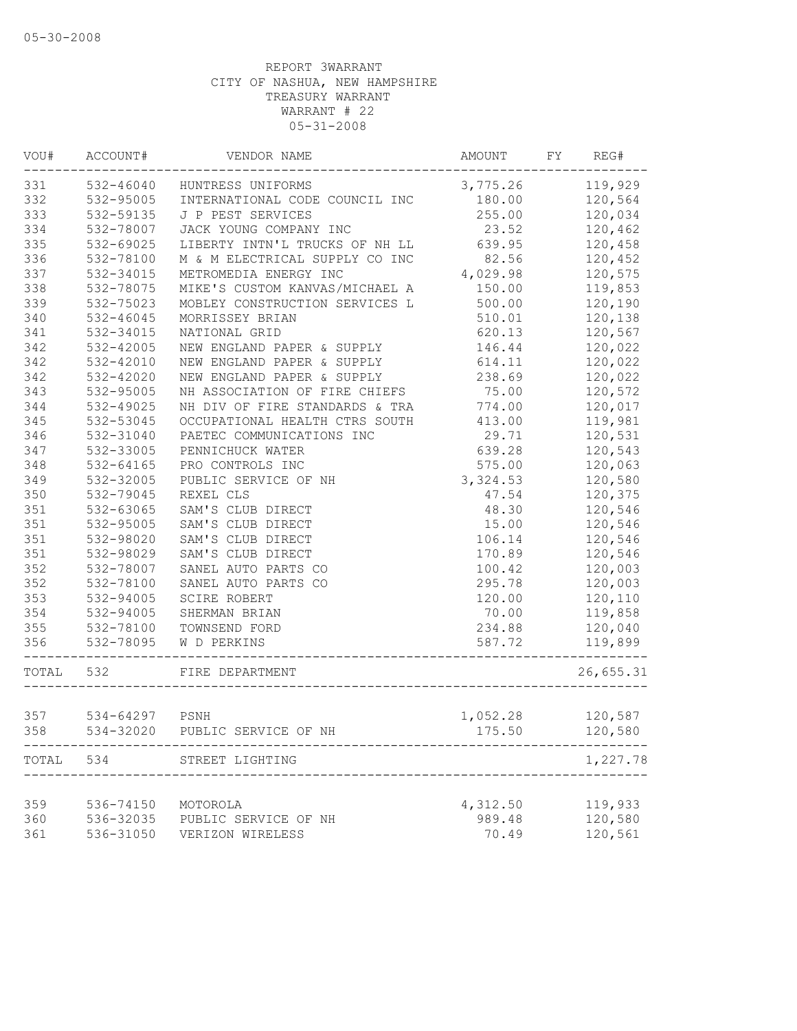05-30-2008

REPORT 3WARRANT
CITY OF NASHUA, NEW HAMPSHIRE
TREASURY WARRANT
WARRANT # 22
05-31-2008

| VOU# | ACCOUNT# | VENDOR NAME | AMOUNT | FY | REG# |
|---|---|---|---|---|---|
| 331 | 532-46040 | HUNTRESS UNIFORMS | 3,775.26 | | 119,929 |
| 332 | 532-95005 | INTERNATIONAL CODE COUNCIL INC | 180.00 | | 120,564 |
| 333 | 532-59135 | J P PEST SERVICES | 255.00 | | 120,034 |
| 334 | 532-78007 | JACK YOUNG COMPANY INC | 23.52 | | 120,462 |
| 335 | 532-69025 | LIBERTY INTN'L TRUCKS OF NH LL | 639.95 | | 120,458 |
| 336 | 532-78100 | M & M ELECTRICAL SUPPLY CO INC | 82.56 | | 120,452 |
| 337 | 532-34015 | METROMEDIA ENERGY INC | 4,029.98 | | 120,575 |
| 338 | 532-78075 | MIKE'S CUSTOM KANVAS/MICHAEL A | 150.00 | | 119,853 |
| 339 | 532-75023 | MOBLEY CONSTRUCTION SERVICES L | 500.00 | | 120,190 |
| 340 | 532-46045 | MORRISSEY BRIAN | 510.01 | | 120,138 |
| 341 | 532-34015 | NATIONAL GRID | 620.13 | | 120,567 |
| 342 | 532-42005 | NEW ENGLAND PAPER & SUPPLY | 146.44 | | 120,022 |
| 342 | 532-42010 | NEW ENGLAND PAPER & SUPPLY | 614.11 | | 120,022 |
| 342 | 532-42020 | NEW ENGLAND PAPER & SUPPLY | 238.69 | | 120,022 |
| 343 | 532-95005 | NH ASSOCIATION OF FIRE CHIEFS | 75.00 | | 120,572 |
| 344 | 532-49025 | NH DIV OF FIRE STANDARDS & TRA | 774.00 | | 120,017 |
| 345 | 532-53045 | OCCUPATIONAL HEALTH CTRS SOUTH | 413.00 | | 119,981 |
| 346 | 532-31040 | PAETEC COMMUNICATIONS INC | 29.71 | | 120,531 |
| 347 | 532-33005 | PENNICHUCK WATER | 639.28 | | 120,543 |
| 348 | 532-64165 | PRO CONTROLS INC | 575.00 | | 120,063 |
| 349 | 532-32005 | PUBLIC SERVICE OF NH | 3,324.53 | | 120,580 |
| 350 | 532-79045 | REXEL CLS | 47.54 | | 120,375 |
| 351 | 532-63065 | SAM'S CLUB DIRECT | 48.30 | | 120,546 |
| 351 | 532-95005 | SAM'S CLUB DIRECT | 15.00 | | 120,546 |
| 351 | 532-98020 | SAM'S CLUB DIRECT | 106.14 | | 120,546 |
| 351 | 532-98029 | SAM'S CLUB DIRECT | 170.89 | | 120,546 |
| 352 | 532-78007 | SANEL AUTO PARTS CO | 100.42 | | 120,003 |
| 352 | 532-78100 | SANEL AUTO PARTS CO | 295.78 | | 120,003 |
| 353 | 532-94005 | SCIRE ROBERT | 120.00 | | 120,110 |
| 354 | 532-94005 | SHERMAN BRIAN | 70.00 | | 119,858 |
| 355 | 532-78100 | TOWNSEND FORD | 234.88 | | 120,040 |
| 356 | 532-78095 | W D PERKINS | 587.72 | | 119,899 |
| TOTAL | 532 | FIRE DEPARTMENT | | | 26,655.31 |
| 357 | 534-64297 | PSNH | 1,052.28 | | 120,587 |
| 358 | 534-32020 | PUBLIC SERVICE OF NH | 175.50 | | 120,580 |
| TOTAL | 534 | STREET LIGHTING | | | 1,227.78 |
| 359 | 536-74150 | MOTOROLA | 4,312.50 | | 119,933 |
| 360 | 536-32035 | PUBLIC SERVICE OF NH | 989.48 | | 120,580 |
| 361 | 536-31050 | VERIZON WIRELESS | 70.49 | | 120,561 |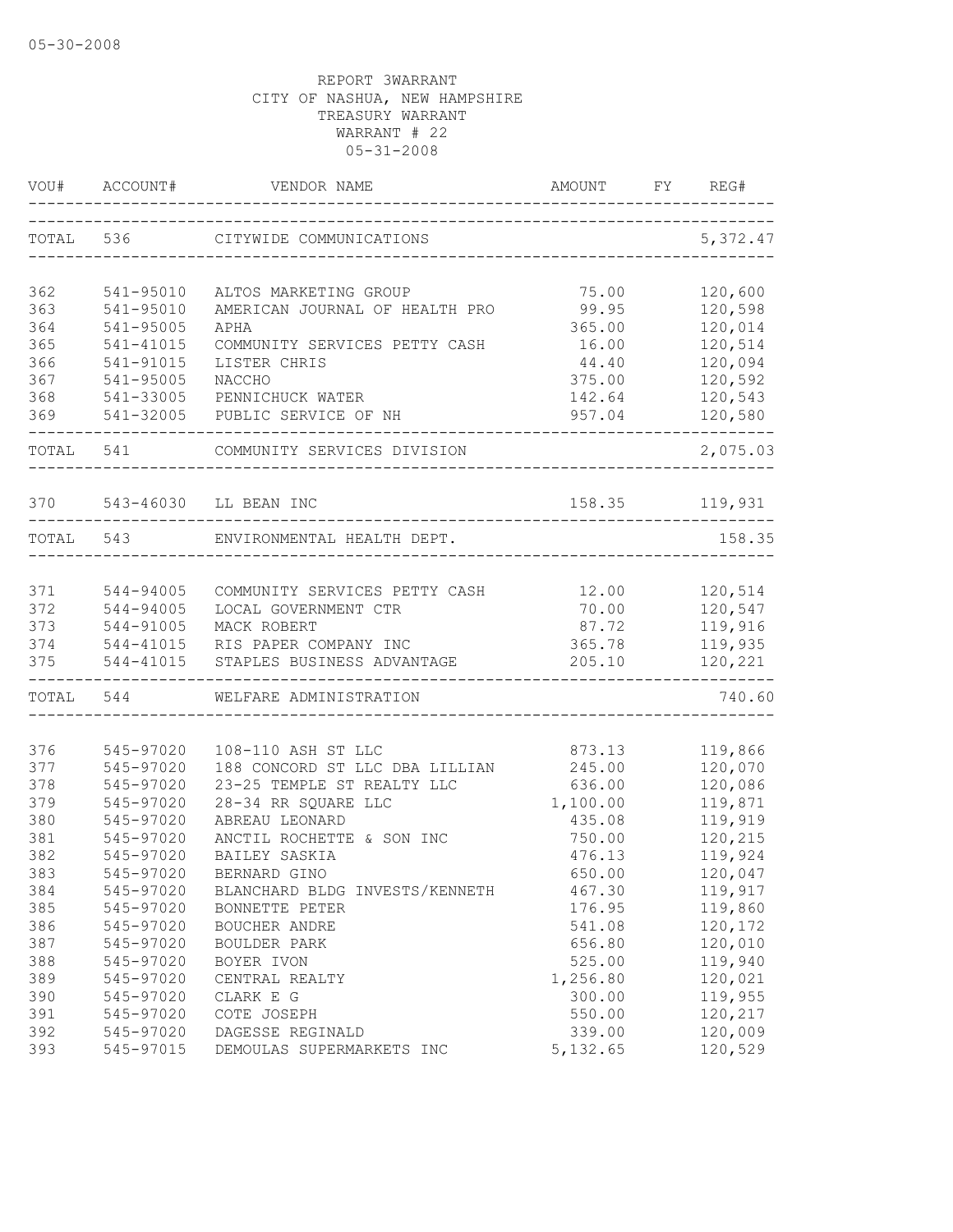REPORT 3WARRANT
CITY OF NASHUA, NEW HAMPSHIRE
TREASURY WARRANT
WARRANT # 22
05-31-2008

| VOU# | ACCOUNT# | VENDOR NAME | AMOUNT | FY | REG# |
|---|---|---|---|---|---|
| TOTAL | 536 | CITYWIDE COMMUNICATIONS | | | 5,372.47 |
| 362 | 541-95010 | ALTOS MARKETING GROUP | 75.00 | | 120,600 |
| 363 | 541-95010 | AMERICAN JOURNAL OF HEALTH PRO | 99.95 | | 120,598 |
| 364 | 541-95005 | APHA | 365.00 | | 120,014 |
| 365 | 541-41015 | COMMUNITY SERVICES PETTY CASH | 16.00 | | 120,514 |
| 366 | 541-91015 | LISTER CHRIS | 44.40 | | 120,094 |
| 367 | 541-95005 | NACCHO | 375.00 | | 120,592 |
| 368 | 541-33005 | PENNICHUCK WATER | 142.64 | | 120,543 |
| 369 | 541-32005 | PUBLIC SERVICE OF NH | 957.04 | | 120,580 |
| TOTAL | 541 | COMMUNITY SERVICES DIVISION | | | 2,075.03 |
| 370 | 543-46030 | LL BEAN INC | 158.35 | | 119,931 |
| TOTAL | 543 | ENVIRONMENTAL HEALTH DEPT. | | | 158.35 |
| 371 | 544-94005 | COMMUNITY SERVICES PETTY CASH | 12.00 | | 120,514 |
| 372 | 544-94005 | LOCAL GOVERNMENT CTR | 70.00 | | 120,547 |
| 373 | 544-91005 | MACK ROBERT | 87.72 | | 119,916 |
| 374 | 544-41015 | RIS PAPER COMPANY INC | 365.78 | | 119,935 |
| 375 | 544-41015 | STAPLES BUSINESS ADVANTAGE | 205.10 | | 120,221 |
| TOTAL | 544 | WELFARE ADMINISTRATION | | | 740.60 |
| 376 | 545-97020 | 108-110 ASH ST LLC | 873.13 | | 119,866 |
| 377 | 545-97020 | 188 CONCORD ST LLC DBA LILLIAN | 245.00 | | 120,070 |
| 378 | 545-97020 | 23-25 TEMPLE ST REALTY LLC | 636.00 | | 120,086 |
| 379 | 545-97020 | 28-34 RR SQUARE LLC | 1,100.00 | | 119,871 |
| 380 | 545-97020 | ABREAU LEONARD | 435.08 | | 119,919 |
| 381 | 545-97020 | ANCTIL ROCHETTE & SON INC | 750.00 | | 120,215 |
| 382 | 545-97020 | BAILEY SASKIA | 476.13 | | 119,924 |
| 383 | 545-97020 | BERNARD GINO | 650.00 | | 120,047 |
| 384 | 545-97020 | BLANCHARD BLDG INVESTS/KENNETH | 467.30 | | 119,917 |
| 385 | 545-97020 | BONNETTE PETER | 176.95 | | 119,860 |
| 386 | 545-97020 | BOUCHER ANDRE | 541.08 | | 120,172 |
| 387 | 545-97020 | BOULDER PARK | 656.80 | | 120,010 |
| 388 | 545-97020 | BOYER IVON | 525.00 | | 119,940 |
| 389 | 545-97020 | CENTRAL REALTY | 1,256.80 | | 120,021 |
| 390 | 545-97020 | CLARK E G | 300.00 | | 119,955 |
| 391 | 545-97020 | COTE JOSEPH | 550.00 | | 120,217 |
| 392 | 545-97020 | DAGESSE REGINALD | 339.00 | | 120,009 |
| 393 | 545-97015 | DEMOULAS SUPERMARKETS INC | 5,132.65 | | 120,529 |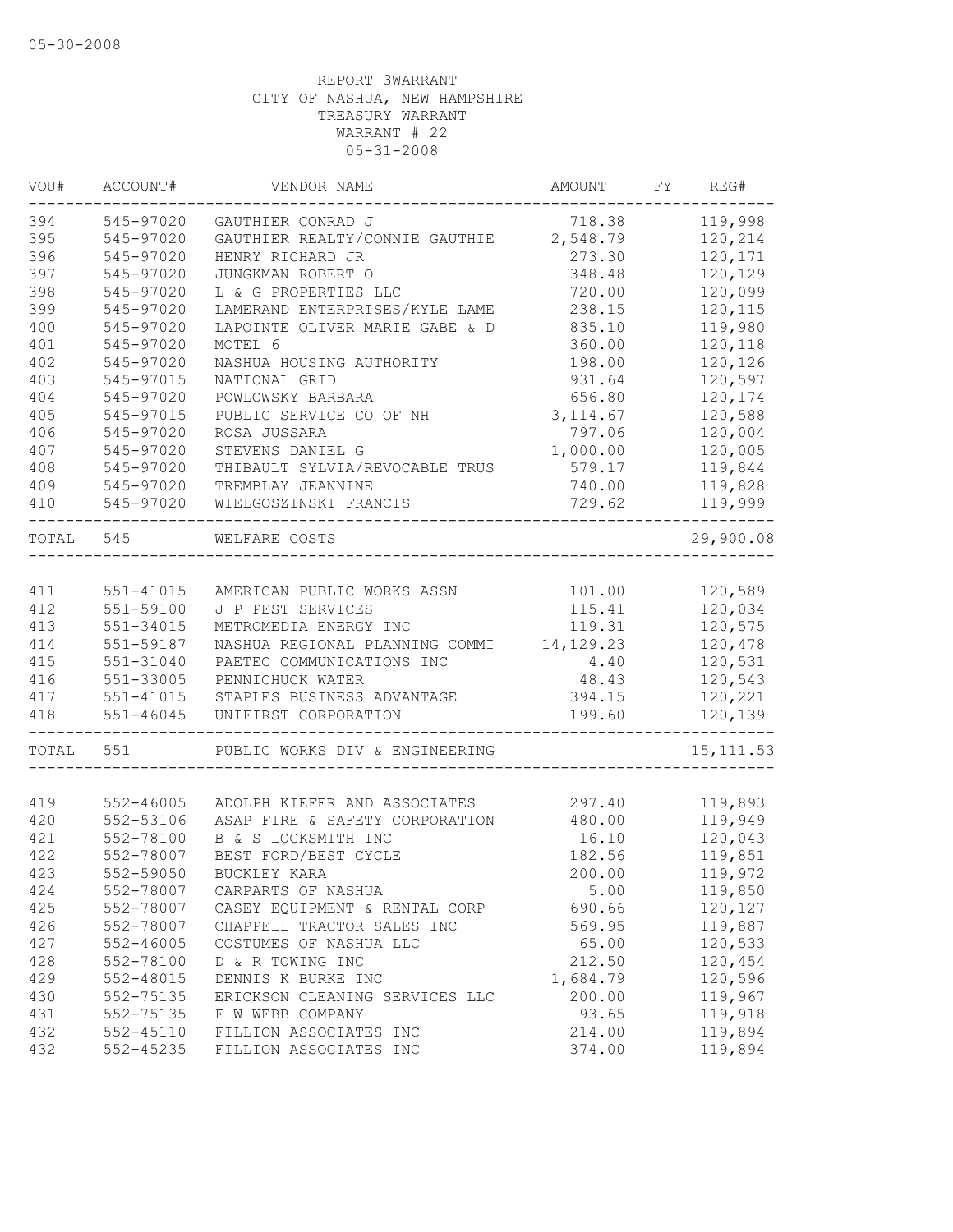05-30-2008

REPORT 3WARRANT
CITY OF NASHUA, NEW HAMPSHIRE
TREASURY WARRANT
WARRANT # 22
05-31-2008

| VOU# | ACCOUNT# | VENDOR NAME | AMOUNT | FY | REG# |
|---|---|---|---|---|---|
| 394 | 545-97020 | GAUTHIER CONRAD J | 718.38 | | 119,998 |
| 395 | 545-97020 | GAUTHIER REALTY/CONNIE GAUTHIE | 2,548.79 | | 120,214 |
| 396 | 545-97020 | HENRY RICHARD JR | 273.30 | | 120,171 |
| 397 | 545-97020 | JUNGKMAN ROBERT O | 348.48 | | 120,129 |
| 398 | 545-97020 | L & G PROPERTIES LLC | 720.00 | | 120,099 |
| 399 | 545-97020 | LAMERAND ENTERPRISES/KYLE LAME | 238.15 | | 120,115 |
| 400 | 545-97020 | LAPOINTE OLIVER MARIE GABE & D | 835.10 | | 119,980 |
| 401 | 545-97020 | MOTEL 6 | 360.00 | | 120,118 |
| 402 | 545-97020 | NASHUA HOUSING AUTHORITY | 198.00 | | 120,126 |
| 403 | 545-97015 | NATIONAL GRID | 931.64 | | 120,597 |
| 404 | 545-97020 | POWLOWSKY BARBARA | 656.80 | | 120,174 |
| 405 | 545-97015 | PUBLIC SERVICE CO OF NH | 3,114.67 | | 120,588 |
| 406 | 545-97020 | ROSA JUSSARA | 797.06 | | 120,004 |
| 407 | 545-97020 | STEVENS DANIEL G | 1,000.00 | | 120,005 |
| 408 | 545-97020 | THIBAULT SYLVIA/REVOCABLE TRUS | 579.17 | | 119,844 |
| 409 | 545-97020 | TREMBLAY JEANNINE | 740.00 | | 119,828 |
| 410 | 545-97020 | WIELGOSZINSKI FRANCIS | 729.62 | | 119,999 |
| TOTAL | 545 | WELFARE COSTS | | | 29,900.08 |
| 411 | 551-41015 | AMERICAN PUBLIC WORKS ASSN | 101.00 | | 120,589 |
| 412 | 551-59100 | J P PEST SERVICES | 115.41 | | 120,034 |
| 413 | 551-34015 | METROMEDIA ENERGY INC | 119.31 | | 120,575 |
| 414 | 551-59187 | NASHUA REGIONAL PLANNING COMMI | 14,129.23 | | 120,478 |
| 415 | 551-31040 | PAETEC COMMUNICATIONS INC | 4.40 | | 120,531 |
| 416 | 551-33005 | PENNICHUCK WATER | 48.43 | | 120,543 |
| 417 | 551-41015 | STAPLES BUSINESS ADVANTAGE | 394.15 | | 120,221 |
| 418 | 551-46045 | UNIFIRST CORPORATION | 199.60 | | 120,139 |
| TOTAL | 551 | PUBLIC WORKS DIV & ENGINEERING | | | 15,111.53 |
| 419 | 552-46005 | ADOLPH KIEFER AND ASSOCIATES | 297.40 | | 119,893 |
| 420 | 552-53106 | ASAP FIRE & SAFETY CORPORATION | 480.00 | | 119,949 |
| 421 | 552-78100 | B & S LOCKSMITH INC | 16.10 | | 120,043 |
| 422 | 552-78007 | BEST FORD/BEST CYCLE | 182.56 | | 119,851 |
| 423 | 552-59050 | BUCKLEY KARA | 200.00 | | 119,972 |
| 424 | 552-78007 | CARPARTS OF NASHUA | 5.00 | | 119,850 |
| 425 | 552-78007 | CASEY EQUIPMENT & RENTAL CORP | 690.66 | | 120,127 |
| 426 | 552-78007 | CHAPPELL TRACTOR SALES INC | 569.95 | | 119,887 |
| 427 | 552-46005 | COSTUMES OF NASHUA LLC | 65.00 | | 120,533 |
| 428 | 552-78100 | D & R TOWING INC | 212.50 | | 120,454 |
| 429 | 552-48015 | DENNIS K BURKE INC | 1,684.79 | | 120,596 |
| 430 | 552-75135 | ERICKSON CLEANING SERVICES LLC | 200.00 | | 119,967 |
| 431 | 552-75135 | F W WEBB COMPANY | 93.65 | | 119,918 |
| 432 | 552-45110 | FILLION ASSOCIATES INC | 214.00 | | 119,894 |
| 432 | 552-45235 | FILLION ASSOCIATES INC | 374.00 | | 119,894 |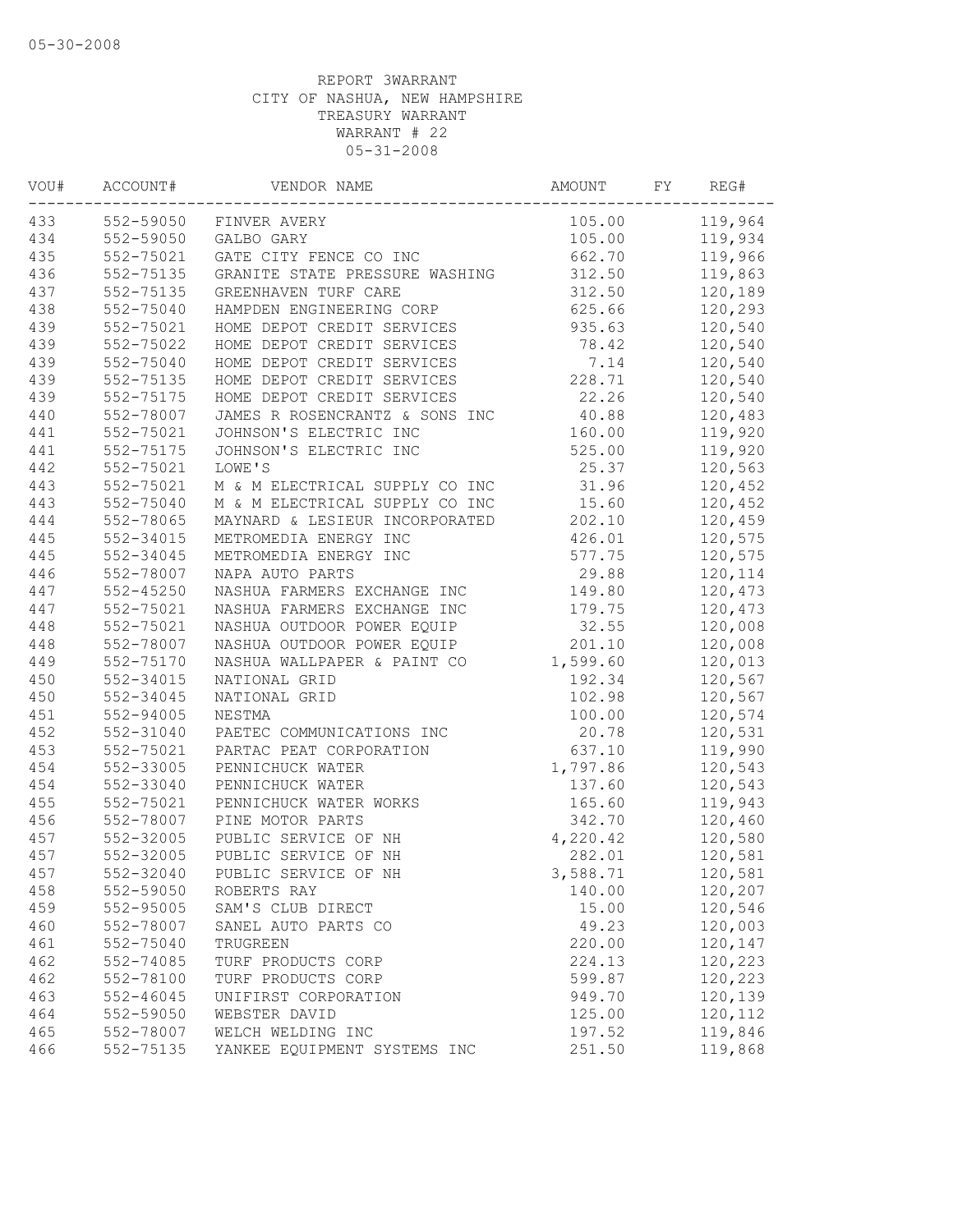05-30-2008

REPORT 3WARRANT
CITY OF NASHUA, NEW HAMPSHIRE
TREASURY WARRANT
WARRANT # 22
05-31-2008

| VOU# | ACCOUNT# | VENDOR NAME | AMOUNT | FY | REG# |
|---|---|---|---|---|---|
| 433 | 552-59050 | FINVER AVERY | 105.00 | | 119,964 |
| 434 | 552-59050 | GALBO GARY | 105.00 | | 119,934 |
| 435 | 552-75021 | GATE CITY FENCE CO INC | 662.70 | | 119,966 |
| 436 | 552-75135 | GRANITE STATE PRESSURE WASHING | 312.50 | | 119,863 |
| 437 | 552-75135 | GREENHAVEN TURF CARE | 312.50 | | 120,189 |
| 438 | 552-75040 | HAMPDEN ENGINEERING CORP | 625.66 | | 120,293 |
| 439 | 552-75021 | HOME DEPOT CREDIT SERVICES | 935.63 | | 120,540 |
| 439 | 552-75022 | HOME DEPOT CREDIT SERVICES | 78.42 | | 120,540 |
| 439 | 552-75040 | HOME DEPOT CREDIT SERVICES | 7.14 | | 120,540 |
| 439 | 552-75135 | HOME DEPOT CREDIT SERVICES | 228.71 | | 120,540 |
| 439 | 552-75175 | HOME DEPOT CREDIT SERVICES | 22.26 | | 120,540 |
| 440 | 552-78007 | JAMES R ROSENCRANTZ & SONS INC | 40.88 | | 120,483 |
| 441 | 552-75021 | JOHNSON'S ELECTRIC INC | 160.00 | | 119,920 |
| 441 | 552-75175 | JOHNSON'S ELECTRIC INC | 525.00 | | 119,920 |
| 442 | 552-75021 | LOWE'S | 25.37 | | 120,563 |
| 443 | 552-75021 | M & M ELECTRICAL SUPPLY CO INC | 31.96 | | 120,452 |
| 443 | 552-75040 | M & M ELECTRICAL SUPPLY CO INC | 15.60 | | 120,452 |
| 444 | 552-78065 | MAYNARD & LESIEUR INCORPORATED | 202.10 | | 120,459 |
| 445 | 552-34015 | METROMEDIA ENERGY INC | 426.01 | | 120,575 |
| 445 | 552-34045 | METROMEDIA ENERGY INC | 577.75 | | 120,575 |
| 446 | 552-78007 | NAPA AUTO PARTS | 29.88 | | 120,114 |
| 447 | 552-45250 | NASHUA FARMERS EXCHANGE INC | 149.80 | | 120,473 |
| 447 | 552-75021 | NASHUA FARMERS EXCHANGE INC | 179.75 | | 120,473 |
| 448 | 552-75021 | NASHUA OUTDOOR POWER EQUIP | 32.55 | | 120,008 |
| 448 | 552-78007 | NASHUA OUTDOOR POWER EQUIP | 201.10 | | 120,008 |
| 449 | 552-75170 | NASHUA WALLPAPER & PAINT CO | 1,599.60 | | 120,013 |
| 450 | 552-34015 | NATIONAL GRID | 192.34 | | 120,567 |
| 450 | 552-34045 | NATIONAL GRID | 102.98 | | 120,567 |
| 451 | 552-94005 | NESTMA | 100.00 | | 120,574 |
| 452 | 552-31040 | PAETEC COMMUNICATIONS INC | 20.78 | | 120,531 |
| 453 | 552-75021 | PARTAC PEAT CORPORATION | 637.10 | | 119,990 |
| 454 | 552-33005 | PENNICHUCK WATER | 1,797.86 | | 120,543 |
| 454 | 552-33040 | PENNICHUCK WATER | 137.60 | | 120,543 |
| 455 | 552-75021 | PENNICHUCK WATER WORKS | 165.60 | | 119,943 |
| 456 | 552-78007 | PINE MOTOR PARTS | 342.70 | | 120,460 |
| 457 | 552-32005 | PUBLIC SERVICE OF NH | 4,220.42 | | 120,580 |
| 457 | 552-32005 | PUBLIC SERVICE OF NH | 282.01 | | 120,581 |
| 457 | 552-32040 | PUBLIC SERVICE OF NH | 3,588.71 | | 120,581 |
| 458 | 552-59050 | ROBERTS RAY | 140.00 | | 120,207 |
| 459 | 552-95005 | SAM'S CLUB DIRECT | 15.00 | | 120,546 |
| 460 | 552-78007 | SANEL AUTO PARTS CO | 49.23 | | 120,003 |
| 461 | 552-75040 | TRUGREEN | 220.00 | | 120,147 |
| 462 | 552-74085 | TURF PRODUCTS CORP | 224.13 | | 120,223 |
| 462 | 552-78100 | TURF PRODUCTS CORP | 599.87 | | 120,223 |
| 463 | 552-46045 | UNIFIRST CORPORATION | 949.70 | | 120,139 |
| 464 | 552-59050 | WEBSTER DAVID | 125.00 | | 120,112 |
| 465 | 552-78007 | WELCH WELDING INC | 197.52 | | 119,846 |
| 466 | 552-75135 | YANKEE EQUIPMENT SYSTEMS INC | 251.50 | | 119,868 |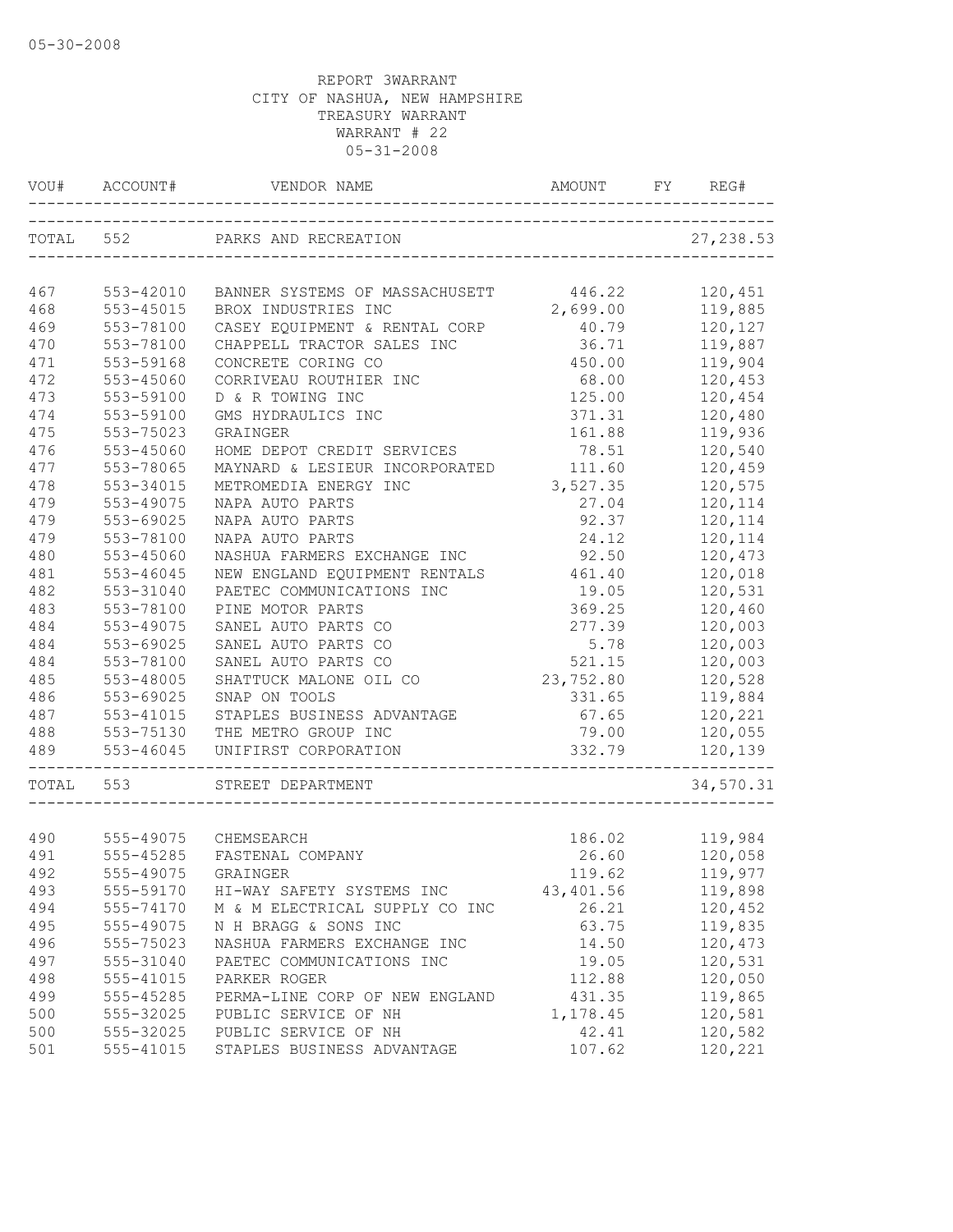05-30-2008

REPORT 3WARRANT
CITY OF NASHUA, NEW HAMPSHIRE
TREASURY WARRANT
WARRANT # 22
05-31-2008

| VOU# | ACCOUNT# | VENDOR NAME | AMOUNT | FY | REG# |
|---|---|---|---|---|---|
| TOTAL | 552 | PARKS AND RECREATION | | | 27,238.53 |
| 467 | 553-42010 | BANNER SYSTEMS OF MASSACHUSETT | 446.22 | | 120,451 |
| 468 | 553-45015 | BROX INDUSTRIES INC | 2,699.00 | | 119,885 |
| 469 | 553-78100 | CASEY EQUIPMENT & RENTAL CORP | 40.79 | | 120,127 |
| 470 | 553-78100 | CHAPPELL TRACTOR SALES INC | 36.71 | | 119,887 |
| 471 | 553-59168 | CONCRETE CORING CO | 450.00 | | 119,904 |
| 472 | 553-45060 | CORRIVEAU ROUTHIER INC | 68.00 | | 120,453 |
| 473 | 553-59100 | D & R TOWING INC | 125.00 | | 120,454 |
| 474 | 553-59100 | GMS HYDRAULICS INC | 371.31 | | 120,480 |
| 475 | 553-75023 | GRAINGER | 161.88 | | 119,936 |
| 476 | 553-45060 | HOME DEPOT CREDIT SERVICES | 78.51 | | 120,540 |
| 477 | 553-78065 | MAYNARD & LESIEUR INCORPORATED | 111.60 | | 120,459 |
| 478 | 553-34015 | METROMEDIA ENERGY INC | 3,527.35 | | 120,575 |
| 479 | 553-49075 | NAPA AUTO PARTS | 27.04 | | 120,114 |
| 479 | 553-69025 | NAPA AUTO PARTS | 92.37 | | 120,114 |
| 479 | 553-78100 | NAPA AUTO PARTS | 24.12 | | 120,114 |
| 480 | 553-45060 | NASHUA FARMERS EXCHANGE INC | 92.50 | | 120,473 |
| 481 | 553-46045 | NEW ENGLAND EQUIPMENT RENTALS | 461.40 | | 120,018 |
| 482 | 553-31040 | PAETEC COMMUNICATIONS INC | 19.05 | | 120,531 |
| 483 | 553-78100 | PINE MOTOR PARTS | 369.25 | | 120,460 |
| 484 | 553-49075 | SANEL AUTO PARTS CO | 277.39 | | 120,003 |
| 484 | 553-69025 | SANEL AUTO PARTS CO | 5.78 | | 120,003 |
| 484 | 553-78100 | SANEL AUTO PARTS CO | 521.15 | | 120,003 |
| 485 | 553-48005 | SHATTUCK MALONE OIL CO | 23,752.80 | | 120,528 |
| 486 | 553-69025 | SNAP ON TOOLS | 331.65 | | 119,884 |
| 487 | 553-41015 | STAPLES BUSINESS ADVANTAGE | 67.65 | | 120,221 |
| 488 | 553-75130 | THE METRO GROUP INC | 79.00 | | 120,055 |
| 489 | 553-46045 | UNIFIRST CORPORATION | 332.79 | | 120,139 |
| TOTAL | 553 | STREET DEPARTMENT | | | 34,570.31 |
| 490 | 555-49075 | CHEMSEARCH | 186.02 | | 119,984 |
| 491 | 555-45285 | FASTENAL COMPANY | 26.60 | | 120,058 |
| 492 | 555-49075 | GRAINGER | 119.62 | | 119,977 |
| 493 | 555-59170 | HI-WAY SAFETY SYSTEMS INC | 43,401.56 | | 119,898 |
| 494 | 555-74170 | M & M ELECTRICAL SUPPLY CO INC | 26.21 | | 120,452 |
| 495 | 555-49075 | N H BRAGG & SONS INC | 63.75 | | 119,835 |
| 496 | 555-75023 | NASHUA FARMERS EXCHANGE INC | 14.50 | | 120,473 |
| 497 | 555-31040 | PAETEC COMMUNICATIONS INC | 19.05 | | 120,531 |
| 498 | 555-41015 | PARKER ROGER | 112.88 | | 120,050 |
| 499 | 555-45285 | PERMA-LINE CORP OF NEW ENGLAND | 431.35 | | 119,865 |
| 500 | 555-32025 | PUBLIC SERVICE OF NH | 1,178.45 | | 120,581 |
| 500 | 555-32025 | PUBLIC SERVICE OF NH | 42.41 | | 120,582 |
| 501 | 555-41015 | STAPLES BUSINESS ADVANTAGE | 107.62 | | 120,221 |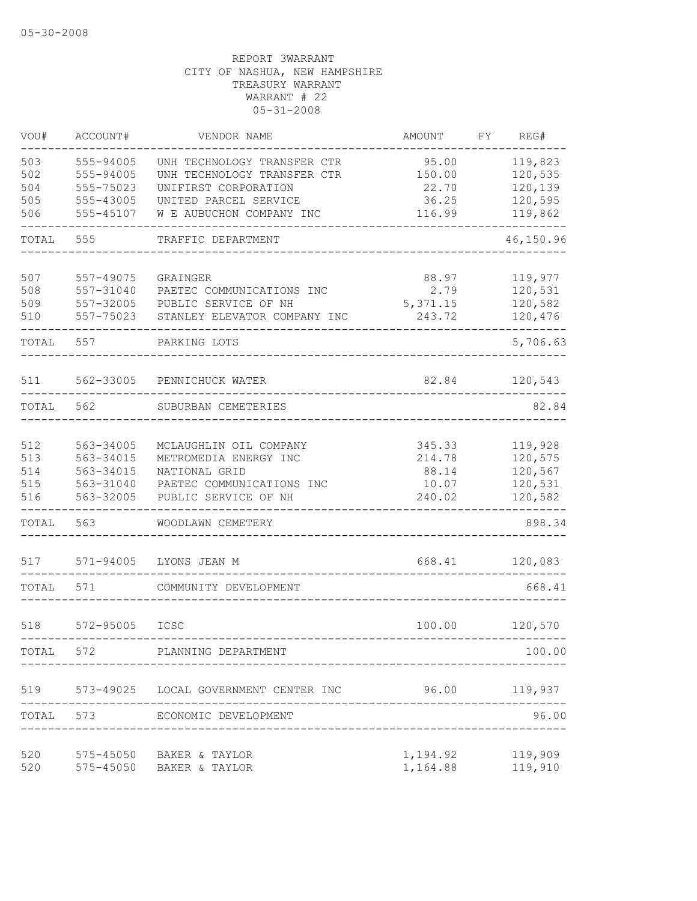05-30-2008

REPORT 3WARRANT
CITY OF NASHUA, NEW HAMPSHIRE
TREASURY WARRANT
WARRANT # 22
05-31-2008

| VOU# | ACCOUNT# | VENDOR NAME | AMOUNT | FY | REG# |
|---|---|---|---|---|---|
| 503 | 555-94005 | UNH TECHNOLOGY TRANSFER CTR | 95.00 | | 119,823 |
| 502 | 555-94005 | UNH TECHNOLOGY TRANSFER CTR | 150.00 | | 120,535 |
| 504 | 555-75023 | UNIFIRST CORPORATION | 22.70 | | 120,139 |
| 505 | 555-43005 | UNITED PARCEL SERVICE | 36.25 | | 120,595 |
| 506 | 555-45107 | W E AUBUCHON COMPANY INC | 116.99 | | 119,862 |
| TOTAL | 555 | TRAFFIC DEPARTMENT | | | 46,150.96 |
| 507 | 557-49075 | GRAINGER | 88.97 | | 119,977 |
| 508 | 557-31040 | PAETEC COMMUNICATIONS INC | 2.79 | | 120,531 |
| 509 | 557-32005 | PUBLIC SERVICE OF NH | 5,371.15 | | 120,582 |
| 510 | 557-75023 | STANLEY ELEVATOR COMPANY INC | 243.72 | | 120,476 |
| TOTAL | 557 | PARKING LOTS | | | 5,706.63 |
| 511 | 562-33005 | PENNICHUCK WATER | 82.84 | | 120,543 |
| TOTAL | 562 | SUBURBAN CEMETERIES | | | 82.84 |
| 512 | 563-34005 | MCLAUGHLIN OIL COMPANY | 345.33 | | 119,928 |
| 513 | 563-34015 | METROMEDIA ENERGY INC | 214.78 | | 120,575 |
| 514 | 563-34015 | NATIONAL GRID | 88.14 | | 120,567 |
| 515 | 563-31040 | PAETEC COMMUNICATIONS INC | 10.07 | | 120,531 |
| 516 | 563-32005 | PUBLIC SERVICE OF NH | 240.02 | | 120,582 |
| TOTAL | 563 | WOODLAWN CEMETERY | | | 898.34 |
| 517 | 571-94005 | LYONS JEAN M | 668.41 | | 120,083 |
| TOTAL | 571 | COMMUNITY DEVELOPMENT | | | 668.41 |
| 518 | 572-95005 | ICSC | 100.00 | | 120,570 |
| TOTAL | 572 | PLANNING DEPARTMENT | | | 100.00 |
| 519 | 573-49025 | LOCAL GOVERNMENT CENTER INC | 96.00 | | 119,937 |
| TOTAL | 573 | ECONOMIC DEVELOPMENT | | | 96.00 |
| 520 | 575-45050 | BAKER & TAYLOR | 1,194.92 | | 119,909 |
| 520 | 575-45050 | BAKER & TAYLOR | 1,164.88 | | 119,910 |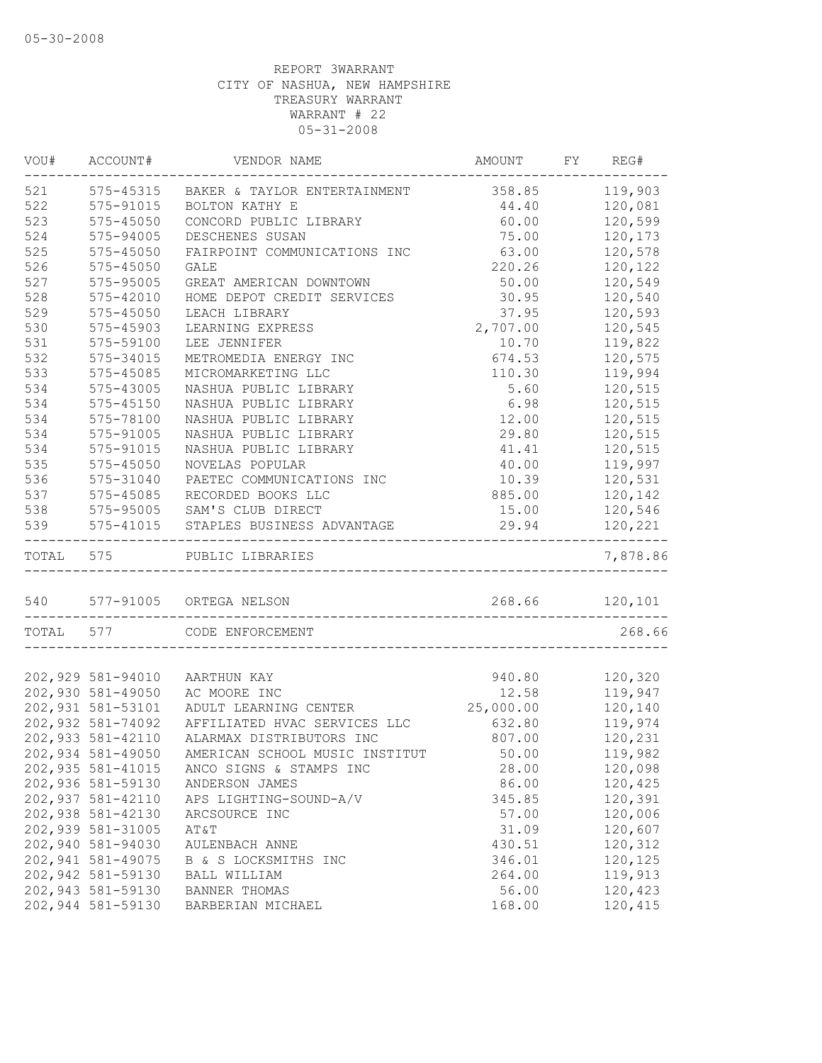05-30-2008

REPORT 3WARRANT
CITY OF NASHUA, NEW HAMPSHIRE
TREASURY WARRANT
WARRANT # 22
05-31-2008

| VOU# | ACCOUNT# | VENDOR NAME | AMOUNT | FY | REG# |
|---|---|---|---|---|---|
| 521 | 575-45315 | BAKER & TAYLOR ENTERTAINMENT | 358.85 | | 119,903 |
| 522 | 575-91015 | BOLTON KATHY E | 44.40 | | 120,081 |
| 523 | 575-45050 | CONCORD PUBLIC LIBRARY | 60.00 | | 120,599 |
| 524 | 575-94005 | DESCHENES SUSAN | 75.00 | | 120,173 |
| 525 | 575-45050 | FAIRPOINT COMMUNICATIONS INC | 63.00 | | 120,578 |
| 526 | 575-45050 | GALE | 220.26 | | 120,122 |
| 527 | 575-95005 | GREAT AMERICAN DOWNTOWN | 50.00 | | 120,549 |
| 528 | 575-42010 | HOME DEPOT CREDIT SERVICES | 30.95 | | 120,540 |
| 529 | 575-45050 | LEACH LIBRARY | 37.95 | | 120,593 |
| 530 | 575-45903 | LEARNING EXPRESS | 2,707.00 | | 120,545 |
| 531 | 575-59100 | LEE JENNIFER | 10.70 | | 119,822 |
| 532 | 575-34015 | METROMEDIA ENERGY INC | 674.53 | | 120,575 |
| 533 | 575-45085 | MICROMARKETING LLC | 110.30 | | 119,994 |
| 534 | 575-43005 | NASHUA PUBLIC LIBRARY | 5.60 | | 120,515 |
| 534 | 575-45150 | NASHUA PUBLIC LIBRARY | 6.98 | | 120,515 |
| 534 | 575-78100 | NASHUA PUBLIC LIBRARY | 12.00 | | 120,515 |
| 534 | 575-91005 | NASHUA PUBLIC LIBRARY | 29.80 | | 120,515 |
| 534 | 575-91015 | NASHUA PUBLIC LIBRARY | 41.41 | | 120,515 |
| 535 | 575-45050 | NOVELAS POPULAR | 40.00 | | 119,997 |
| 536 | 575-31040 | PAETEC COMMUNICATIONS INC | 10.39 | | 120,531 |
| 537 | 575-45085 | RECORDED BOOKS LLC | 885.00 | | 120,142 |
| 538 | 575-95005 | SAM'S CLUB DIRECT | 15.00 | | 120,546 |
| 539 | 575-41015 | STAPLES BUSINESS ADVANTAGE | 29.94 | | 120,221 |
| TOTAL | 575 | PUBLIC LIBRARIES | | | 7,878.86 |
| 540 | 577-91005 | ORTEGA NELSON | 268.66 | | 120,101 |
| TOTAL | 577 | CODE ENFORCEMENT | | | 268.66 |
| 202,929 | 581-94010 | AARTHUN KAY | 940.80 | | 120,320 |
| 202,930 | 581-49050 | AC MOORE INC | 12.58 | | 119,947 |
| 202,931 | 581-53101 | ADULT LEARNING CENTER | 25,000.00 | | 120,140 |
| 202,932 | 581-74092 | AFFILIATED HVAC SERVICES LLC | 632.80 | | 119,974 |
| 202,933 | 581-42110 | ALARMAX DISTRIBUTORS INC | 807.00 | | 120,231 |
| 202,934 | 581-49050 | AMERICAN SCHOOL MUSIC INSTITUT | 50.00 | | 119,982 |
| 202,935 | 581-41015 | ANCO SIGNS & STAMPS INC | 28.00 | | 120,098 |
| 202,936 | 581-59130 | ANDERSON JAMES | 86.00 | | 120,425 |
| 202,937 | 581-42110 | APS LIGHTING-SOUND-A/V | 345.85 | | 120,391 |
| 202,938 | 581-42130 | ARCSOURCE INC | 57.00 | | 120,006 |
| 202,939 | 581-31005 | AT&T | 31.09 | | 120,607 |
| 202,940 | 581-94030 | AULENBACH ANNE | 430.51 | | 120,312 |
| 202,941 | 581-49075 | B & S LOCKSMITHS INC | 346.01 | | 120,125 |
| 202,942 | 581-59130 | BALL WILLIAM | 264.00 | | 119,913 |
| 202,943 | 581-59130 | BANNER THOMAS | 56.00 | | 120,423 |
| 202,944 | 581-59130 | BARBERIAN MICHAEL | 168.00 | | 120,415 |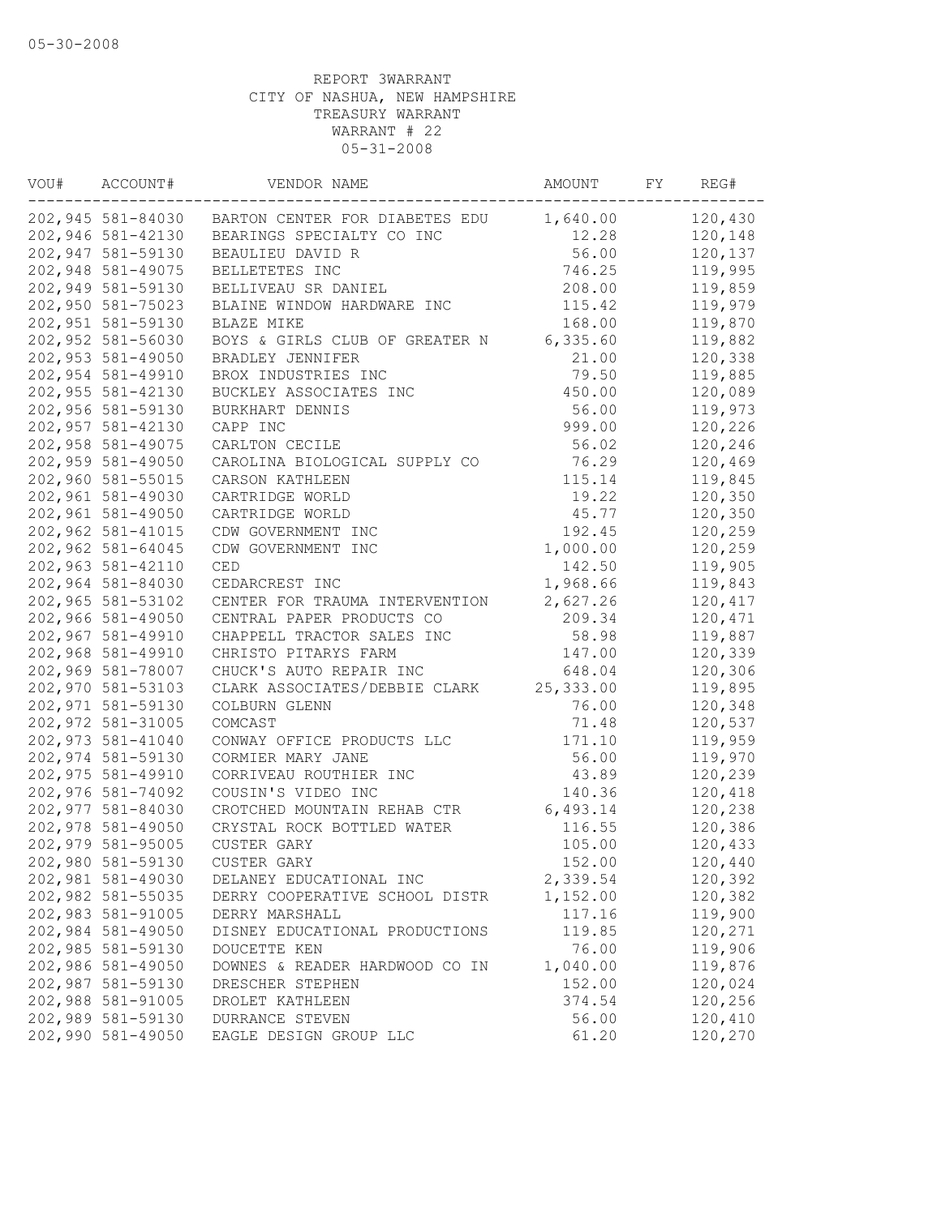05-30-2008

REPORT 3WARRANT
CITY OF NASHUA, NEW HAMPSHIRE
TREASURY WARRANT
WARRANT # 22
05-31-2008

| VOU# | ACCOUNT# | VENDOR NAME | AMOUNT | FY | REG# |
|---|---|---|---|---|---|
| 202,945 | 581-84030 | BARTON CENTER FOR DIABETES EDU | 1,640.00 | | 120,430 |
| 202,946 | 581-42130 | BEARINGS SPECIALTY CO INC | 12.28 | | 120,148 |
| 202,947 | 581-59130 | BEAULIEU DAVID R | 56.00 | | 120,137 |
| 202,948 | 581-49075 | BELLETETES INC | 746.25 | | 119,995 |
| 202,949 | 581-59130 | BELLIVEAU SR DANIEL | 208.00 | | 119,859 |
| 202,950 | 581-75023 | BLAINE WINDOW HARDWARE INC | 115.42 | | 119,979 |
| 202,951 | 581-59130 | BLAZE MIKE | 168.00 | | 119,870 |
| 202,952 | 581-56030 | BOYS & GIRLS CLUB OF GREATER N | 6,335.60 | | 119,882 |
| 202,953 | 581-49050 | BRADLEY JENNIFER | 21.00 | | 120,338 |
| 202,954 | 581-49910 | BROX INDUSTRIES INC | 79.50 | | 119,885 |
| 202,955 | 581-42130 | BUCKLEY ASSOCIATES INC | 450.00 | | 120,089 |
| 202,956 | 581-59130 | BURKHART DENNIS | 56.00 | | 119,973 |
| 202,957 | 581-42130 | CAPP INC | 999.00 | | 120,226 |
| 202,958 | 581-49075 | CARLTON CECILE | 56.02 | | 120,246 |
| 202,959 | 581-49050 | CAROLINA BIOLOGICAL SUPPLY CO | 76.29 | | 120,469 |
| 202,960 | 581-55015 | CARSON KATHLEEN | 115.14 | | 119,845 |
| 202,961 | 581-49030 | CARTRIDGE WORLD | 19.22 | | 120,350 |
| 202,961 | 581-49050 | CARTRIDGE WORLD | 45.77 | | 120,350 |
| 202,962 | 581-41015 | CDW GOVERNMENT INC | 192.45 | | 120,259 |
| 202,962 | 581-64045 | CDW GOVERNMENT INC | 1,000.00 | | 120,259 |
| 202,963 | 581-42110 | CED | 142.50 | | 119,905 |
| 202,964 | 581-84030 | CEDARCREST INC | 1,968.66 | | 119,843 |
| 202,965 | 581-53102 | CENTER FOR TRAUMA INTERVENTION | 2,627.26 | | 120,417 |
| 202,966 | 581-49050 | CENTRAL PAPER PRODUCTS CO | 209.34 | | 120,471 |
| 202,967 | 581-49910 | CHAPPELL TRACTOR SALES INC | 58.98 | | 119,887 |
| 202,968 | 581-49910 | CHRISTO PITARYS FARM | 147.00 | | 120,339 |
| 202,969 | 581-78007 | CHUCK'S AUTO REPAIR INC | 648.04 | | 120,306 |
| 202,970 | 581-53103 | CLARK ASSOCIATES/DEBBIE CLARK | 25,333.00 | | 119,895 |
| 202,971 | 581-59130 | COLBURN GLENN | 76.00 | | 120,348 |
| 202,972 | 581-31005 | COMCAST | 71.48 | | 120,537 |
| 202,973 | 581-41040 | CONWAY OFFICE PRODUCTS LLC | 171.10 | | 119,959 |
| 202,974 | 581-59130 | CORMIER MARY JANE | 56.00 | | 119,970 |
| 202,975 | 581-49910 | CORRIVEAU ROUTHIER INC | 43.89 | | 120,239 |
| 202,976 | 581-74092 | COUSIN'S VIDEO INC | 140.36 | | 120,418 |
| 202,977 | 581-84030 | CROTCHED MOUNTAIN REHAB CTR | 6,493.14 | | 120,238 |
| 202,978 | 581-49050 | CRYSTAL ROCK BOTTLED WATER | 116.55 | | 120,386 |
| 202,979 | 581-95005 | CUSTER GARY | 105.00 | | 120,433 |
| 202,980 | 581-59130 | CUSTER GARY | 152.00 | | 120,440 |
| 202,981 | 581-49030 | DELANEY EDUCATIONAL INC | 2,339.54 | | 120,392 |
| 202,982 | 581-55035 | DERRY COOPERATIVE SCHOOL DISTR | 1,152.00 | | 120,382 |
| 202,983 | 581-91005 | DERRY MARSHALL | 117.16 | | 119,900 |
| 202,984 | 581-49050 | DISNEY EDUCATIONAL PRODUCTIONS | 119.85 | | 120,271 |
| 202,985 | 581-59130 | DOUCETTE KEN | 76.00 | | 119,906 |
| 202,986 | 581-49050 | DOWNES & READER HARDWOOD CO IN | 1,040.00 | | 119,876 |
| 202,987 | 581-59130 | DRESCHER STEPHEN | 152.00 | | 120,024 |
| 202,988 | 581-91005 | DROLET KATHLEEN | 374.54 | | 120,256 |
| 202,989 | 581-59130 | DURRANCE STEVEN | 56.00 | | 120,410 |
| 202,990 | 581-49050 | EAGLE DESIGN GROUP LLC | 61.20 | | 120,270 |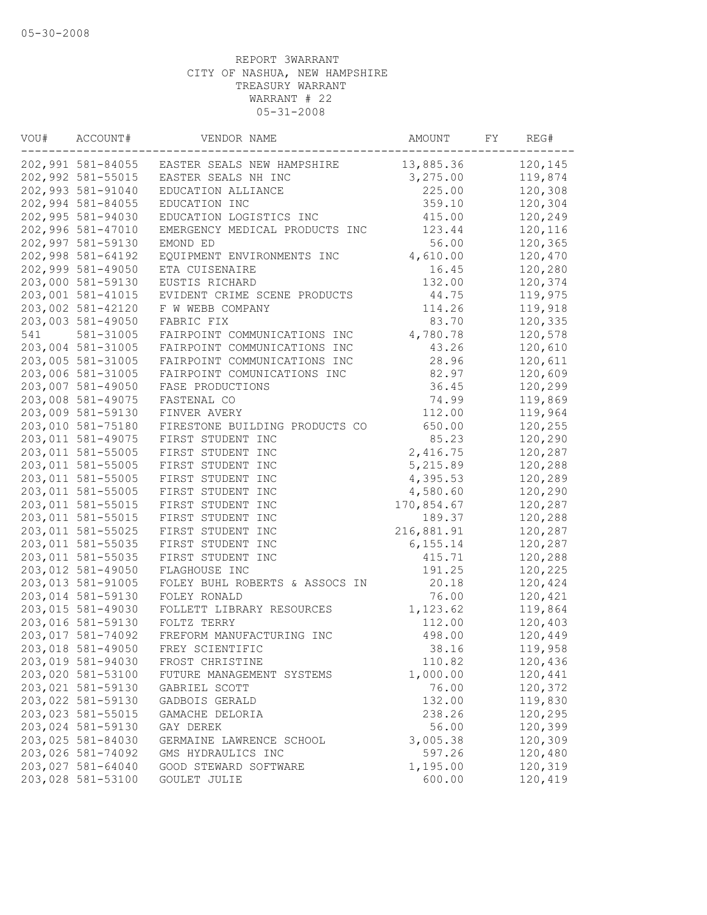05-30-2008

REPORT 3WARRANT
CITY OF NASHUA, NEW HAMPSHIRE
TREASURY WARRANT
WARRANT # 22
05-31-2008

| VOU# | ACCOUNT# | VENDOR NAME | AMOUNT | FY | REG# |
|---|---|---|---|---|---|
| 202,991 | 581-84055 | EASTER SEALS NEW HAMPSHIRE | 13,885.36 | | 120,145 |
| 202,992 | 581-55015 | EASTER SEALS NH INC | 3,275.00 | | 119,874 |
| 202,993 | 581-91040 | EDUCATION ALLIANCE | 225.00 | | 120,308 |
| 202,994 | 581-84055 | EDUCATION INC | 359.10 | | 120,304 |
| 202,995 | 581-94030 | EDUCATION LOGISTICS INC | 415.00 | | 120,249 |
| 202,996 | 581-47010 | EMERGENCY MEDICAL PRODUCTS INC | 123.44 | | 120,116 |
| 202,997 | 581-59130 | EMOND ED | 56.00 | | 120,365 |
| 202,998 | 581-64192 | EQUIPMENT ENVIRONMENTS INC | 4,610.00 | | 120,470 |
| 202,999 | 581-49050 | ETA CUISENAIRE | 16.45 | | 120,280 |
| 203,000 | 581-59130 | EUSTIS RICHARD | 132.00 | | 120,374 |
| 203,001 | 581-41015 | EVIDENT CRIME SCENE PRODUCTS | 44.75 | | 119,975 |
| 203,002 | 581-42120 | F W WEBB COMPANY | 114.26 | | 119,918 |
| 203,003 | 581-49050 | FABRIC FIX | 83.70 | | 120,335 |
| 541 | 581-31005 | FAIRPOINT COMMUNICATIONS INC | 4,780.78 | | 120,578 |
| 203,004 | 581-31005 | FAIRPOINT COMMUNICATIONS INC | 43.26 | | 120,610 |
| 203,005 | 581-31005 | FAIRPOINT COMMUNICATIONS INC | 28.96 | | 120,611 |
| 203,006 | 581-31005 | FAIRPOINT COMUNICATIONS INC | 82.97 | | 120,609 |
| 203,007 | 581-49050 | FASE PRODUCTIONS | 36.45 | | 120,299 |
| 203,008 | 581-49075 | FASTENAL CO | 74.99 | | 119,869 |
| 203,009 | 581-59130 | FINVER AVERY | 112.00 | | 119,964 |
| 203,010 | 581-75180 | FIRESTONE BUILDING PRODUCTS CO | 650.00 | | 120,255 |
| 203,011 | 581-49075 | FIRST STUDENT INC | 85.23 | | 120,290 |
| 203,011 | 581-55005 | FIRST STUDENT INC | 2,416.75 | | 120,287 |
| 203,011 | 581-55005 | FIRST STUDENT INC | 5,215.89 | | 120,288 |
| 203,011 | 581-55005 | FIRST STUDENT INC | 4,395.53 | | 120,289 |
| 203,011 | 581-55005 | FIRST STUDENT INC | 4,580.60 | | 120,290 |
| 203,011 | 581-55015 | FIRST STUDENT INC | 170,854.67 | | 120,287 |
| 203,011 | 581-55015 | FIRST STUDENT INC | 189.37 | | 120,288 |
| 203,011 | 581-55025 | FIRST STUDENT INC | 216,881.91 | | 120,287 |
| 203,011 | 581-55035 | FIRST STUDENT INC | 6,155.14 | | 120,287 |
| 203,011 | 581-55035 | FIRST STUDENT INC | 415.71 | | 120,288 |
| 203,012 | 581-49050 | FLAGHOUSE INC | 191.25 | | 120,225 |
| 203,013 | 581-91005 | FOLEY BUHL ROBERTS & ASSOCS IN | 20.18 | | 120,424 |
| 203,014 | 581-59130 | FOLEY RONALD | 76.00 | | 120,421 |
| 203,015 | 581-49030 | FOLLETT LIBRARY RESOURCES | 1,123.62 | | 119,864 |
| 203,016 | 581-59130 | FOLTZ TERRY | 112.00 | | 120,403 |
| 203,017 | 581-74092 | FREFORM MANUFACTURING INC | 498.00 | | 120,449 |
| 203,018 | 581-49050 | FREY SCIENTIFIC | 38.16 | | 119,958 |
| 203,019 | 581-94030 | FROST CHRISTINE | 110.82 | | 120,436 |
| 203,020 | 581-53100 | FUTURE MANAGEMENT SYSTEMS | 1,000.00 | | 120,441 |
| 203,021 | 581-59130 | GABRIEL SCOTT | 76.00 | | 120,372 |
| 203,022 | 581-59130 | GADBOIS GERALD | 132.00 | | 119,830 |
| 203,023 | 581-55015 | GAMACHE DELORIA | 238.26 | | 120,295 |
| 203,024 | 581-59130 | GAY DEREK | 56.00 | | 120,399 |
| 203,025 | 581-84030 | GERMAINE LAWRENCE SCHOOL | 3,005.38 | | 120,309 |
| 203,026 | 581-74092 | GMS HYDRAULICS INC | 597.26 | | 120,480 |
| 203,027 | 581-64040 | GOOD STEWARD SOFTWARE | 1,195.00 | | 120,319 |
| 203,028 | 581-53100 | GOULET JULIE | 600.00 | | 120,419 |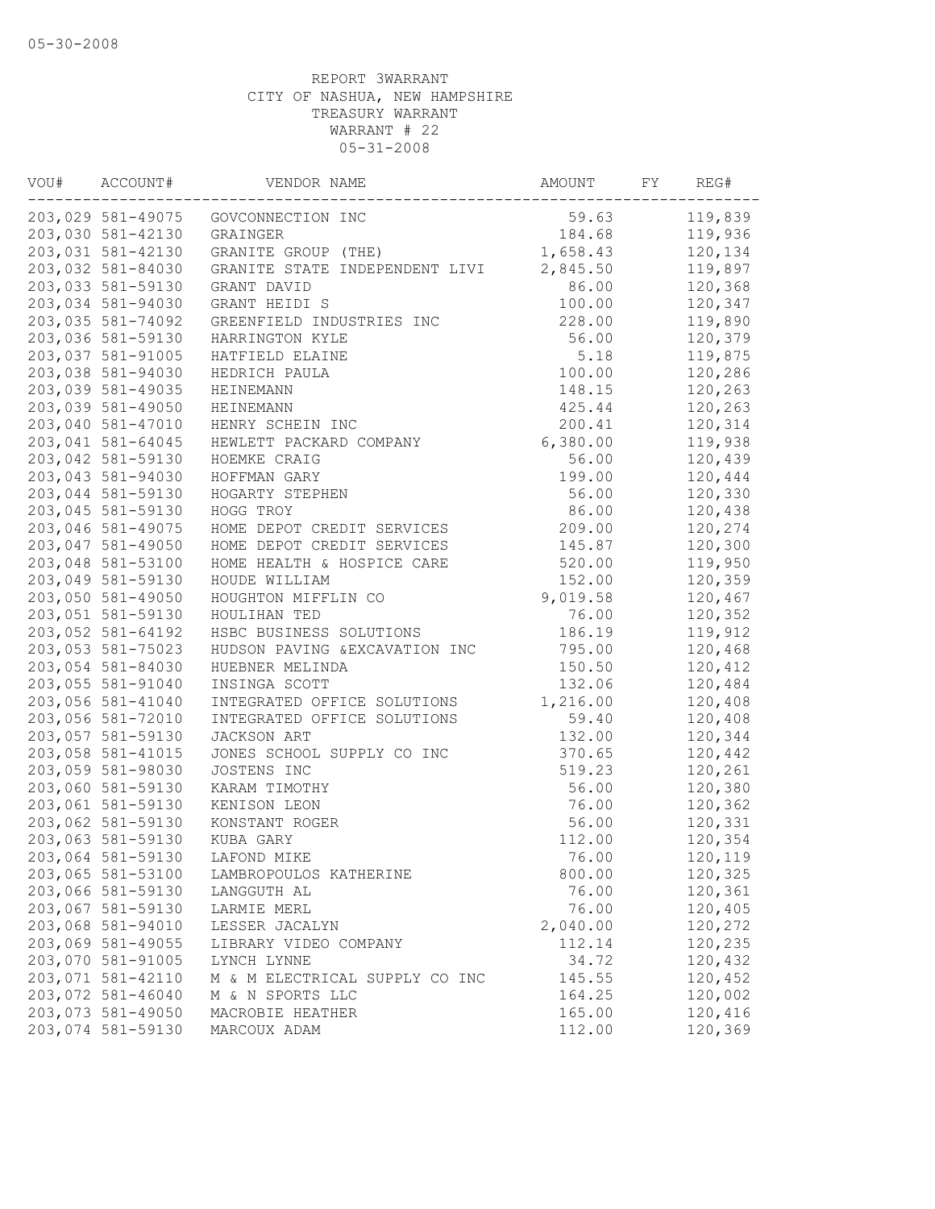05-30-2008

REPORT 3WARRANT
CITY OF NASHUA, NEW HAMPSHIRE
TREASURY WARRANT
WARRANT # 22
05-31-2008

| VOU# | ACCOUNT# | VENDOR NAME | AMOUNT | FY | REG# |
|---|---|---|---|---|---|
| 203,029 | 581-49075 | GOVCONNECTION INC | 59.63 | | 119,839 |
| 203,030 | 581-42130 | GRAINGER | 184.68 | | 119,936 |
| 203,031 | 581-42130 | GRANITE GROUP (THE) | 1,658.43 | | 120,134 |
| 203,032 | 581-84030 | GRANITE STATE INDEPENDENT LIVI | 2,845.50 | | 119,897 |
| 203,033 | 581-59130 | GRANT DAVID | 86.00 | | 120,368 |
| 203,034 | 581-94030 | GRANT HEIDI S | 100.00 | | 120,347 |
| 203,035 | 581-74092 | GREENFIELD INDUSTRIES INC | 228.00 | | 119,890 |
| 203,036 | 581-59130 | HARRINGTON KYLE | 56.00 | | 120,379 |
| 203,037 | 581-91005 | HATFIELD ELAINE | 5.18 | | 119,875 |
| 203,038 | 581-94030 | HEDRICH PAULA | 100.00 | | 120,286 |
| 203,039 | 581-49035 | HEINEMANN | 148.15 | | 120,263 |
| 203,039 | 581-49050 | HEINEMANN | 425.44 | | 120,263 |
| 203,040 | 581-47010 | HENRY SCHEIN INC | 200.41 | | 120,314 |
| 203,041 | 581-64045 | HEWLETT PACKARD COMPANY | 6,380.00 | | 119,938 |
| 203,042 | 581-59130 | HOEMKE CRAIG | 56.00 | | 120,439 |
| 203,043 | 581-94030 | HOFFMAN GARY | 199.00 | | 120,444 |
| 203,044 | 581-59130 | HOGARTY STEPHEN | 56.00 | | 120,330 |
| 203,045 | 581-59130 | HOGG TROY | 86.00 | | 120,438 |
| 203,046 | 581-49075 | HOME DEPOT CREDIT SERVICES | 209.00 | | 120,274 |
| 203,047 | 581-49050 | HOME DEPOT CREDIT SERVICES | 145.87 | | 120,300 |
| 203,048 | 581-53100 | HOME HEALTH & HOSPICE CARE | 520.00 | | 119,950 |
| 203,049 | 581-59130 | HOUDE WILLIAM | 152.00 | | 120,359 |
| 203,050 | 581-49050 | HOUGHTON MIFFLIN CO | 9,019.58 | | 120,467 |
| 203,051 | 581-59130 | HOULIHAN TED | 76.00 | | 120,352 |
| 203,052 | 581-64192 | HSBC BUSINESS SOLUTIONS | 186.19 | | 119,912 |
| 203,053 | 581-75023 | HUDSON PAVING &EXCAVATION INC | 795.00 | | 120,468 |
| 203,054 | 581-84030 | HUEBNER MELINDA | 150.50 | | 120,412 |
| 203,055 | 581-91040 | INSINGA SCOTT | 132.06 | | 120,484 |
| 203,056 | 581-41040 | INTEGRATED OFFICE SOLUTIONS | 1,216.00 | | 120,408 |
| 203,056 | 581-72010 | INTEGRATED OFFICE SOLUTIONS | 59.40 | | 120,408 |
| 203,057 | 581-59130 | JACKSON ART | 132.00 | | 120,344 |
| 203,058 | 581-41015 | JONES SCHOOL SUPPLY CO INC | 370.65 | | 120,442 |
| 203,059 | 581-98030 | JOSTENS INC | 519.23 | | 120,261 |
| 203,060 | 581-59130 | KARAM TIMOTHY | 56.00 | | 120,380 |
| 203,061 | 581-59130 | KENISON LEON | 76.00 | | 120,362 |
| 203,062 | 581-59130 | KONSTANT ROGER | 56.00 | | 120,331 |
| 203,063 | 581-59130 | KUBA GARY | 112.00 | | 120,354 |
| 203,064 | 581-59130 | LAFOND MIKE | 76.00 | | 120,119 |
| 203,065 | 581-53100 | LAMBROPOULOS KATHERINE | 800.00 | | 120,325 |
| 203,066 | 581-59130 | LANGGUTH AL | 76.00 | | 120,361 |
| 203,067 | 581-59130 | LARMIE MERL | 76.00 | | 120,405 |
| 203,068 | 581-94010 | LESSER JACALYN | 2,040.00 | | 120,272 |
| 203,069 | 581-49055 | LIBRARY VIDEO COMPANY | 112.14 | | 120,235 |
| 203,070 | 581-91005 | LYNCH LYNNE | 34.72 | | 120,432 |
| 203,071 | 581-42110 | M & M ELECTRICAL SUPPLY CO INC | 145.55 | | 120,452 |
| 203,072 | 581-46040 | M & N SPORTS LLC | 164.25 | | 120,002 |
| 203,073 | 581-49050 | MACROBIE HEATHER | 165.00 | | 120,416 |
| 203,074 | 581-59130 | MARCOUX ADAM | 112.00 | | 120,369 |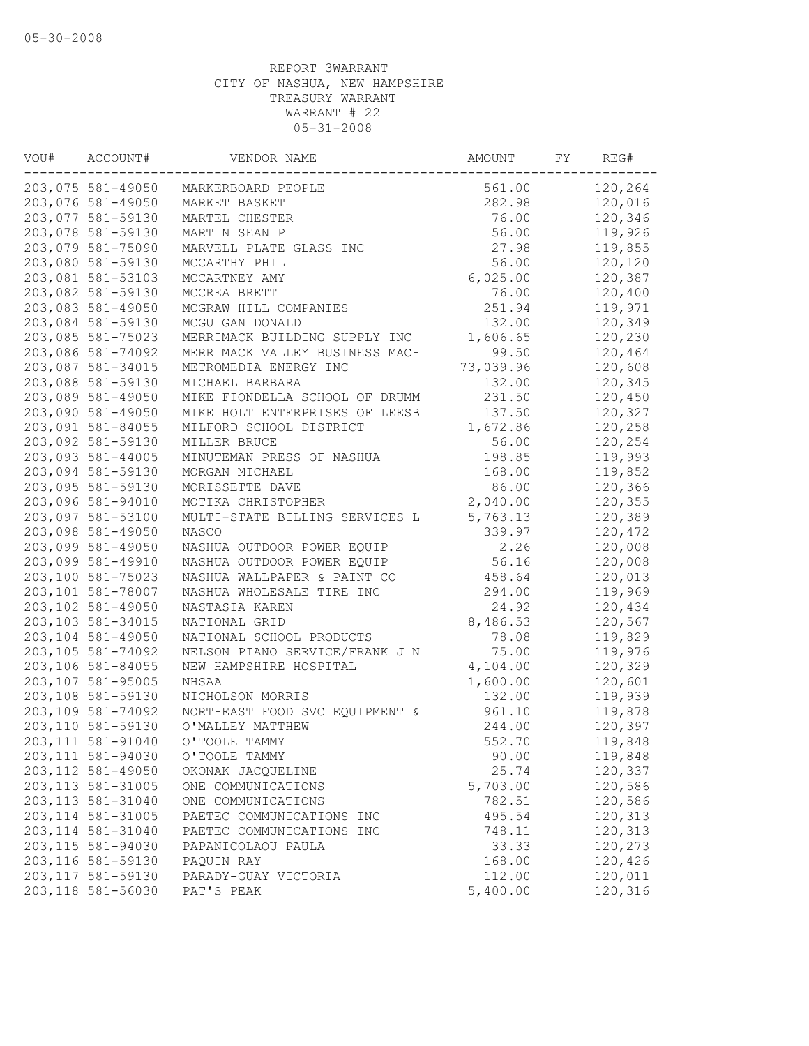05-30-2008

REPORT 3WARRANT
CITY OF NASHUA, NEW HAMPSHIRE
TREASURY WARRANT
WARRANT # 22
05-31-2008

| VOU# | ACCOUNT# | VENDOR NAME | AMOUNT | FY | REG# |
|---|---|---|---|---|---|
| 203,075 | 581-49050 | MARKERBOARD PEOPLE | 561.00 | | 120,264 |
| 203,076 | 581-49050 | MARKET BASKET | 282.98 | | 120,016 |
| 203,077 | 581-59130 | MARTEL CHESTER | 76.00 | | 120,346 |
| 203,078 | 581-59130 | MARTIN SEAN P | 56.00 | | 119,926 |
| 203,079 | 581-75090 | MARVELL PLATE GLASS INC | 27.98 | | 119,855 |
| 203,080 | 581-59130 | MCCARTHY PHIL | 56.00 | | 120,120 |
| 203,081 | 581-53103 | MCCARTNEY AMY | 6,025.00 | | 120,387 |
| 203,082 | 581-59130 | MCCREA BRETT | 76.00 | | 120,400 |
| 203,083 | 581-49050 | MCGRAW HILL COMPANIES | 251.94 | | 119,971 |
| 203,084 | 581-59130 | MCGUIGAN DONALD | 132.00 | | 120,349 |
| 203,085 | 581-75023 | MERRIMACK BUILDING SUPPLY INC | 1,606.65 | | 120,230 |
| 203,086 | 581-74092 | MERRIMACK VALLEY BUSINESS MACH | 99.50 | | 120,464 |
| 203,087 | 581-34015 | METROMEDIA ENERGY INC | 73,039.96 | | 120,608 |
| 203,088 | 581-59130 | MICHAEL BARBARA | 132.00 | | 120,345 |
| 203,089 | 581-49050 | MIKE FIONDELLA SCHOOL OF DRUMM | 231.50 | | 120,450 |
| 203,090 | 581-49050 | MIKE HOLT ENTERPRISES OF LEESB | 137.50 | | 120,327 |
| 203,091 | 581-84055 | MILFORD SCHOOL DISTRICT | 1,672.86 | | 120,258 |
| 203,092 | 581-59130 | MILLER BRUCE | 56.00 | | 120,254 |
| 203,093 | 581-44005 | MINUTEMAN PRESS OF NASHUA | 198.85 | | 119,993 |
| 203,094 | 581-59130 | MORGAN MICHAEL | 168.00 | | 119,852 |
| 203,095 | 581-59130 | MORISSETTE DAVE | 86.00 | | 120,366 |
| 203,096 | 581-94010 | MOTIKA CHRISTOPHER | 2,040.00 | | 120,355 |
| 203,097 | 581-53100 | MULTI-STATE BILLING SERVICES L | 5,763.13 | | 120,389 |
| 203,098 | 581-49050 | NASCO | 339.97 | | 120,472 |
| 203,099 | 581-49050 | NASHUA OUTDOOR POWER EQUIP | 2.26 | | 120,008 |
| 203,099 | 581-49910 | NASHUA OUTDOOR POWER EQUIP | 56.16 | | 120,008 |
| 203,100 | 581-75023 | NASHUA WALLPAPER & PAINT CO | 458.64 | | 120,013 |
| 203,101 | 581-78007 | NASHUA WHOLESALE TIRE INC | 294.00 | | 119,969 |
| 203,102 | 581-49050 | NASTASIA KAREN | 24.92 | | 120,434 |
| 203,103 | 581-34015 | NATIONAL GRID | 8,486.53 | | 120,567 |
| 203,104 | 581-49050 | NATIONAL SCHOOL PRODUCTS | 78.08 | | 119,829 |
| 203,105 | 581-74092 | NELSON PIANO SERVICE/FRANK J N | 75.00 | | 119,976 |
| 203,106 | 581-84055 | NEW HAMPSHIRE HOSPITAL | 4,104.00 | | 120,329 |
| 203,107 | 581-95005 | NHSAA | 1,600.00 | | 120,601 |
| 203,108 | 581-59130 | NICHOLSON MORRIS | 132.00 | | 119,939 |
| 203,109 | 581-74092 | NORTHEAST FOOD SVC EQUIPMENT & | 961.10 | | 119,878 |
| 203,110 | 581-59130 | O'MALLEY MATTHEW | 244.00 | | 120,397 |
| 203,111 | 581-91040 | O'TOOLE TAMMY | 552.70 | | 119,848 |
| 203,111 | 581-94030 | O'TOOLE TAMMY | 90.00 | | 119,848 |
| 203,112 | 581-49050 | OKONAK JACQUELINE | 25.74 | | 120,337 |
| 203,113 | 581-31005 | ONE COMMUNICATIONS | 5,703.00 | | 120,586 |
| 203,113 | 581-31040 | ONE COMMUNICATIONS | 782.51 | | 120,586 |
| 203,114 | 581-31005 | PAETEC COMMUNICATIONS INC | 495.54 | | 120,313 |
| 203,114 | 581-31040 | PAETEC COMMUNICATIONS INC | 748.11 | | 120,313 |
| 203,115 | 581-94030 | PAPANICOLAOU PAULA | 33.33 | | 120,273 |
| 203,116 | 581-59130 | PAQUIN RAY | 168.00 | | 120,426 |
| 203,117 | 581-59130 | PARADY-GUAY VICTORIA | 112.00 | | 120,011 |
| 203,118 | 581-56030 | PAT'S PEAK | 5,400.00 | | 120,316 |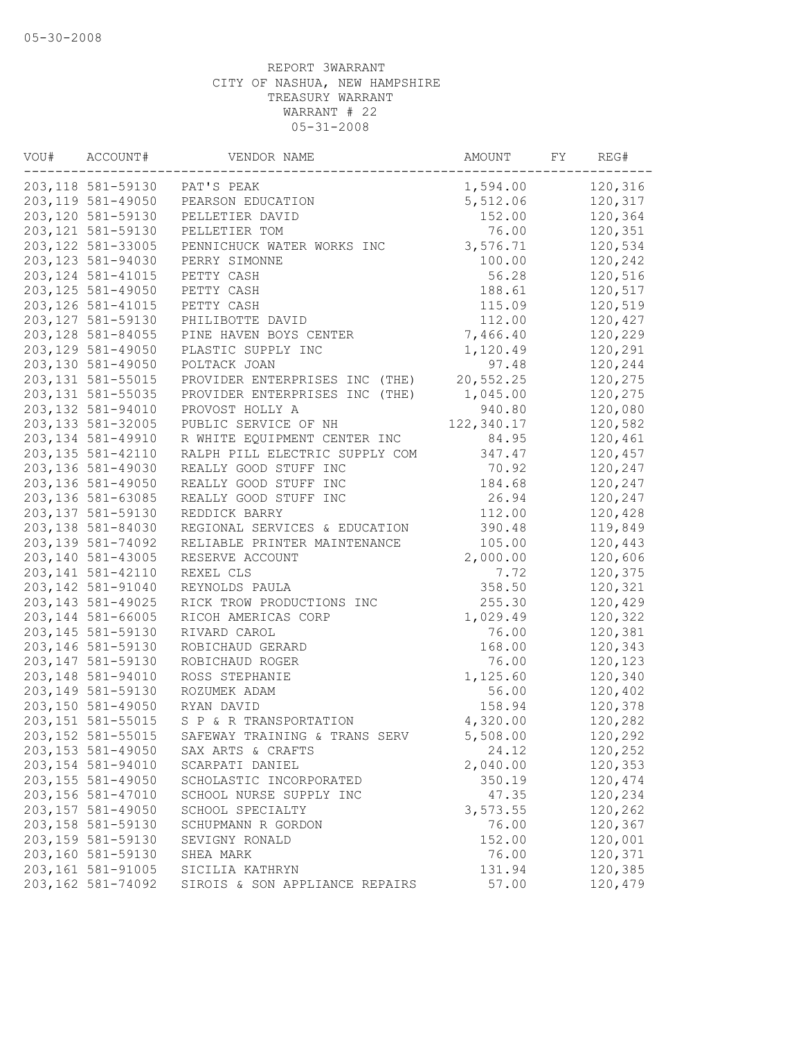05-30-2008

REPORT 3WARRANT
CITY OF NASHUA, NEW HAMPSHIRE
TREASURY WARRANT
WARRANT # 22
05-31-2008

| VOU# | ACCOUNT# | VENDOR NAME | AMOUNT | FY | REG# |
|---|---|---|---|---|---|
| 203,118 | 581-59130 | PAT'S PEAK | 1,594.00 | | 120,316 |
| 203,119 | 581-49050 | PEARSON EDUCATION | 5,512.06 | | 120,317 |
| 203,120 | 581-59130 | PELLETIER DAVID | 152.00 | | 120,364 |
| 203,121 | 581-59130 | PELLETIER TOM | 76.00 | | 120,351 |
| 203,122 | 581-33005 | PENNICHUCK WATER WORKS INC | 3,576.71 | | 120,534 |
| 203,123 | 581-94030 | PERRY SIMONNE | 100.00 | | 120,242 |
| 203,124 | 581-41015 | PETTY CASH | 56.28 | | 120,516 |
| 203,125 | 581-49050 | PETTY CASH | 188.61 | | 120,517 |
| 203,126 | 581-41015 | PETTY CASH | 115.09 | | 120,519 |
| 203,127 | 581-59130 | PHILIBOTTE DAVID | 112.00 | | 120,427 |
| 203,128 | 581-84055 | PINE HAVEN BOYS CENTER | 7,466.40 | | 120,229 |
| 203,129 | 581-49050 | PLASTIC SUPPLY INC | 1,120.49 | | 120,291 |
| 203,130 | 581-49050 | POLTACK JOAN | 97.48 | | 120,244 |
| 203,131 | 581-55015 | PROVIDER ENTERPRISES INC (THE) | 20,552.25 | | 120,275 |
| 203,131 | 581-55035 | PROVIDER ENTERPRISES INC (THE) | 1,045.00 | | 120,275 |
| 203,132 | 581-94010 | PROVOST HOLLY A | 940.80 | | 120,080 |
| 203,133 | 581-32005 | PUBLIC SERVICE OF NH | 122,340.17 | | 120,582 |
| 203,134 | 581-49910 | R WHITE EQUIPMENT CENTER INC | 84.95 | | 120,461 |
| 203,135 | 581-42110 | RALPH PILL ELECTRIC SUPPLY COM | 347.47 | | 120,457 |
| 203,136 | 581-49030 | REALLY GOOD STUFF INC | 70.92 | | 120,247 |
| 203,136 | 581-49050 | REALLY GOOD STUFF INC | 184.68 | | 120,247 |
| 203,136 | 581-63085 | REALLY GOOD STUFF INC | 26.94 | | 120,247 |
| 203,137 | 581-59130 | REDDICK BARRY | 112.00 | | 120,428 |
| 203,138 | 581-84030 | REGIONAL SERVICES & EDUCATION | 390.48 | | 119,849 |
| 203,139 | 581-74092 | RELIABLE PRINTER MAINTENANCE | 105.00 | | 120,443 |
| 203,140 | 581-43005 | RESERVE ACCOUNT | 2,000.00 | | 120,606 |
| 203,141 | 581-42110 | REXEL CLS | 7.72 | | 120,375 |
| 203,142 | 581-91040 | REYNOLDS PAULA | 358.50 | | 120,321 |
| 203,143 | 581-49025 | RICK TROW PRODUCTIONS INC | 255.30 | | 120,429 |
| 203,144 | 581-66005 | RICOH AMERICAS CORP | 1,029.49 | | 120,322 |
| 203,145 | 581-59130 | RIVARD CAROL | 76.00 | | 120,381 |
| 203,146 | 581-59130 | ROBICHAUD GERARD | 168.00 | | 120,343 |
| 203,147 | 581-59130 | ROBICHAUD ROGER | 76.00 | | 120,123 |
| 203,148 | 581-94010 | ROSS STEPHANIE | 1,125.60 | | 120,340 |
| 203,149 | 581-59130 | ROZUMEK ADAM | 56.00 | | 120,402 |
| 203,150 | 581-49050 | RYAN DAVID | 158.94 | | 120,378 |
| 203,151 | 581-55015 | S P & R TRANSPORTATION | 4,320.00 | | 120,282 |
| 203,152 | 581-55015 | SAFEWAY TRAINING & TRANS SERV | 5,508.00 | | 120,292 |
| 203,153 | 581-49050 | SAX ARTS & CRAFTS | 24.12 | | 120,252 |
| 203,154 | 581-94010 | SCARPATI DANIEL | 2,040.00 | | 120,353 |
| 203,155 | 581-49050 | SCHOLASTIC INCORPORATED | 350.19 | | 120,474 |
| 203,156 | 581-47010 | SCHOOL NURSE SUPPLY INC | 47.35 | | 120,234 |
| 203,157 | 581-49050 | SCHOOL SPECIALTY | 3,573.55 | | 120,262 |
| 203,158 | 581-59130 | SCHUPMANN R GORDON | 76.00 | | 120,367 |
| 203,159 | 581-59130 | SEVIGNY RONALD | 152.00 | | 120,001 |
| 203,160 | 581-59130 | SHEA MARK | 76.00 | | 120,371 |
| 203,161 | 581-91005 | SICILIA KATHRYN | 131.94 | | 120,385 |
| 203,162 | 581-74092 | SIROIS & SON APPLIANCE REPAIRS | 57.00 | | 120,479 |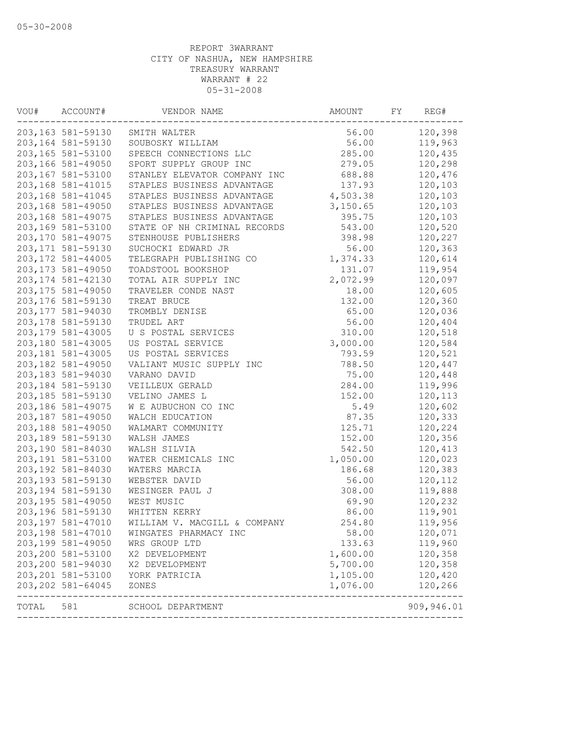05-30-2008

REPORT 3WARRANT
CITY OF NASHUA, NEW HAMPSHIRE
TREASURY WARRANT
WARRANT # 22
05-31-2008

| VOU# | ACCOUNT# | VENDOR NAME | AMOUNT | FY | REG# |
|---|---|---|---|---|---|
| 203,163 | 581-59130 | SMITH WALTER | 56.00 | | 120,398 |
| 203,164 | 581-59130 | SOUBOSKY WILLIAM | 56.00 | | 119,963 |
| 203,165 | 581-53100 | SPEECH CONNECTIONS LLC | 285.00 | | 120,435 |
| 203,166 | 581-49050 | SPORT SUPPLY GROUP INC | 279.05 | | 120,298 |
| 203,167 | 581-53100 | STANLEY ELEVATOR COMPANY INC | 688.88 | | 120,476 |
| 203,168 | 581-41015 | STAPLES BUSINESS ADVANTAGE | 137.93 | | 120,103 |
| 203,168 | 581-41045 | STAPLES BUSINESS ADVANTAGE | 4,503.38 | | 120,103 |
| 203,168 | 581-49050 | STAPLES BUSINESS ADVANTAGE | 3,150.65 | | 120,103 |
| 203,168 | 581-49075 | STAPLES BUSINESS ADVANTAGE | 395.75 | | 120,103 |
| 203,169 | 581-53100 | STATE OF NH CRIMINAL RECORDS | 543.00 | | 120,520 |
| 203,170 | 581-49075 | STENHOUSE PUBLISHERS | 398.98 | | 120,227 |
| 203,171 | 581-59130 | SUCHOCKI EDWARD JR | 56.00 | | 120,363 |
| 203,172 | 581-44005 | TELEGRAPH PUBLISHING CO | 1,374.33 | | 120,614 |
| 203,173 | 581-49050 | TOADSTOOL BOOKSHOP | 131.07 | | 119,954 |
| 203,174 | 581-42130 | TOTAL AIR SUPPLY INC | 2,072.99 | | 120,097 |
| 203,175 | 581-49050 | TRAVELER CONDE NAST | 18.00 | | 120,605 |
| 203,176 | 581-59130 | TREAT BRUCE | 132.00 | | 120,360 |
| 203,177 | 581-94030 | TROMBLY DENISE | 65.00 | | 120,036 |
| 203,178 | 581-59130 | TRUDEL ART | 56.00 | | 120,404 |
| 203,179 | 581-43005 | U S POSTAL SERVICES | 310.00 | | 120,518 |
| 203,180 | 581-43005 | US POSTAL SERVICE | 3,000.00 | | 120,584 |
| 203,181 | 581-43005 | US POSTAL SERVICES | 793.59 | | 120,521 |
| 203,182 | 581-49050 | VALIANT MUSIC SUPPLY INC | 788.50 | | 120,447 |
| 203,183 | 581-94030 | VARANO DAVID | 75.00 | | 120,448 |
| 203,184 | 581-59130 | VEILLEUX GERALD | 284.00 | | 119,996 |
| 203,185 | 581-59130 | VELINO JAMES L | 152.00 | | 120,113 |
| 203,186 | 581-49075 | W E AUBUCHON CO INC | 5.49 | | 120,602 |
| 203,187 | 581-49050 | WALCH EDUCATION | 87.35 | | 120,333 |
| 203,188 | 581-49050 | WALMART COMMUNITY | 125.71 | | 120,224 |
| 203,189 | 581-59130 | WALSH JAMES | 152.00 | | 120,356 |
| 203,190 | 581-84030 | WALSH SILVIA | 542.50 | | 120,413 |
| 203,191 | 581-53100 | WATER CHEMICALS INC | 1,050.00 | | 120,023 |
| 203,192 | 581-84030 | WATERS MARCIA | 186.68 | | 120,383 |
| 203,193 | 581-59130 | WEBSTER DAVID | 56.00 | | 120,112 |
| 203,194 | 581-59130 | WESINGER PAUL J | 308.00 | | 119,888 |
| 203,195 | 581-49050 | WEST MUSIC | 69.90 | | 120,232 |
| 203,196 | 581-59130 | WHITTEN KERRY | 86.00 | | 119,901 |
| 203,197 | 581-47010 | WILLIAM V. MACGILL & COMPANY | 254.80 | | 119,956 |
| 203,198 | 581-47010 | WINGATES PHARMACY INC | 58.00 | | 120,071 |
| 203,199 | 581-49050 | WRS GROUP LTD | 133.63 | | 119,960 |
| 203,200 | 581-53100 | X2 DEVELOPMENT | 1,600.00 | | 120,358 |
| 203,200 | 581-94030 | X2 DEVELOPMENT | 5,700.00 | | 120,358 |
| 203,201 | 581-53100 | YORK PATRICIA | 1,105.00 | | 120,420 |
| 203,202 | 581-64045 | ZONES | 1,076.00 | | 120,266 |
| TOTAL | 581 | SCHOOL DEPARTMENT | | | 909,946.01 |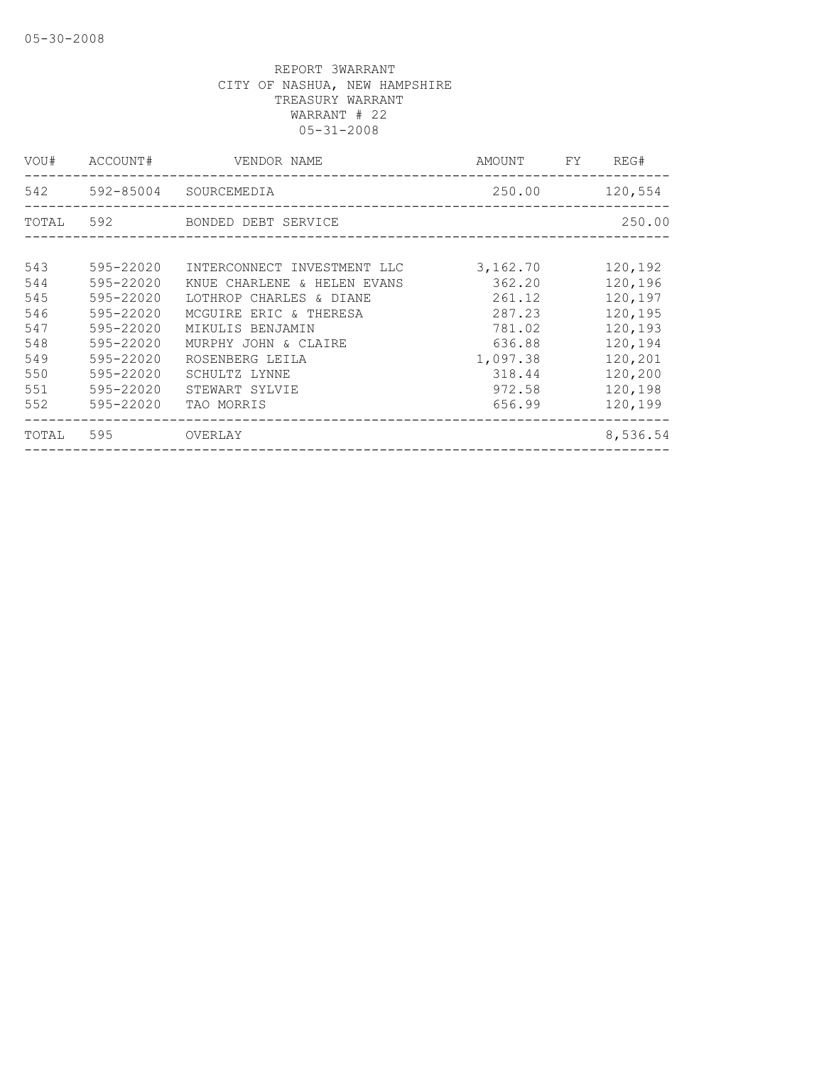REPORT 3WARRANT
CITY OF NASHUA, NEW HAMPSHIRE
TREASURY WARRANT
WARRANT # 22
05-31-2008

| VOU# | ACCOUNT# | VENDOR NAME | AMOUNT | FY | REG# |
|---|---|---|---|---|---|
| 542 | 592-85004 | SOURCEMEDIA | 250.00 | | 120,554 |
| TOTAL | 592 | BONDED DEBT SERVICE | | | 250.00 |
| 543 | 595-22020 | INTERCONNECT INVESTMENT LLC | 3,162.70 | | 120,192 |
| 544 | 595-22020 | KNUE CHARLENE & HELEN EVANS | 362.20 | | 120,196 |
| 545 | 595-22020 | LOTHROP CHARLES & DIANE | 261.12 | | 120,197 |
| 546 | 595-22020 | MCGUIRE ERIC & THERESA | 287.23 | | 120,195 |
| 547 | 595-22020 | MIKULIS BENJAMIN | 781.02 | | 120,193 |
| 548 | 595-22020 | MURPHY JOHN & CLAIRE | 636.88 | | 120,194 |
| 549 | 595-22020 | ROSENBERG LEILA | 1,097.38 | | 120,201 |
| 550 | 595-22020 | SCHULTZ LYNNE | 318.44 | | 120,200 |
| 551 | 595-22020 | STEWART SYLVIE | 972.58 | | 120,198 |
| 552 | 595-22020 | TAO MORRIS | 656.99 | | 120,199 |
| TOTAL | 595 | OVERLAY | | | 8,536.54 |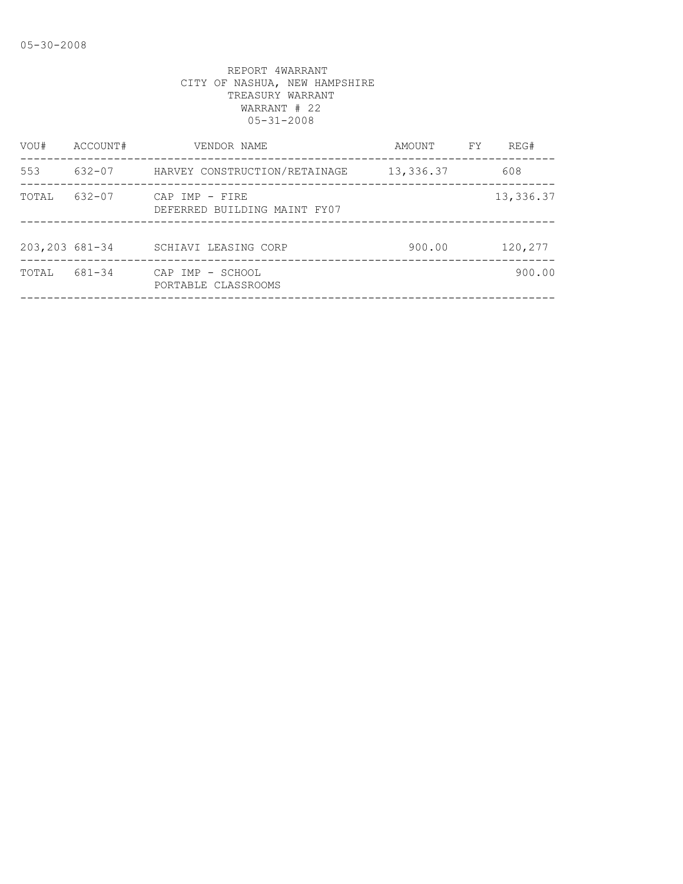REPORT 4WARRANT
CITY OF NASHUA, NEW HAMPSHIRE
TREASURY WARRANT
WARRANT # 22
05-31-2008

| VOU# | ACCOUNT# | VENDOR NAME | AMOUNT | FY | REG# |
|---|---|---|---|---|---|
| 553 | 632-07 | HARVEY CONSTRUCTION/RETAINAGE | 13,336.37 | | 608 |
| TOTAL | 632-07 | CAP IMP - FIRE<br>DEFERRED BUILDING MAINT FY07 | | | 13,336.37 |
| 203,203 | 681-34 | SCHIAVI LEASING CORP | 900.00 | | 120,277 |
| TOTAL | 681-34 | CAP IMP - SCHOOL<br>PORTABLE CLASSROOMS | | | 900.00 |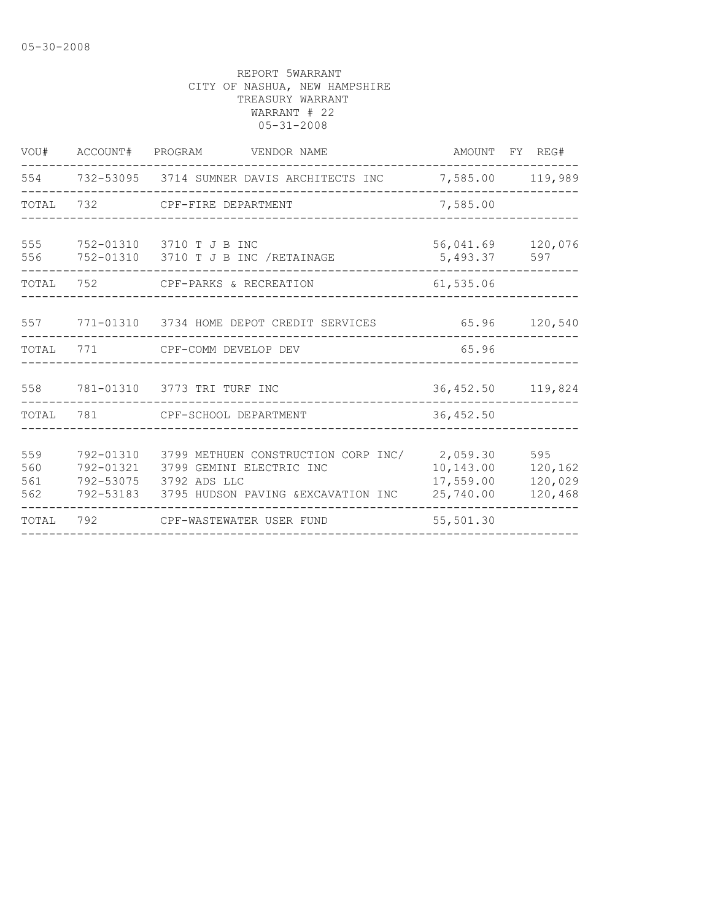REPORT 5WARRANT
CITY OF NASHUA, NEW HAMPSHIRE
TREASURY WARRANT
WARRANT # 22
05-31-2008

| VOU# | ACCOUNT# | PROGRAM | VENDOR NAME | AMOUNT | FY | REG# |
|---|---|---|---|---|---|---|
| 554 | 732-53095 | 3714 | SUMNER DAVIS ARCHITECTS INC | 7,585.00 | | 119,989 |
| TOTAL | 732 | | CPF-FIRE DEPARTMENT | 7,585.00 | | |
| 555 | 752-01310 | 3710 | T J B INC | 56,041.69 | | 120,076 |
| 556 | 752-01310 | 3710 | T J B INC /RETAINAGE | 5,493.37 | | 597 |
| TOTAL | 752 | | CPF-PARKS & RECREATION | 61,535.06 | | |
| 557 | 771-01310 | 3734 | HOME DEPOT CREDIT SERVICES | 65.96 | | 120,540 |
| TOTAL | 771 | | CPF-COMM DEVELOP DEV | 65.96 | | |
| 558 | 781-01310 | 3773 | TRI TURF INC | 36,452.50 | | 119,824 |
| TOTAL | 781 | | CPF-SCHOOL DEPARTMENT | 36,452.50 | | |
| 559 | 792-01310 | 3799 | METHUEN CONSTRUCTION CORP INC/ | 2,059.30 | | 595 |
| 560 | 792-01321 | 3799 | GEMINI ELECTRIC INC | 10,143.00 | | 120,162 |
| 561 | 792-53075 | 3792 | ADS LLC | 17,559.00 | | 120,029 |
| 562 | 792-53183 | 3795 | HUDSON PAVING &EXCAVATION INC | 25,740.00 | | 120,468 |
| TOTAL | 792 | | CPF-WASTEWATER USER FUND | 55,501.30 | | |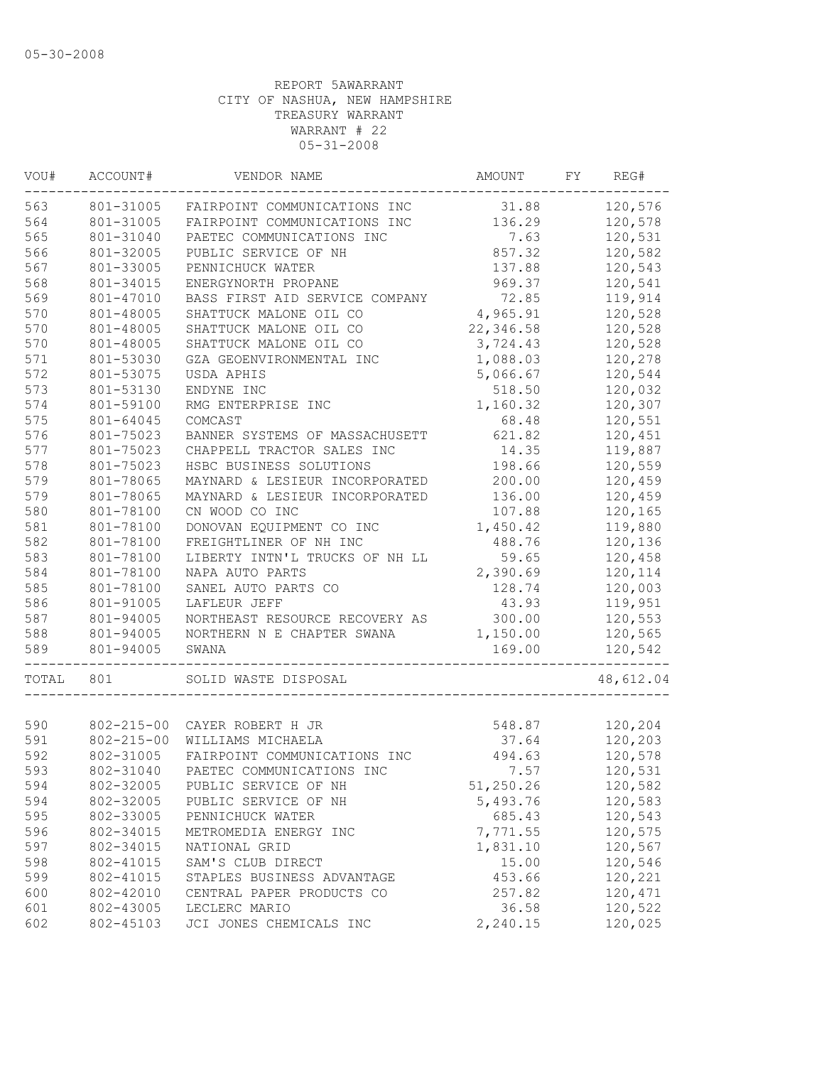05-30-2008

REPORT 5AWARRANT
CITY OF NASHUA, NEW HAMPSHIRE
TREASURY WARRANT
WARRANT # 22
05-31-2008

| VOU# | ACCOUNT# | VENDOR NAME | AMOUNT | FY | REG# |
|---|---|---|---|---|---|
| 563 | 801-31005 | FAIRPOINT COMMUNICATIONS INC | 31.88 | | 120,576 |
| 564 | 801-31005 | FAIRPOINT COMMUNICATIONS INC | 136.29 | | 120,578 |
| 565 | 801-31040 | PAETEC COMMUNICATIONS INC | 7.63 | | 120,531 |
| 566 | 801-32005 | PUBLIC SERVICE OF NH | 857.32 | | 120,582 |
| 567 | 801-33005 | PENNICHUCK WATER | 137.88 | | 120,543 |
| 568 | 801-34015 | ENERGYNORTH PROPANE | 969.37 | | 120,541 |
| 569 | 801-47010 | BASS FIRST AID SERVICE COMPANY | 72.85 | | 119,914 |
| 570 | 801-48005 | SHATTUCK MALONE OIL CO | 4,965.91 | | 120,528 |
| 570 | 801-48005 | SHATTUCK MALONE OIL CO | 22,346.58 | | 120,528 |
| 570 | 801-48005 | SHATTUCK MALONE OIL CO | 3,724.43 | | 120,528 |
| 571 | 801-53030 | GZA GEOENVIRONMENTAL INC | 1,088.03 | | 120,278 |
| 572 | 801-53075 | USDA APHIS | 5,066.67 | | 120,544 |
| 573 | 801-53130 | ENDYNE INC | 518.50 | | 120,032 |
| 574 | 801-59100 | RMG ENTERPRISE INC | 1,160.32 | | 120,307 |
| 575 | 801-64045 | COMCAST | 68.48 | | 120,551 |
| 576 | 801-75023 | BANNER SYSTEMS OF MASSACHUSETT | 621.82 | | 120,451 |
| 577 | 801-75023 | CHAPPELL TRACTOR SALES INC | 14.35 | | 119,887 |
| 578 | 801-75023 | HSBC BUSINESS SOLUTIONS | 198.66 | | 120,559 |
| 579 | 801-78065 | MAYNARD & LESIEUR INCORPORATED | 200.00 | | 120,459 |
| 579 | 801-78065 | MAYNARD & LESIEUR INCORPORATED | 136.00 | | 120,459 |
| 580 | 801-78100 | CN WOOD CO INC | 107.88 | | 120,165 |
| 581 | 801-78100 | DONOVAN EQUIPMENT CO INC | 1,450.42 | | 119,880 |
| 582 | 801-78100 | FREIGHTLINER OF NH INC | 488.76 | | 120,136 |
| 583 | 801-78100 | LIBERTY INTN'L TRUCKS OF NH LL | 59.65 | | 120,458 |
| 584 | 801-78100 | NAPA AUTO PARTS | 2,390.69 | | 120,114 |
| 585 | 801-78100 | SANEL AUTO PARTS CO | 128.74 | | 120,003 |
| 586 | 801-91005 | LAFLEUR JEFF | 43.93 | | 119,951 |
| 587 | 801-94005 | NORTHEAST RESOURCE RECOVERY AS | 300.00 | | 120,553 |
| 588 | 801-94005 | NORTHERN N E CHAPTER SWANA | 1,150.00 | | 120,565 |
| 589 | 801-94005 | SWANA | 169.00 | | 120,542 |
| TOTAL | 801 | SOLID WASTE DISPOSAL | | | 48,612.04 |
| 590 | 802-215-00 | CAYER ROBERT H JR | 548.87 | | 120,204 |
| 591 | 802-215-00 | WILLIAMS MICHAELA | 37.64 | | 120,203 |
| 592 | 802-31005 | FAIRPOINT COMMUNICATIONS INC | 494.63 | | 120,578 |
| 593 | 802-31040 | PAETEC COMMUNICATIONS INC | 7.57 | | 120,531 |
| 594 | 802-32005 | PUBLIC SERVICE OF NH | 51,250.26 | | 120,582 |
| 594 | 802-32005 | PUBLIC SERVICE OF NH | 5,493.76 | | 120,583 |
| 595 | 802-33005 | PENNICHUCK WATER | 685.43 | | 120,543 |
| 596 | 802-34015 | METROMEDIA ENERGY INC | 7,771.55 | | 120,575 |
| 597 | 802-34015 | NATIONAL GRID | 1,831.10 | | 120,567 |
| 598 | 802-41015 | SAM'S CLUB DIRECT | 15.00 | | 120,546 |
| 599 | 802-41015 | STAPLES BUSINESS ADVANTAGE | 453.66 | | 120,221 |
| 600 | 802-42010 | CENTRAL PAPER PRODUCTS CO | 257.82 | | 120,471 |
| 601 | 802-43005 | LECLERC MARIO | 36.58 | | 120,522 |
| 602 | 802-45103 | JCI JONES CHEMICALS INC | 2,240.15 | | 120,025 |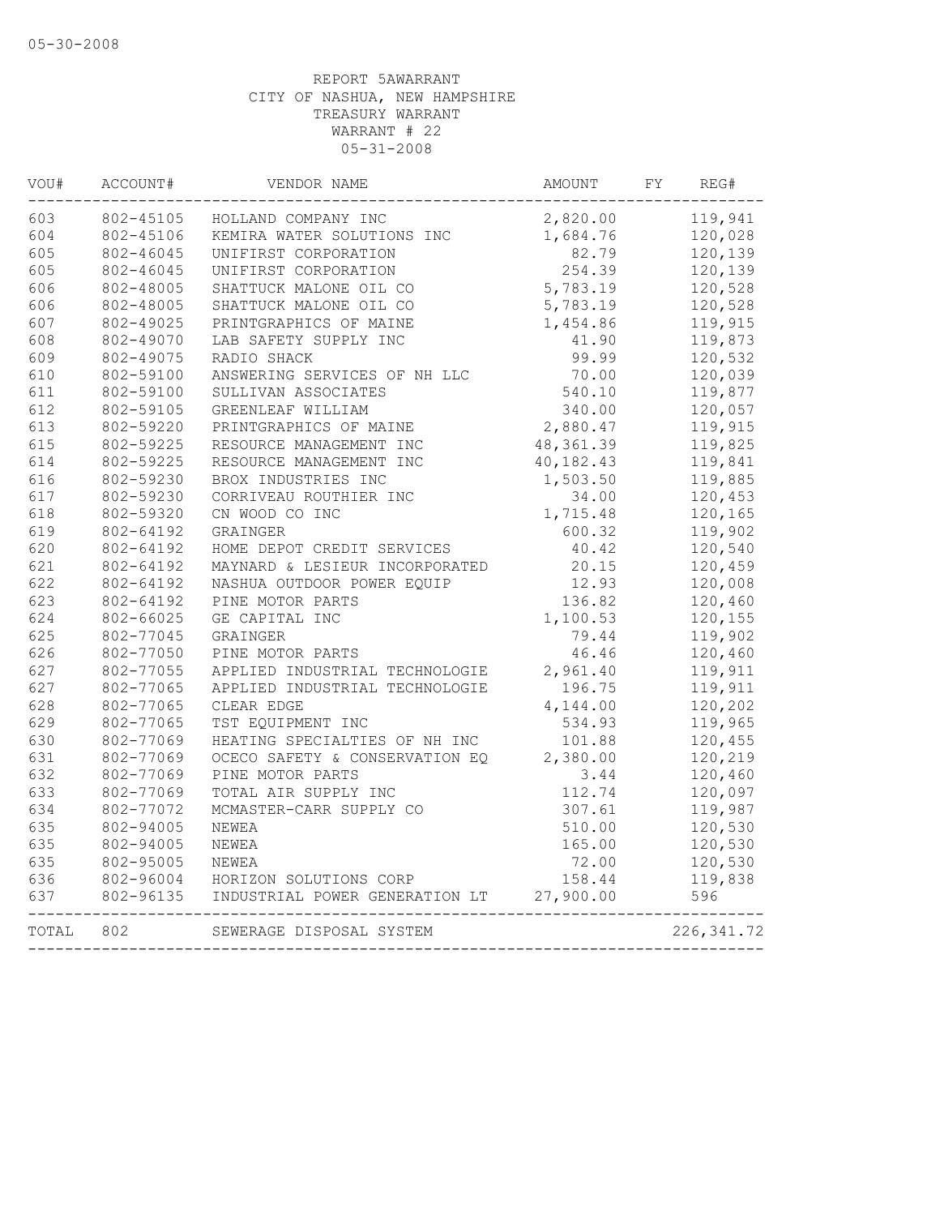05-30-2008

REPORT 5AWARRANT
CITY OF NASHUA, NEW HAMPSHIRE
TREASURY WARRANT
WARRANT # 22
05-31-2008

| VOU# | ACCOUNT# | VENDOR NAME | AMOUNT | FY | REG# |
|---|---|---|---|---|---|
| 603 | 802-45105 | HOLLAND COMPANY INC | 2,820.00 | | 119,941 |
| 604 | 802-45106 | KEMIRA WATER SOLUTIONS INC | 1,684.76 | | 120,028 |
| 605 | 802-46045 | UNIFIRST CORPORATION | 82.79 | | 120,139 |
| 605 | 802-46045 | UNIFIRST CORPORATION | 254.39 | | 120,139 |
| 606 | 802-48005 | SHATTUCK MALONE OIL CO | 5,783.19 | | 120,528 |
| 606 | 802-48005 | SHATTUCK MALONE OIL CO | 5,783.19 | | 120,528 |
| 607 | 802-49025 | PRINTGRAPHICS OF MAINE | 1,454.86 | | 119,915 |
| 608 | 802-49070 | LAB SAFETY SUPPLY INC | 41.90 | | 119,873 |
| 609 | 802-49075 | RADIO SHACK | 99.99 | | 120,532 |
| 610 | 802-59100 | ANSWERING SERVICES OF NH LLC | 70.00 | | 120,039 |
| 611 | 802-59100 | SULLIVAN ASSOCIATES | 540.10 | | 119,877 |
| 612 | 802-59105 | GREENLEAF WILLIAM | 340.00 | | 120,057 |
| 613 | 802-59220 | PRINTGRAPHICS OF MAINE | 2,880.47 | | 119,915 |
| 615 | 802-59225 | RESOURCE MANAGEMENT INC | 48,361.39 | | 119,825 |
| 614 | 802-59225 | RESOURCE MANAGEMENT INC | 40,182.43 | | 119,841 |
| 616 | 802-59230 | BROX INDUSTRIES INC | 1,503.50 | | 119,885 |
| 617 | 802-59230 | CORRIVEAU ROUTHIER INC | 34.00 | | 120,453 |
| 618 | 802-59320 | CN WOOD CO INC | 1,715.48 | | 120,165 |
| 619 | 802-64192 | GRAINGER | 600.32 | | 119,902 |
| 620 | 802-64192 | HOME DEPOT CREDIT SERVICES | 40.42 | | 120,540 |
| 621 | 802-64192 | MAYNARD & LESIEUR INCORPORATED | 20.15 | | 120,459 |
| 622 | 802-64192 | NASHUA OUTDOOR POWER EQUIP | 12.93 | | 120,008 |
| 623 | 802-64192 | PINE MOTOR PARTS | 136.82 | | 120,460 |
| 624 | 802-66025 | GE CAPITAL INC | 1,100.53 | | 120,155 |
| 625 | 802-77045 | GRAINGER | 79.44 | | 119,902 |
| 626 | 802-77050 | PINE MOTOR PARTS | 46.46 | | 120,460 |
| 627 | 802-77055 | APPLIED INDUSTRIAL TECHNOLOGIE | 2,961.40 | | 119,911 |
| 627 | 802-77065 | APPLIED INDUSTRIAL TECHNOLOGIE | 196.75 | | 119,911 |
| 628 | 802-77065 | CLEAR EDGE | 4,144.00 | | 120,202 |
| 629 | 802-77065 | TST EQUIPMENT INC | 534.93 | | 119,965 |
| 630 | 802-77069 | HEATING SPECIALTIES OF NH INC | 101.88 | | 120,455 |
| 631 | 802-77069 | OCECO SAFETY & CONSERVATION EQ | 2,380.00 | | 120,219 |
| 632 | 802-77069 | PINE MOTOR PARTS | 3.44 | | 120,460 |
| 633 | 802-77069 | TOTAL AIR SUPPLY INC | 112.74 | | 120,097 |
| 634 | 802-77072 | MCMASTER-CARR SUPPLY CO | 307.61 | | 119,987 |
| 635 | 802-94005 | NEWEA | 510.00 | | 120,530 |
| 635 | 802-94005 | NEWEA | 165.00 | | 120,530 |
| 635 | 802-95005 | NEWEA | 72.00 | | 120,530 |
| 636 | 802-96004 | HORIZON SOLUTIONS CORP | 158.44 | | 119,838 |
| 637 | 802-96135 | INDUSTRIAL POWER GENERATION LT | 27,900.00 | | 596 |
| TOTAL | 802 | SEWERAGE DISPOSAL SYSTEM | | | 226,341.72 |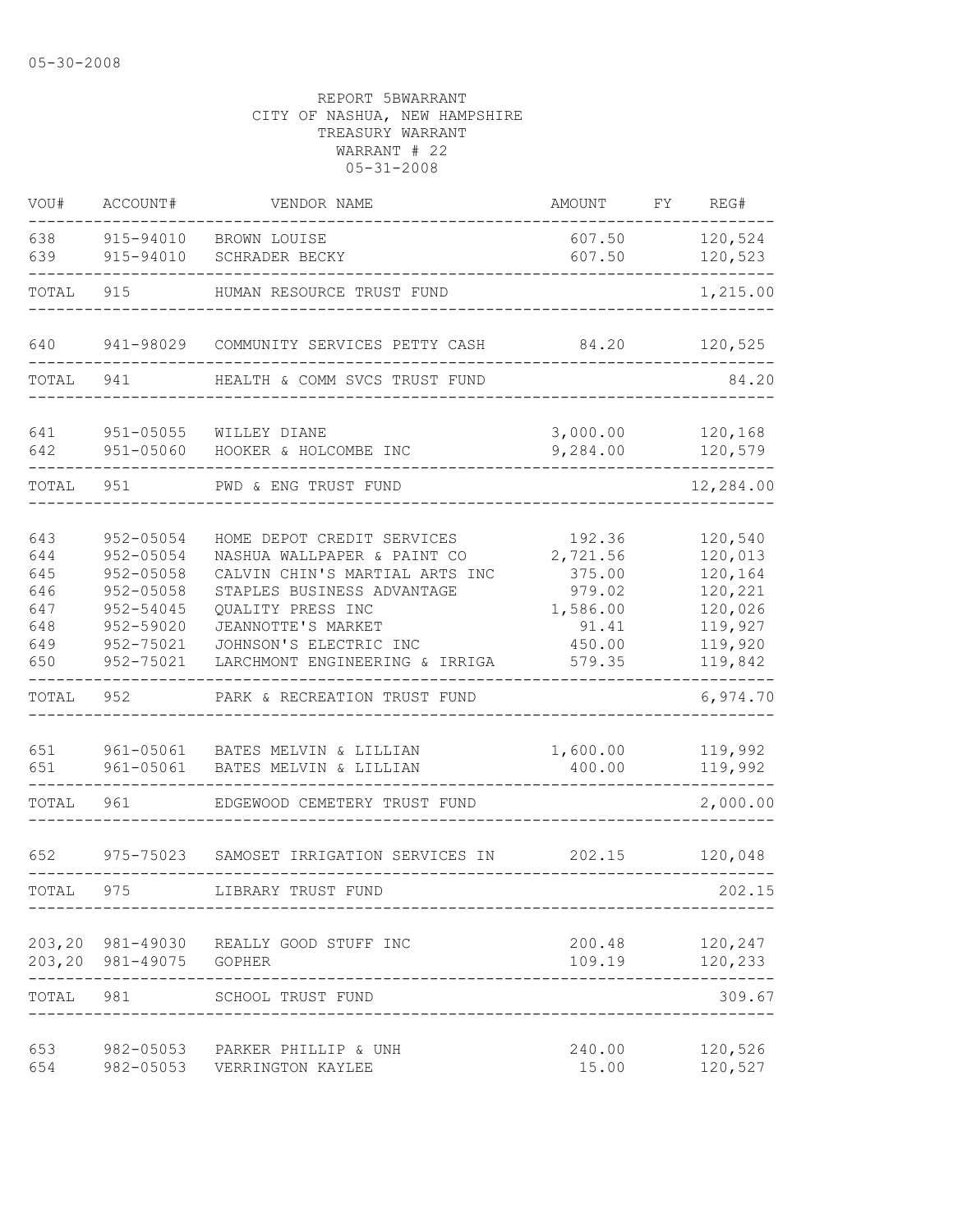05-30-2008

REPORT 5BWARRANT
CITY OF NASHUA, NEW HAMPSHIRE
TREASURY WARRANT
WARRANT # 22
05-31-2008

| VOU# | ACCOUNT# | VENDOR NAME | AMOUNT | FY | REG# |
|---|---|---|---|---|---|
| 638 | 915-94010 | BROWN LOUISE | 607.50 | | 120,524 |
| 639 | 915-94010 | SCHRADER BECKY | 607.50 | | 120,523 |
| TOTAL | 915 | HUMAN RESOURCE TRUST FUND | | | 1,215.00 |
| 640 | 941-98029 | COMMUNITY SERVICES PETTY CASH | 84.20 | | 120,525 |
| TOTAL | 941 | HEALTH & COMM SVCS TRUST FUND | | | 84.20 |
| 641 | 951-05055 | WILLEY DIANE | 3,000.00 | | 120,168 |
| 642 | 951-05060 | HOOKER & HOLCOMBE INC | 9,284.00 | | 120,579 |
| TOTAL | 951 | PWD & ENG TRUST FUND | | | 12,284.00 |
| 643 | 952-05054 | HOME DEPOT CREDIT SERVICES | 192.36 | | 120,540 |
| 644 | 952-05054 | NASHUA WALLPAPER & PAINT CO | 2,721.56 | | 120,013 |
| 645 | 952-05058 | CALVIN CHIN'S MARTIAL ARTS INC | 375.00 | | 120,164 |
| 646 | 952-05058 | STAPLES BUSINESS ADVANTAGE | 979.02 | | 120,221 |
| 647 | 952-54045 | QUALITY PRESS INC | 1,586.00 | | 120,026 |
| 648 | 952-59020 | JEANNOTTE'S MARKET | 91.41 | | 119,927 |
| 649 | 952-75021 | JOHNSON'S ELECTRIC INC | 450.00 | | 119,920 |
| 650 | 952-75021 | LARCHMONT ENGINEERING & IRRIGA | 579.35 | | 119,842 |
| TOTAL | 952 | PARK & RECREATION TRUST FUND | | | 6,974.70 |
| 651 | 961-05061 | BATES MELVIN & LILLIAN | 1,600.00 | | 119,992 |
| 651 | 961-05061 | BATES MELVIN & LILLIAN | 400.00 | | 119,992 |
| TOTAL | 961 | EDGEWOOD CEMETERY TRUST FUND | | | 2,000.00 |
| 652 | 975-75023 | SAMOSET IRRIGATION SERVICES IN | 202.15 | | 120,048 |
| TOTAL | 975 | LIBRARY TRUST FUND | | | 202.15 |
| 203,20 | 981-49030 | REALLY GOOD STUFF INC | 200.48 | | 120,247 |
| 203,20 | 981-49075 | GOPHER | 109.19 | | 120,233 |
| TOTAL | 981 | SCHOOL TRUST FUND | | | 309.67 |
| 653 | 982-05053 | PARKER PHILLIP & UNH | 240.00 | | 120,526 |
| 654 | 982-05053 | VERRINGTON KAYLEE | 15.00 | | 120,527 |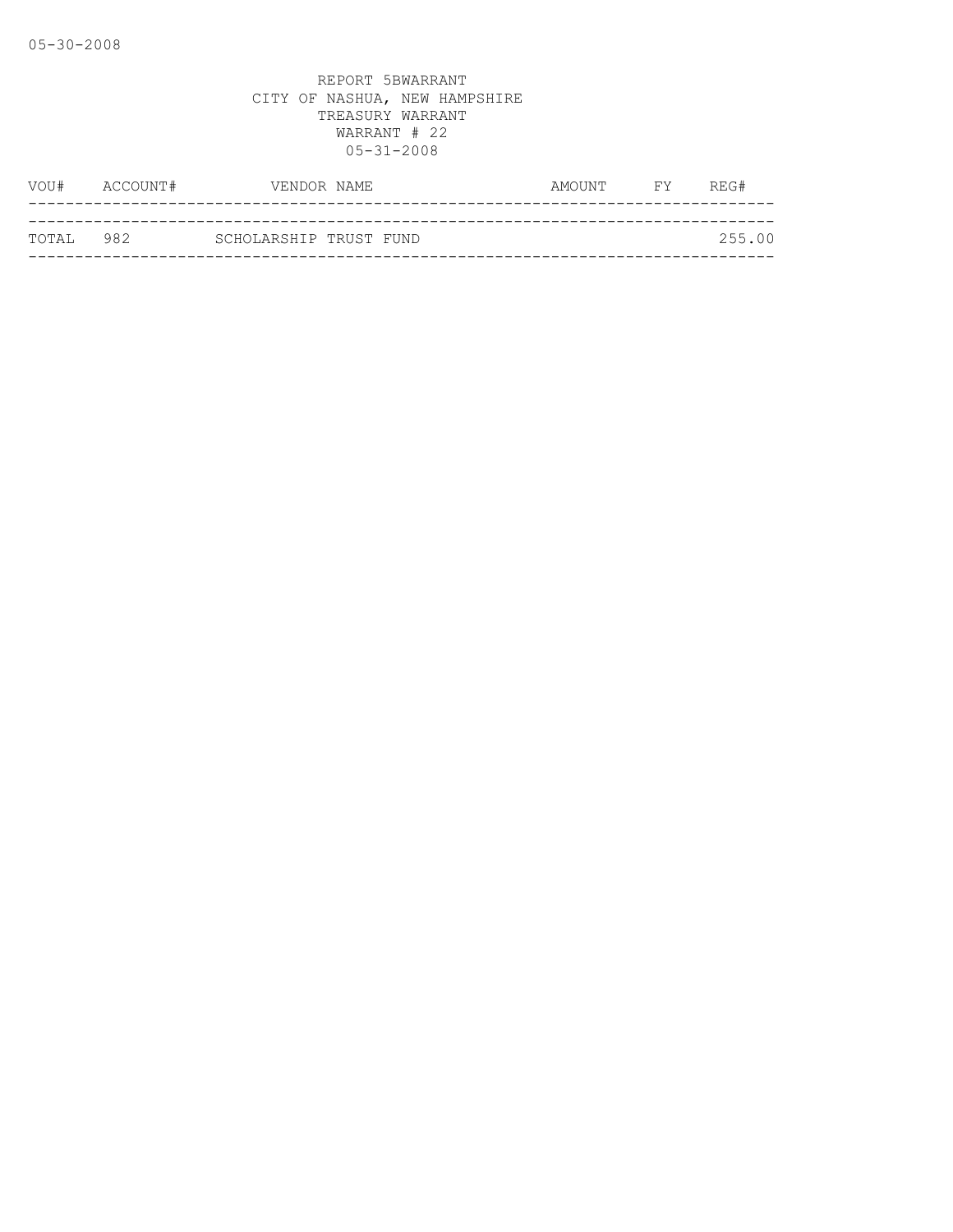05-30-2008

REPORT 5BWARRANT
CITY OF NASHUA, NEW HAMPSHIRE
TREASURY WARRANT
WARRANT # 22
05-31-2008

| VOU# | ACCOUNT# | VENDOR NAME | AMOUNT | FY | REG# |
|---|---|---|---|---|---|
| TOTAL | 982 | SCHOLARSHIP TRUST FUND | | | 255.00 |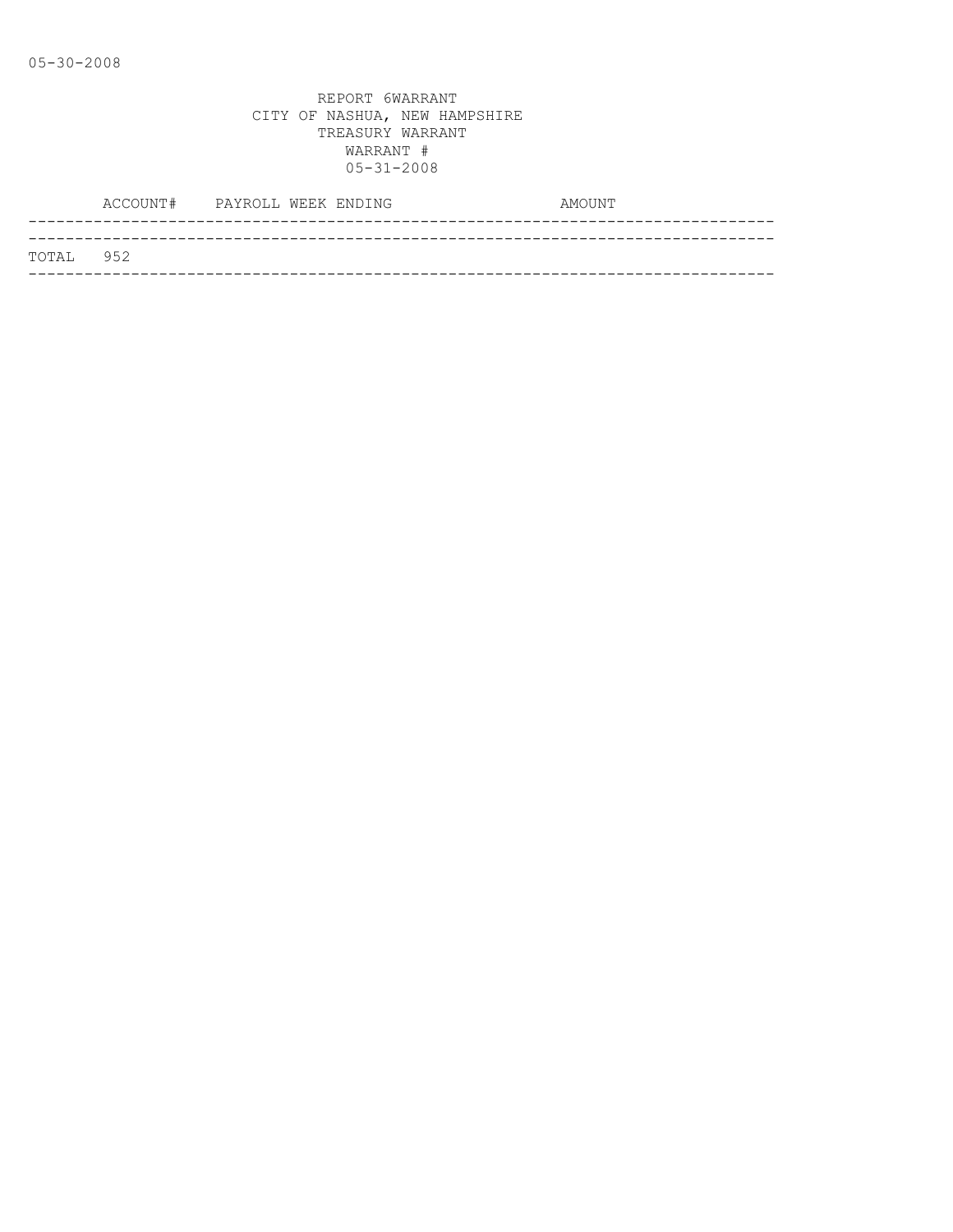05-30-2008

REPORT 6WARRANT
CITY OF NASHUA, NEW HAMPSHIRE
TREASURY WARRANT
WARRANT #
05-31-2008

| ACCOUNT# | PAYROLL WEEK ENDING | AMOUNT |
|---|---|---|
| TOTAL 952 | | |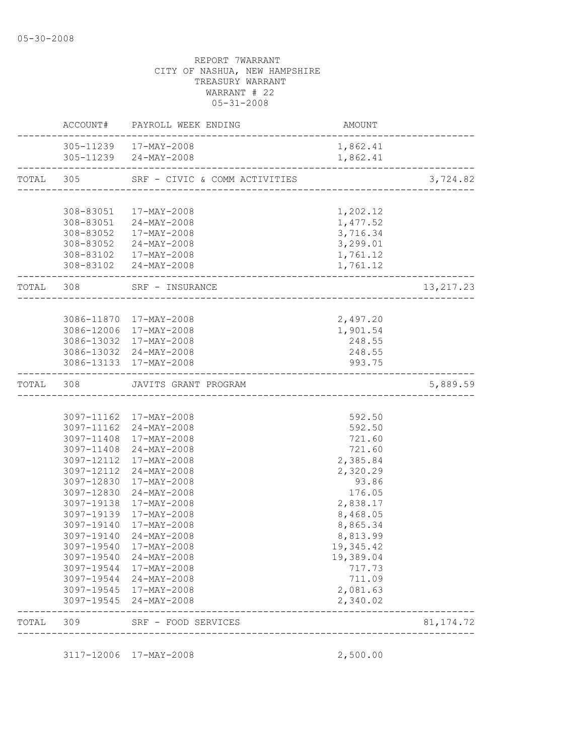05-30-2008

REPORT 7WARRANT
CITY OF NASHUA, NEW HAMPSHIRE
TREASURY WARRANT
WARRANT # 22
05-31-2008

| | ACCOUNT# | PAYROLL WEEK ENDING | AMOUNT | |
|---|---|---|---|---|
| | 305-11239 | 17-MAY-2008 | 1,862.41 | |
| | 305-11239 | 24-MAY-2008 | 1,862.41 | |
| TOTAL | 305 | SRF - CIVIC & COMM ACTIVITIES | | 3,724.82 |
| | 308-83051 | 17-MAY-2008 | 1,202.12 | |
| | 308-83051 | 24-MAY-2008 | 1,477.52 | |
| | 308-83052 | 17-MAY-2008 | 3,716.34 | |
| | 308-83052 | 24-MAY-2008 | 3,299.01 | |
| | 308-83102 | 17-MAY-2008 | 1,761.12 | |
| | 308-83102 | 24-MAY-2008 | 1,761.12 | |
| TOTAL | 308 | SRF - INSURANCE | | 13,217.23 |
| | 3086-11870 | 17-MAY-2008 | 2,497.20 | |
| | 3086-12006 | 17-MAY-2008 | 1,901.54 | |
| | 3086-13032 | 17-MAY-2008 | 248.55 | |
| | 3086-13032 | 24-MAY-2008 | 248.55 | |
| | 3086-13133 | 17-MAY-2008 | 993.75 | |
| TOTAL | 308 | JAVITS GRANT PROGRAM | | 5,889.59 |
| | 3097-11162 | 17-MAY-2008 | 592.50 | |
| | 3097-11162 | 24-MAY-2008 | 592.50 | |
| | 3097-11408 | 17-MAY-2008 | 721.60 | |
| | 3097-11408 | 24-MAY-2008 | 721.60 | |
| | 3097-12112 | 17-MAY-2008 | 2,385.84 | |
| | 3097-12112 | 24-MAY-2008 | 2,320.29 | |
| | 3097-12830 | 17-MAY-2008 | 93.86 | |
| | 3097-12830 | 24-MAY-2008 | 176.05 | |
| | 3097-19138 | 17-MAY-2008 | 2,838.17 | |
| | 3097-19139 | 17-MAY-2008 | 8,468.05 | |
| | 3097-19140 | 17-MAY-2008 | 8,865.34 | |
| | 3097-19140 | 24-MAY-2008 | 8,813.99 | |
| | 3097-19540 | 17-MAY-2008 | 19,345.42 | |
| | 3097-19540 | 24-MAY-2008 | 19,389.04 | |
| | 3097-19544 | 17-MAY-2008 | 717.73 | |
| | 3097-19544 | 24-MAY-2008 | 711.09 | |
| | 3097-19545 | 17-MAY-2008 | 2,081.63 | |
| | 3097-19545 | 24-MAY-2008 | 2,340.02 | |
| TOTAL | 309 | SRF - FOOD SERVICES | | 81,174.72 |
| | 3117-12006 | 17-MAY-2008 | 2,500.00 | |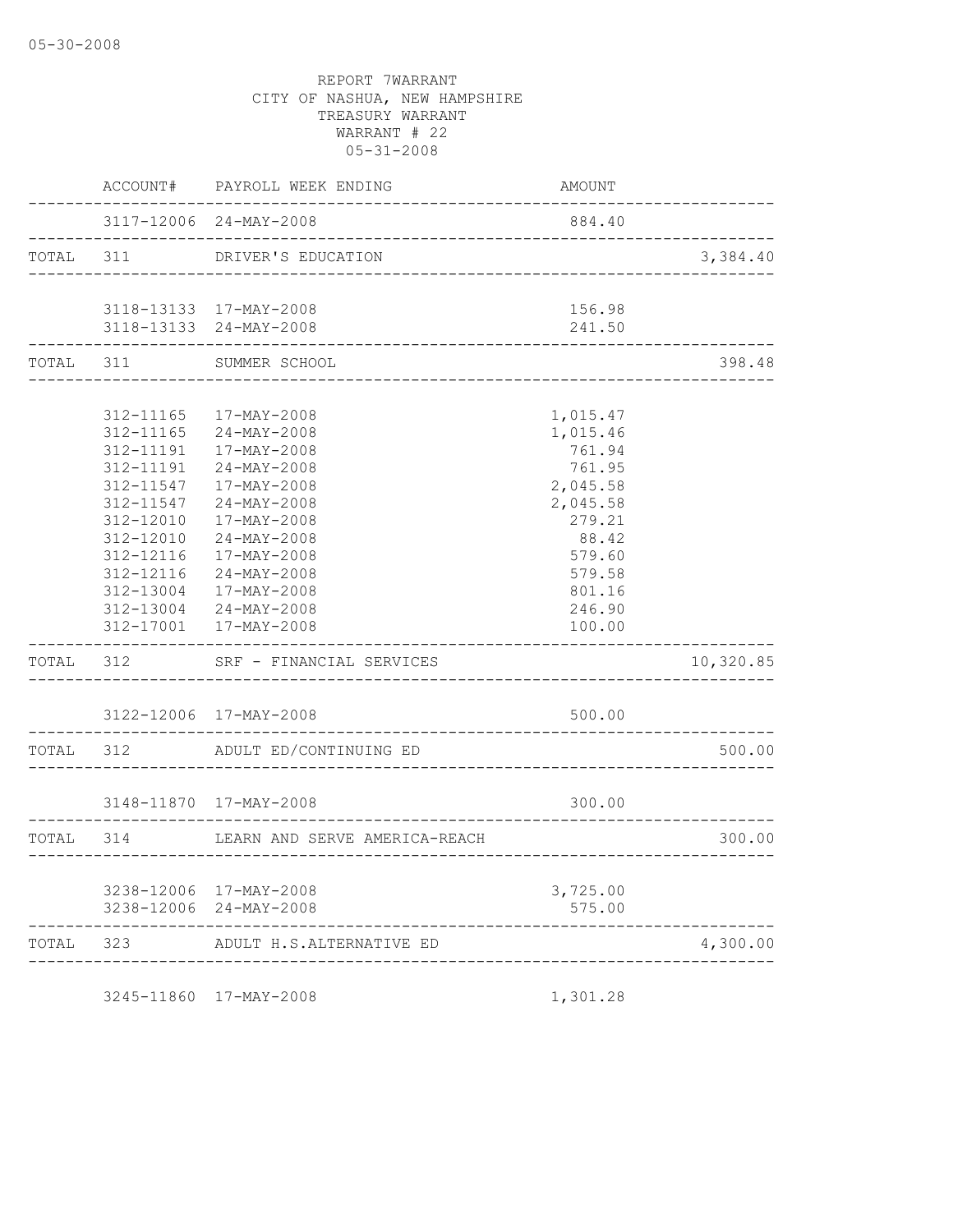05-30-2008

REPORT 7WARRANT
CITY OF NASHUA, NEW HAMPSHIRE
TREASURY WARRANT
WARRANT # 22
05-31-2008

| | ACCOUNT# | PAYROLL WEEK ENDING | AMOUNT | |
|---|---|---|---|---|
| | 3117-12006 | 24-MAY-2008 | 884.40 | |
| TOTAL | 311 | DRIVER'S EDUCATION | | 3,384.40 |
| | 3118-13133 | 17-MAY-2008 | 156.98 | |
| | 3118-13133 | 24-MAY-2008 | 241.50 | |
| TOTAL | 311 | SUMMER SCHOOL | | 398.48 |
| | 312-11165 | 17-MAY-2008 | 1,015.47 | |
| | 312-11165 | 24-MAY-2008 | 1,015.46 | |
| | 312-11191 | 17-MAY-2008 | 761.94 | |
| | 312-11191 | 24-MAY-2008 | 761.95 | |
| | 312-11547 | 17-MAY-2008 | 2,045.58 | |
| | 312-11547 | 24-MAY-2008 | 2,045.58 | |
| | 312-12010 | 17-MAY-2008 | 279.21 | |
| | 312-12010 | 24-MAY-2008 | 88.42 | |
| | 312-12116 | 17-MAY-2008 | 579.60 | |
| | 312-12116 | 24-MAY-2008 | 579.58 | |
| | 312-13004 | 17-MAY-2008 | 801.16 | |
| | 312-13004 | 24-MAY-2008 | 246.90 | |
| | 312-17001 | 17-MAY-2008 | 100.00 | |
| TOTAL | 312 | SRF - FINANCIAL SERVICES | | 10,320.85 |
| | 3122-12006 | 17-MAY-2008 | 500.00 | |
| TOTAL | 312 | ADULT ED/CONTINUING ED | | 500.00 |
| | 3148-11870 | 17-MAY-2008 | 300.00 | |
| TOTAL | 314 | LEARN AND SERVE AMERICA-REACH | | 300.00 |
| | 3238-12006 | 17-MAY-2008 | 3,725.00 | |
| | 3238-12006 | 24-MAY-2008 | 575.00 | |
| TOTAL | 323 | ADULT H.S.ALTERNATIVE ED | | 4,300.00 |
| | 3245-11860 | 17-MAY-2008 | 1,301.28 | |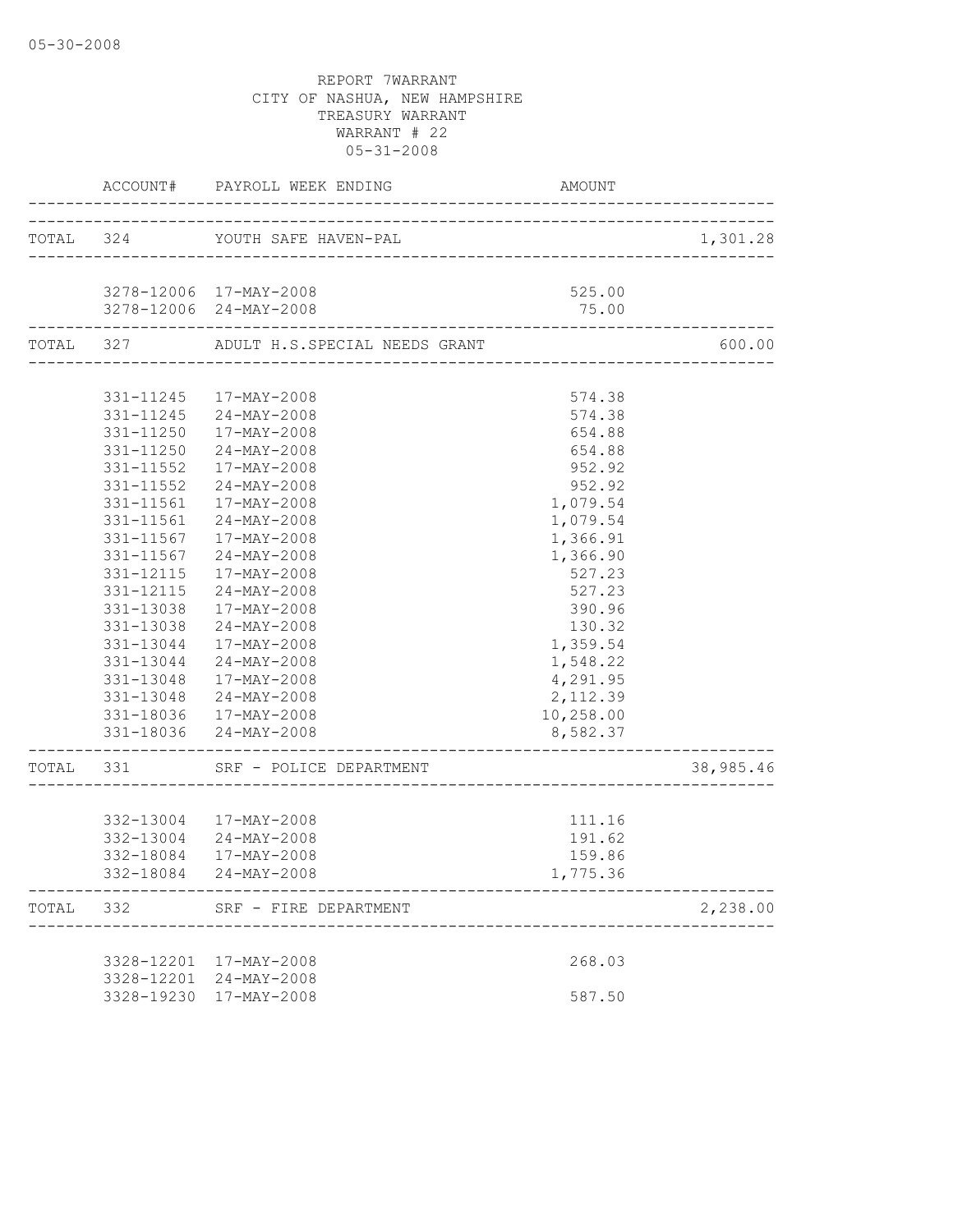05-30-2008

REPORT 7WARRANT
CITY OF NASHUA, NEW HAMPSHIRE
TREASURY WARRANT
WARRANT # 22
05-31-2008

| | ACCOUNT# | PAYROLL WEEK ENDING | AMOUNT | |
|---|---|---|---|---|
| TOTAL | 324 | YOUTH SAFE HAVEN-PAL | | 1,301.28 |
| | 3278-12006 | 17-MAY-2008 | 525.00 | |
| | 3278-12006 | 24-MAY-2008 | 75.00 | |
| TOTAL | 327 | ADULT H.S.SPECIAL NEEDS GRANT | | 600.00 |
| | 331-11245 | 17-MAY-2008 | 574.38 | |
| | 331-11245 | 24-MAY-2008 | 574.38 | |
| | 331-11250 | 17-MAY-2008 | 654.88 | |
| | 331-11250 | 24-MAY-2008 | 654.88 | |
| | 331-11552 | 17-MAY-2008 | 952.92 | |
| | 331-11552 | 24-MAY-2008 | 952.92 | |
| | 331-11561 | 17-MAY-2008 | 1,079.54 | |
| | 331-11561 | 24-MAY-2008 | 1,079.54 | |
| | 331-11567 | 17-MAY-2008 | 1,366.91 | |
| | 331-11567 | 24-MAY-2008 | 1,366.90 | |
| | 331-12115 | 17-MAY-2008 | 527.23 | |
| | 331-12115 | 24-MAY-2008 | 527.23 | |
| | 331-13038 | 17-MAY-2008 | 390.96 | |
| | 331-13038 | 24-MAY-2008 | 130.32 | |
| | 331-13044 | 17-MAY-2008 | 1,359.54 | |
| | 331-13044 | 24-MAY-2008 | 1,548.22 | |
| | 331-13048 | 17-MAY-2008 | 4,291.95 | |
| | 331-13048 | 24-MAY-2008 | 2,112.39 | |
| | 331-18036 | 17-MAY-2008 | 10,258.00 | |
| | 331-18036 | 24-MAY-2008 | 8,582.37 | |
| TOTAL | 331 | SRF - POLICE DEPARTMENT | | 38,985.46 |
| | 332-13004 | 17-MAY-2008 | 111.16 | |
| | 332-13004 | 24-MAY-2008 | 191.62 | |
| | 332-18084 | 17-MAY-2008 | 159.86 | |
| | 332-18084 | 24-MAY-2008 | 1,775.36 | |
| TOTAL | 332 | SRF - FIRE DEPARTMENT | | 2,238.00 |
| | 3328-12201 | 17-MAY-2008 | 268.03 | |
| | 3328-12201 | 24-MAY-2008 | | |
| | 3328-19230 | 17-MAY-2008 | 587.50 | |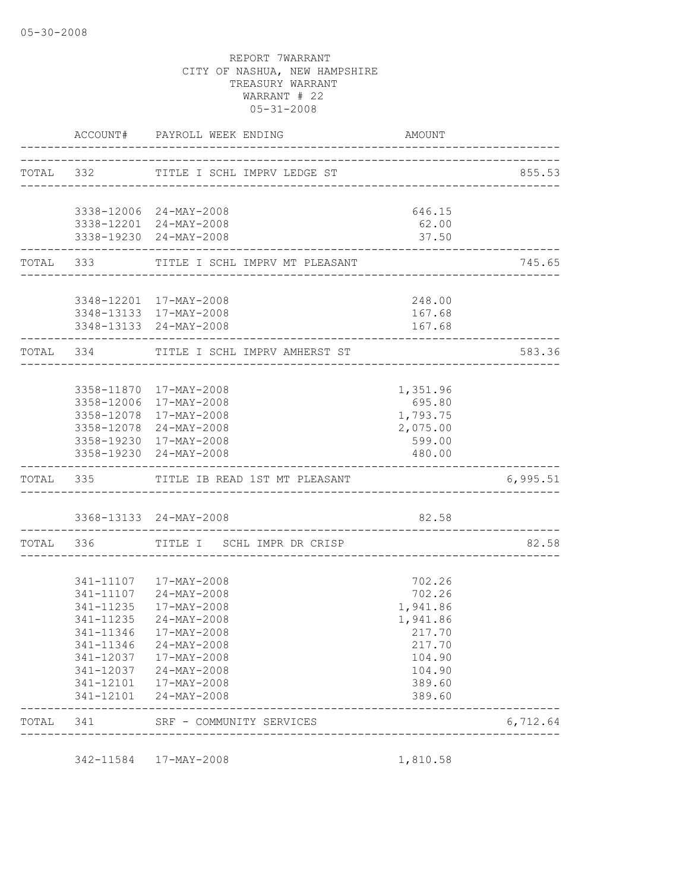05-30-2008

REPORT 7WARRANT
CITY OF NASHUA, NEW HAMPSHIRE
TREASURY WARRANT
WARRANT # 22
05-31-2008

| ACCOUNT# | PAYROLL WEEK ENDING | AMOUNT | |
|---|---|---|---|
| TOTAL 332 | TITLE I SCHL IMPRV LEDGE ST | | 855.53 |
| 3338-12006 | 24-MAY-2008 | 646.15 | |
| 3338-12201 | 24-MAY-2008 | 62.00 | |
| 3338-19230 | 24-MAY-2008 | 37.50 | |
| TOTAL 333 | TITLE I SCHL IMPRV MT PLEASANT | | 745.65 |
| 3348-12201 | 17-MAY-2008 | 248.00 | |
| 3348-13133 | 17-MAY-2008 | 167.68 | |
| 3348-13133 | 24-MAY-2008 | 167.68 | |
| TOTAL 334 | TITLE I SCHL IMPRV AMHERST ST | | 583.36 |
| 3358-11870 | 17-MAY-2008 | 1,351.96 | |
| 3358-12006 | 17-MAY-2008 | 695.80 | |
| 3358-12078 | 17-MAY-2008 | 1,793.75 | |
| 3358-12078 | 24-MAY-2008 | 2,075.00 | |
| 3358-19230 | 17-MAY-2008 | 599.00 | |
| 3358-19230 | 24-MAY-2008 | 480.00 | |
| TOTAL 335 | TITLE IB READ 1ST MT PLEASANT | | 6,995.51 |
| 3368-13133 | 24-MAY-2008 | 82.58 | |
| TOTAL 336 | TITLE I SCHL IMPR DR CRISP | | 82.58 |
| 341-11107 | 17-MAY-2008 | 702.26 | |
| 341-11107 | 24-MAY-2008 | 702.26 | |
| 341-11235 | 17-MAY-2008 | 1,941.86 | |
| 341-11235 | 24-MAY-2008 | 1,941.86 | |
| 341-11346 | 17-MAY-2008 | 217.70 | |
| 341-11346 | 24-MAY-2008 | 217.70 | |
| 341-12037 | 17-MAY-2008 | 104.90 | |
| 341-12037 | 24-MAY-2008 | 104.90 | |
| 341-12101 | 17-MAY-2008 | 389.60 | |
| 341-12101 | 24-MAY-2008 | 389.60 | |
| TOTAL 341 | SRF - COMMUNITY SERVICES | | 6,712.64 |
| 342-11584 | 17-MAY-2008 | 1,810.58 | |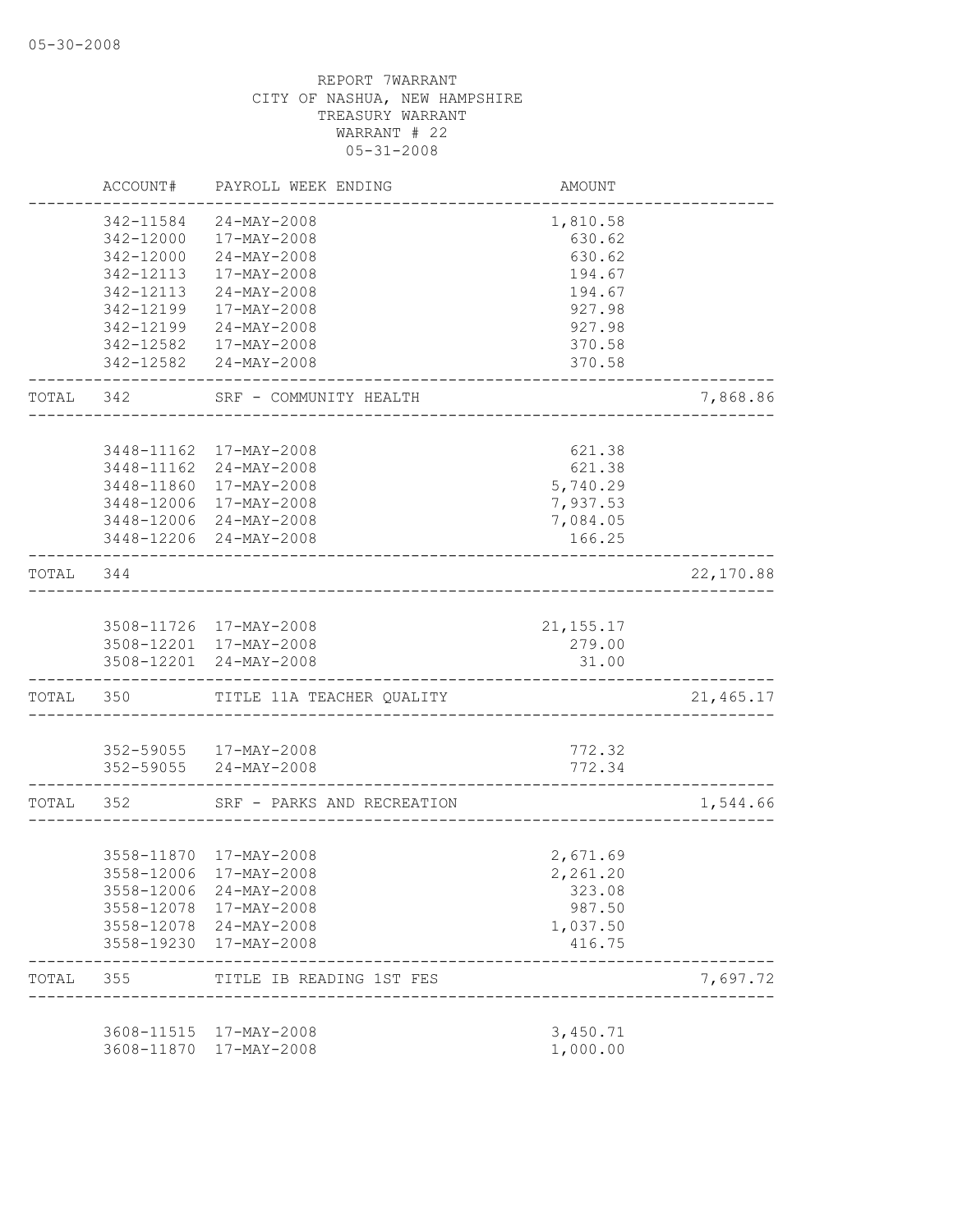05-30-2008

REPORT 7WARRANT
CITY OF NASHUA, NEW HAMPSHIRE
TREASURY WARRANT
WARRANT # 22
05-31-2008

| | ACCOUNT# | PAYROLL WEEK ENDING | AMOUNT | |
|---|---|---|---|---|
| | 342-11584 | 24-MAY-2008 | 1,810.58 | |
| | 342-12000 | 17-MAY-2008 | 630.62 | |
| | 342-12000 | 24-MAY-2008 | 630.62 | |
| | 342-12113 | 17-MAY-2008 | 194.67 | |
| | 342-12113 | 24-MAY-2008 | 194.67 | |
| | 342-12199 | 17-MAY-2008 | 927.98 | |
| | 342-12199 | 24-MAY-2008 | 927.98 | |
| | 342-12582 | 17-MAY-2008 | 370.58 | |
| | 342-12582 | 24-MAY-2008 | 370.58 | |
| TOTAL | 342 | SRF - COMMUNITY HEALTH | | 7,868.86 |
| | 3448-11162 | 17-MAY-2008 | 621.38 | |
| | 3448-11162 | 24-MAY-2008 | 621.38 | |
| | 3448-11860 | 17-MAY-2008 | 5,740.29 | |
| | 3448-12006 | 17-MAY-2008 | 7,937.53 | |
| | 3448-12006 | 24-MAY-2008 | 7,084.05 | |
| | 3448-12206 | 24-MAY-2008 | 166.25 | |
| TOTAL | 344 | | | 22,170.88 |
| | 3508-11726 | 17-MAY-2008 | 21,155.17 | |
| | 3508-12201 | 17-MAY-2008 | 279.00 | |
| | 3508-12201 | 24-MAY-2008 | 31.00 | |
| TOTAL | 350 | TITLE 11A TEACHER QUALITY | | 21,465.17 |
| | 352-59055 | 17-MAY-2008 | 772.32 | |
| | 352-59055 | 24-MAY-2008 | 772.34 | |
| TOTAL | 352 | SRF - PARKS AND RECREATION | | 1,544.66 |
| | 3558-11870 | 17-MAY-2008 | 2,671.69 | |
| | 3558-12006 | 17-MAY-2008 | 2,261.20 | |
| | 3558-12006 | 24-MAY-2008 | 323.08 | |
| | 3558-12078 | 17-MAY-2008 | 987.50 | |
| | 3558-12078 | 24-MAY-2008 | 1,037.50 | |
| | 3558-19230 | 17-MAY-2008 | 416.75 | |
| TOTAL | 355 | TITLE IB READING 1ST FES | | 7,697.72 |
| | 3608-11515 | 17-MAY-2008 | 3,450.71 | |
| | 3608-11870 | 17-MAY-2008 | 1,000.00 | |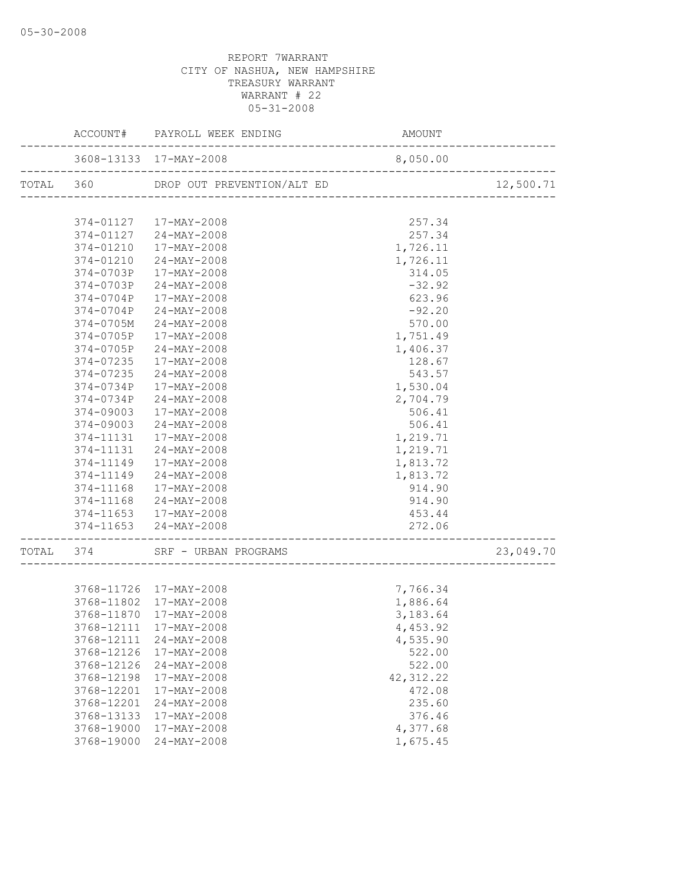05-30-2008

REPORT 7WARRANT
CITY OF NASHUA, NEW HAMPSHIRE
TREASURY WARRANT
WARRANT # 22
05-31-2008

| | ACCOUNT# | PAYROLL WEEK ENDING | AMOUNT | |
|---|---|---|---|---|
| | 3608-13133 | 17-MAY-2008 | 8,050.00 | |
| TOTAL | 360 | DROP OUT PREVENTION/ALT ED | | 12,500.71 |
| | 374-01127 | 17-MAY-2008 | 257.34 | |
| | 374-01127 | 24-MAY-2008 | 257.34 | |
| | 374-01210 | 17-MAY-2008 | 1,726.11 | |
| | 374-01210 | 24-MAY-2008 | 1,726.11 | |
| | 374-0703P | 17-MAY-2008 | 314.05 | |
| | 374-0703P | 24-MAY-2008 | -32.92 | |
| | 374-0704P | 17-MAY-2008 | 623.96 | |
| | 374-0704P | 24-MAY-2008 | -92.20 | |
| | 374-0705M | 24-MAY-2008 | 570.00 | |
| | 374-0705P | 17-MAY-2008 | 1,751.49 | |
| | 374-0705P | 24-MAY-2008 | 1,406.37 | |
| | 374-07235 | 17-MAY-2008 | 128.67 | |
| | 374-07235 | 24-MAY-2008 | 543.57 | |
| | 374-0734P | 17-MAY-2008 | 1,530.04 | |
| | 374-0734P | 24-MAY-2008 | 2,704.79 | |
| | 374-09003 | 17-MAY-2008 | 506.41 | |
| | 374-09003 | 24-MAY-2008 | 506.41 | |
| | 374-11131 | 17-MAY-2008 | 1,219.71 | |
| | 374-11131 | 24-MAY-2008 | 1,219.71 | |
| | 374-11149 | 17-MAY-2008 | 1,813.72 | |
| | 374-11149 | 24-MAY-2008 | 1,813.72 | |
| | 374-11168 | 17-MAY-2008 | 914.90 | |
| | 374-11168 | 24-MAY-2008 | 914.90 | |
| | 374-11653 | 17-MAY-2008 | 453.44 | |
| | 374-11653 | 24-MAY-2008 | 272.06 | |
| TOTAL | 374 | SRF - URBAN PROGRAMS | | 23,049.70 |
| | 3768-11726 | 17-MAY-2008 | 7,766.34 | |
| | 3768-11802 | 17-MAY-2008 | 1,886.64 | |
| | 3768-11870 | 17-MAY-2008 | 3,183.64 | |
| | 3768-12111 | 17-MAY-2008 | 4,453.92 | |
| | 3768-12111 | 24-MAY-2008 | 4,535.90 | |
| | 3768-12126 | 17-MAY-2008 | 522.00 | |
| | 3768-12126 | 24-MAY-2008 | 522.00 | |
| | 3768-12198 | 17-MAY-2008 | 42,312.22 | |
| | 3768-12201 | 17-MAY-2008 | 472.08 | |
| | 3768-12201 | 24-MAY-2008 | 235.60 | |
| | 3768-13133 | 17-MAY-2008 | 376.46 | |
| | 3768-19000 | 17-MAY-2008 | 4,377.68 | |
| | 3768-19000 | 24-MAY-2008 | 1,675.45 | |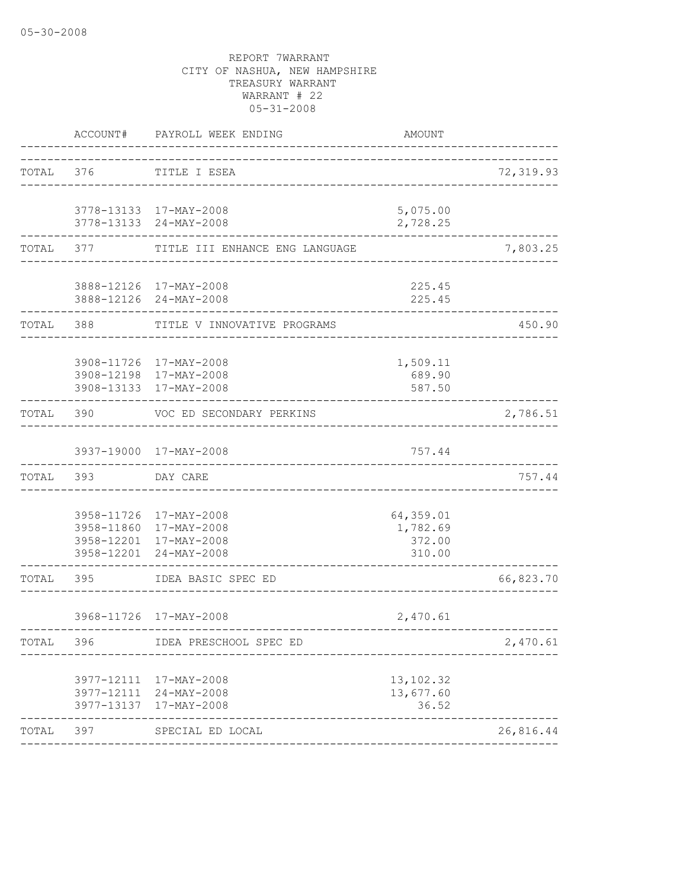05-30-2008

REPORT 7WARRANT
CITY OF NASHUA, NEW HAMPSHIRE
TREASURY WARRANT
WARRANT # 22
05-31-2008

| | ACCOUNT# | PAYROLL WEEK ENDING | AMOUNT | |
|---|---|---|---|---|
| TOTAL | 376 | TITLE I ESEA | | 72,319.93 |
| | 3778-13133 | 17-MAY-2008 | 5,075.00 | |
| | 3778-13133 | 24-MAY-2008 | 2,728.25 | |
| TOTAL | 377 | TITLE III ENHANCE ENG LANGUAGE | | 7,803.25 |
| | 3888-12126 | 17-MAY-2008 | 225.45 | |
| | 3888-12126 | 24-MAY-2008 | 225.45 | |
| TOTAL | 388 | TITLE V INNOVATIVE PROGRAMS | | 450.90 |
| | 3908-11726 | 17-MAY-2008 | 1,509.11 | |
| | 3908-12198 | 17-MAY-2008 | 689.90 | |
| | 3908-13133 | 17-MAY-2008 | 587.50 | |
| TOTAL | 390 | VOC ED SECONDARY PERKINS | | 2,786.51 |
| | 3937-19000 | 17-MAY-2008 | 757.44 | |
| TOTAL | 393 | DAY CARE | | 757.44 |
| | 3958-11726 | 17-MAY-2008 | 64,359.01 | |
| | 3958-11860 | 17-MAY-2008 | 1,782.69 | |
| | 3958-12201 | 17-MAY-2008 | 372.00 | |
| | 3958-12201 | 24-MAY-2008 | 310.00 | |
| TOTAL | 395 | IDEA BASIC SPEC ED | | 66,823.70 |
| | 3968-11726 | 17-MAY-2008 | 2,470.61 | |
| TOTAL | 396 | IDEA PRESCHOOL SPEC ED | | 2,470.61 |
| | 3977-12111 | 17-MAY-2008 | 13,102.32 | |
| | 3977-12111 | 24-MAY-2008 | 13,677.60 | |
| | 3977-13137 | 17-MAY-2008 | 36.52 | |
| TOTAL | 397 | SPECIAL ED LOCAL | | 26,816.44 |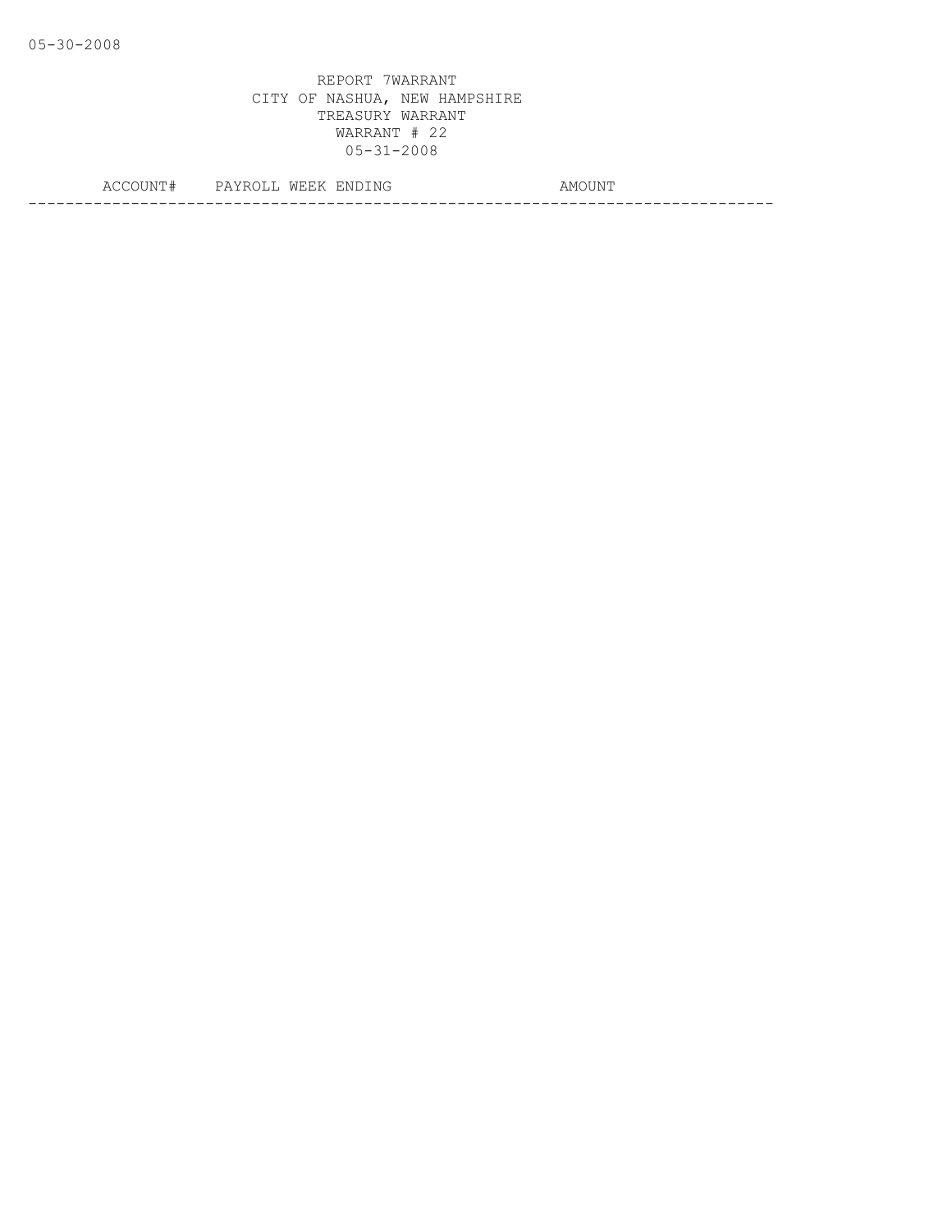05-30-2008

REPORT 7WARRANT
CITY OF NASHUA, NEW HAMPSHIRE
TREASURY WARRANT
WARRANT # 22
05-31-2008

| ACCOUNT# | PAYROLL WEEK ENDING | AMOUNT |
| --- | --- | --- |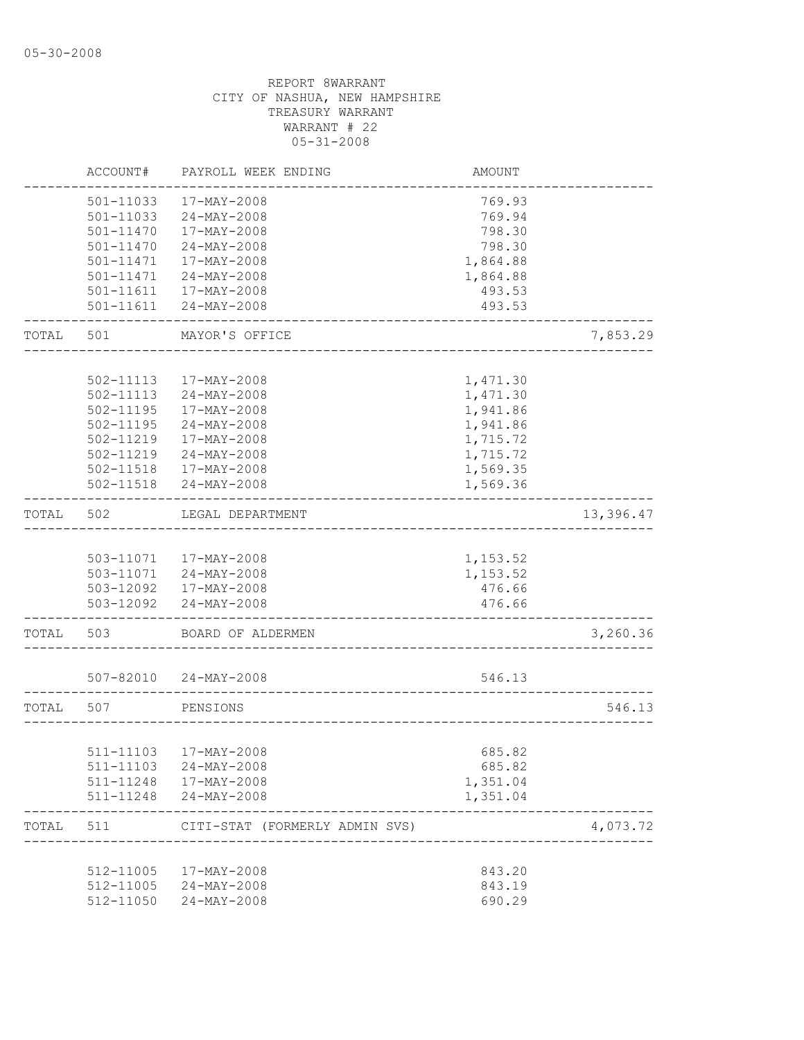05-30-2008

REPORT 8WARRANT
CITY OF NASHUA, NEW HAMPSHIRE
TREASURY WARRANT
WARRANT # 22
05-31-2008

| | ACCOUNT# | PAYROLL WEEK ENDING | AMOUNT | |
|---|---|---|---|---|
| | 501-11033 | 17-MAY-2008 | 769.93 | |
| | 501-11033 | 24-MAY-2008 | 769.94 | |
| | 501-11470 | 17-MAY-2008 | 798.30 | |
| | 501-11470 | 24-MAY-2008 | 798.30 | |
| | 501-11471 | 17-MAY-2008 | 1,864.88 | |
| | 501-11471 | 24-MAY-2008 | 1,864.88 | |
| | 501-11611 | 17-MAY-2008 | 493.53 | |
| | 501-11611 | 24-MAY-2008 | 493.53 | |
| TOTAL | 501 | MAYOR'S OFFICE | | 7,853.29 |
| | 502-11113 | 17-MAY-2008 | 1,471.30 | |
| | 502-11113 | 24-MAY-2008 | 1,471.30 | |
| | 502-11195 | 17-MAY-2008 | 1,941.86 | |
| | 502-11195 | 24-MAY-2008 | 1,941.86 | |
| | 502-11219 | 17-MAY-2008 | 1,715.72 | |
| | 502-11219 | 24-MAY-2008 | 1,715.72 | |
| | 502-11518 | 17-MAY-2008 | 1,569.35 | |
| | 502-11518 | 24-MAY-2008 | 1,569.36 | |
| TOTAL | 502 | LEGAL DEPARTMENT | | 13,396.47 |
| | 503-11071 | 17-MAY-2008 | 1,153.52 | |
| | 503-11071 | 24-MAY-2008 | 1,153.52 | |
| | 503-12092 | 17-MAY-2008 | 476.66 | |
| | 503-12092 | 24-MAY-2008 | 476.66 | |
| TOTAL | 503 | BOARD OF ALDERMEN | | 3,260.36 |
| | 507-82010 | 24-MAY-2008 | 546.13 | |
| TOTAL | 507 | PENSIONS | | 546.13 |
| | 511-11103 | 17-MAY-2008 | 685.82 | |
| | 511-11103 | 24-MAY-2008 | 685.82 | |
| | 511-11248 | 17-MAY-2008 | 1,351.04 | |
| | 511-11248 | 24-MAY-2008 | 1,351.04 | |
| TOTAL | 511 | CITI-STAT (FORMERLY ADMIN SVS) | | 4,073.72 |
| | 512-11005 | 17-MAY-2008 | 843.20 | |
| | 512-11005 | 24-MAY-2008 | 843.19 | |
| | 512-11050 | 24-MAY-2008 | 690.29 | |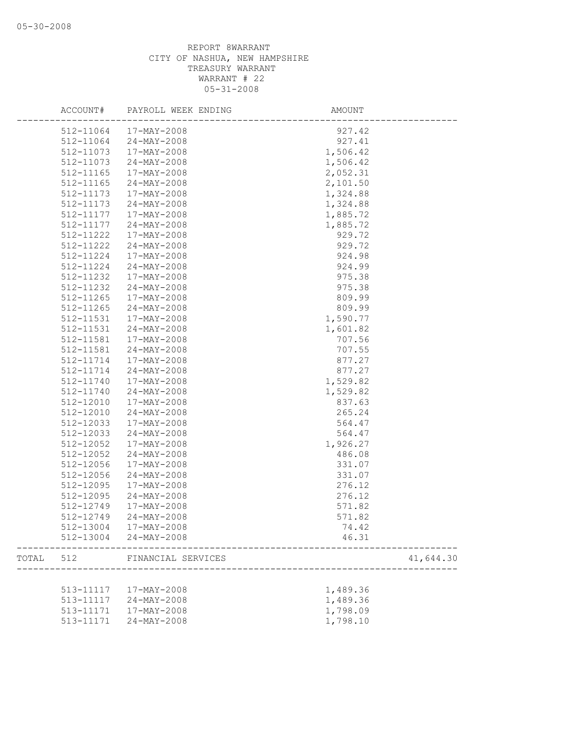REPORT 8WARRANT
CITY OF NASHUA, NEW HAMPSHIRE
TREASURY WARRANT
WARRANT # 22
05-31-2008

| | ACCOUNT# | PAYROLL WEEK ENDING | AMOUNT | |
|---|---|---|---|---|
| | 512-11064 | 17-MAY-2008 | 927.42 | |
| | 512-11064 | 24-MAY-2008 | 927.41 | |
| | 512-11073 | 17-MAY-2008 | 1,506.42 | |
| | 512-11073 | 24-MAY-2008 | 1,506.42 | |
| | 512-11165 | 17-MAY-2008 | 2,052.31 | |
| | 512-11165 | 24-MAY-2008 | 2,101.50 | |
| | 512-11173 | 17-MAY-2008 | 1,324.88 | |
| | 512-11173 | 24-MAY-2008 | 1,324.88 | |
| | 512-11177 | 17-MAY-2008 | 1,885.72 | |
| | 512-11177 | 24-MAY-2008 | 1,885.72 | |
| | 512-11222 | 17-MAY-2008 | 929.72 | |
| | 512-11222 | 24-MAY-2008 | 929.72 | |
| | 512-11224 | 17-MAY-2008 | 924.98 | |
| | 512-11224 | 24-MAY-2008 | 924.99 | |
| | 512-11232 | 17-MAY-2008 | 975.38 | |
| | 512-11232 | 24-MAY-2008 | 975.38 | |
| | 512-11265 | 17-MAY-2008 | 809.99 | |
| | 512-11265 | 24-MAY-2008 | 809.99 | |
| | 512-11531 | 17-MAY-2008 | 1,590.77 | |
| | 512-11531 | 24-MAY-2008 | 1,601.82 | |
| | 512-11581 | 17-MAY-2008 | 707.56 | |
| | 512-11581 | 24-MAY-2008 | 707.55 | |
| | 512-11714 | 17-MAY-2008 | 877.27 | |
| | 512-11714 | 24-MAY-2008 | 877.27 | |
| | 512-11740 | 17-MAY-2008 | 1,529.82 | |
| | 512-11740 | 24-MAY-2008 | 1,529.82 | |
| | 512-12010 | 17-MAY-2008 | 837.63 | |
| | 512-12010 | 24-MAY-2008 | 265.24 | |
| | 512-12033 | 17-MAY-2008 | 564.47 | |
| | 512-12033 | 24-MAY-2008 | 564.47 | |
| | 512-12052 | 17-MAY-2008 | 1,926.27 | |
| | 512-12052 | 24-MAY-2008 | 486.08 | |
| | 512-12056 | 17-MAY-2008 | 331.07 | |
| | 512-12056 | 24-MAY-2008 | 331.07 | |
| | 512-12095 | 17-MAY-2008 | 276.12 | |
| | 512-12095 | 24-MAY-2008 | 276.12 | |
| | 512-12749 | 17-MAY-2008 | 571.82 | |
| | 512-12749 | 24-MAY-2008 | 571.82 | |
| | 512-13004 | 17-MAY-2008 | 74.42 | |
| | 512-13004 | 24-MAY-2008 | 46.31 | |
| TOTAL | 512 | FINANCIAL SERVICES | | 41,644.30 |
| | 513-11117 | 17-MAY-2008 | 1,489.36 | |
| | 513-11117 | 24-MAY-2008 | 1,489.36 | |
| | 513-11171 | 17-MAY-2008 | 1,798.09 | |
| | 513-11171 | 24-MAY-2008 | 1,798.10 | |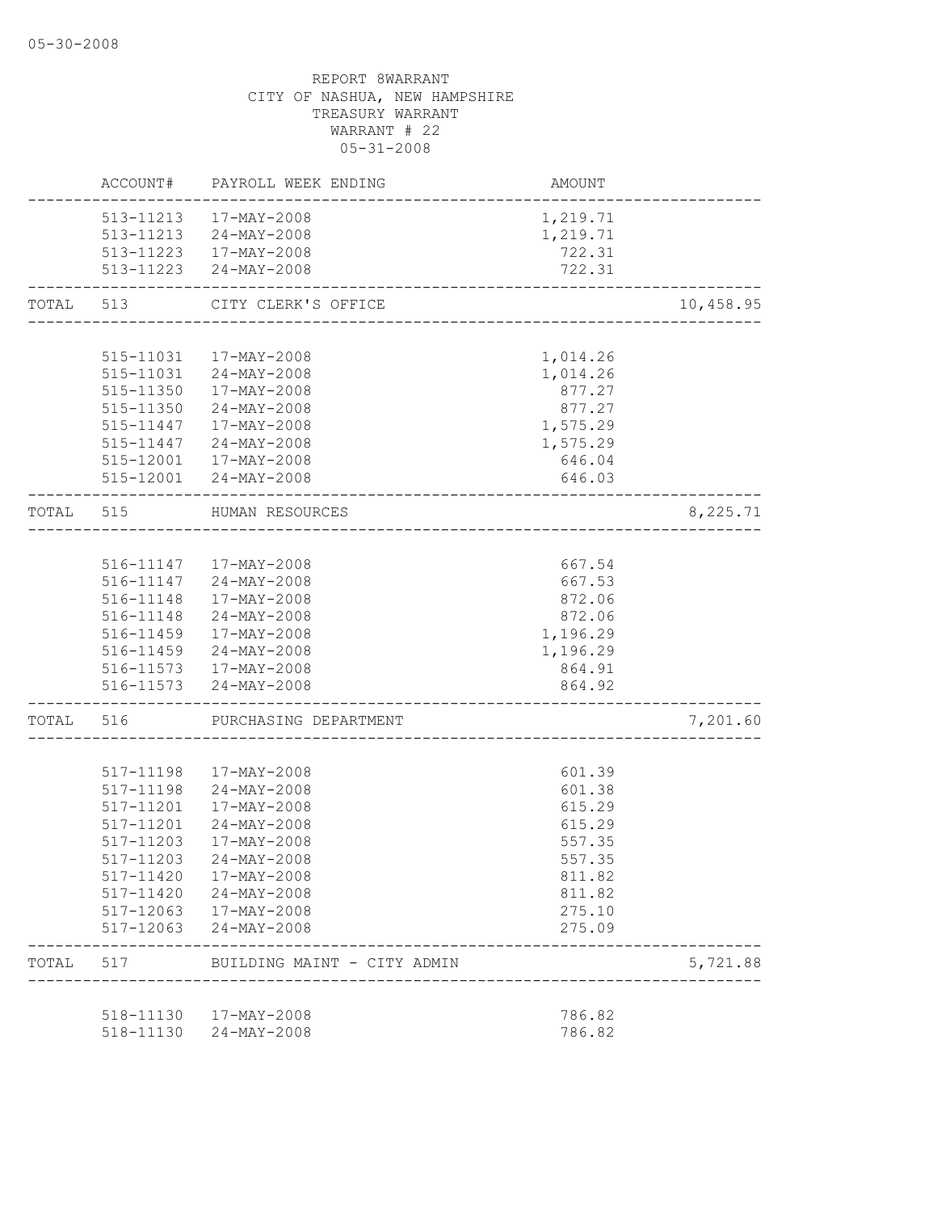05-30-2008

REPORT 8WARRANT
CITY OF NASHUA, NEW HAMPSHIRE
TREASURY WARRANT
WARRANT # 22
05-31-2008

| | ACCOUNT# | PAYROLL WEEK ENDING | AMOUNT | |
|---|---|---|---|---|
| | 513-11213 | 17-MAY-2008 | 1,219.71 | |
| | 513-11213 | 24-MAY-2008 | 1,219.71 | |
| | 513-11223 | 17-MAY-2008 | 722.31 | |
| | 513-11223 | 24-MAY-2008 | 722.31 | |
| TOTAL | 513 | CITY CLERK'S OFFICE | | 10,458.95 |
| | 515-11031 | 17-MAY-2008 | 1,014.26 | |
| | 515-11031 | 24-MAY-2008 | 1,014.26 | |
| | 515-11350 | 17-MAY-2008 | 877.27 | |
| | 515-11350 | 24-MAY-2008 | 877.27 | |
| | 515-11447 | 17-MAY-2008 | 1,575.29 | |
| | 515-11447 | 24-MAY-2008 | 1,575.29 | |
| | 515-12001 | 17-MAY-2008 | 646.04 | |
| | 515-12001 | 24-MAY-2008 | 646.03 | |
| TOTAL | 515 | HUMAN RESOURCES | | 8,225.71 |
| | 516-11147 | 17-MAY-2008 | 667.54 | |
| | 516-11147 | 24-MAY-2008 | 667.53 | |
| | 516-11148 | 17-MAY-2008 | 872.06 | |
| | 516-11148 | 24-MAY-2008 | 872.06 | |
| | 516-11459 | 17-MAY-2008 | 1,196.29 | |
| | 516-11459 | 24-MAY-2008 | 1,196.29 | |
| | 516-11573 | 17-MAY-2008 | 864.91 | |
| | 516-11573 | 24-MAY-2008 | 864.92 | |
| TOTAL | 516 | PURCHASING DEPARTMENT | | 7,201.60 |
| | 517-11198 | 17-MAY-2008 | 601.39 | |
| | 517-11198 | 24-MAY-2008 | 601.38 | |
| | 517-11201 | 17-MAY-2008 | 615.29 | |
| | 517-11201 | 24-MAY-2008 | 615.29 | |
| | 517-11203 | 17-MAY-2008 | 557.35 | |
| | 517-11203 | 24-MAY-2008 | 557.35 | |
| | 517-11420 | 17-MAY-2008 | 811.82 | |
| | 517-11420 | 24-MAY-2008 | 811.82 | |
| | 517-12063 | 17-MAY-2008 | 275.10 | |
| | 517-12063 | 24-MAY-2008 | 275.09 | |
| TOTAL | 517 | BUILDING MAINT - CITY ADMIN | | 5,721.88 |
| | 518-11130 | 17-MAY-2008 | 786.82 | |
| | 518-11130 | 24-MAY-2008 | 786.82 | |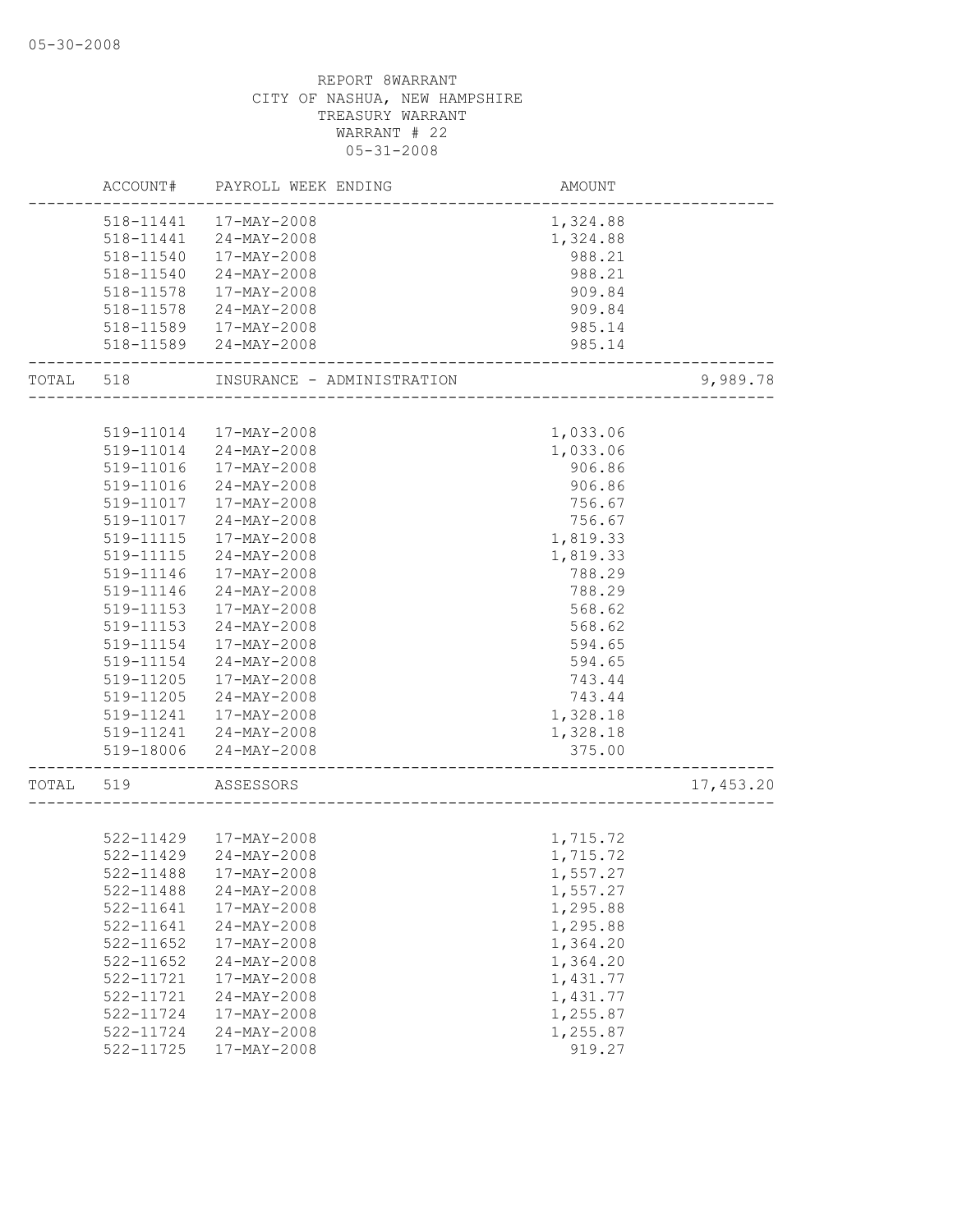05-30-2008

REPORT 8WARRANT
CITY OF NASHUA, NEW HAMPSHIRE
TREASURY WARRANT
WARRANT # 22
05-31-2008

| | ACCOUNT# | PAYROLL WEEK ENDING | AMOUNT | |
|---|---|---|---|---|
| | 518-11441 | 17-MAY-2008 | 1,324.88 | |
| | 518-11441 | 24-MAY-2008 | 1,324.88 | |
| | 518-11540 | 17-MAY-2008 | 988.21 | |
| | 518-11540 | 24-MAY-2008 | 988.21 | |
| | 518-11578 | 17-MAY-2008 | 909.84 | |
| | 518-11578 | 24-MAY-2008 | 909.84 | |
| | 518-11589 | 17-MAY-2008 | 985.14 | |
| | 518-11589 | 24-MAY-2008 | 985.14 | |
| TOTAL | 518 | INSURANCE - ADMINISTRATION | | 9,989.78 |
| | 519-11014 | 17-MAY-2008 | 1,033.06 | |
| | 519-11014 | 24-MAY-2008 | 1,033.06 | |
| | 519-11016 | 17-MAY-2008 | 906.86 | |
| | 519-11016 | 24-MAY-2008 | 906.86 | |
| | 519-11017 | 17-MAY-2008 | 756.67 | |
| | 519-11017 | 24-MAY-2008 | 756.67 | |
| | 519-11115 | 17-MAY-2008 | 1,819.33 | |
| | 519-11115 | 24-MAY-2008 | 1,819.33 | |
| | 519-11146 | 17-MAY-2008 | 788.29 | |
| | 519-11146 | 24-MAY-2008 | 788.29 | |
| | 519-11153 | 17-MAY-2008 | 568.62 | |
| | 519-11153 | 24-MAY-2008 | 568.62 | |
| | 519-11154 | 17-MAY-2008 | 594.65 | |
| | 519-11154 | 24-MAY-2008 | 594.65 | |
| | 519-11205 | 17-MAY-2008 | 743.44 | |
| | 519-11205 | 24-MAY-2008 | 743.44 | |
| | 519-11241 | 17-MAY-2008 | 1,328.18 | |
| | 519-11241 | 24-MAY-2008 | 1,328.18 | |
| | 519-18006 | 24-MAY-2008 | 375.00 | |
| TOTAL | 519 | ASSESSORS | | 17,453.20 |
| | 522-11429 | 17-MAY-2008 | 1,715.72 | |
| | 522-11429 | 24-MAY-2008 | 1,715.72 | |
| | 522-11488 | 17-MAY-2008 | 1,557.27 | |
| | 522-11488 | 24-MAY-2008 | 1,557.27 | |
| | 522-11641 | 17-MAY-2008 | 1,295.88 | |
| | 522-11641 | 24-MAY-2008 | 1,295.88 | |
| | 522-11652 | 17-MAY-2008 | 1,364.20 | |
| | 522-11652 | 24-MAY-2008 | 1,364.20 | |
| | 522-11721 | 17-MAY-2008 | 1,431.77 | |
| | 522-11721 | 24-MAY-2008 | 1,431.77 | |
| | 522-11724 | 17-MAY-2008 | 1,255.87 | |
| | 522-11724 | 24-MAY-2008 | 1,255.87 | |
| | 522-11725 | 17-MAY-2008 | 919.27 | |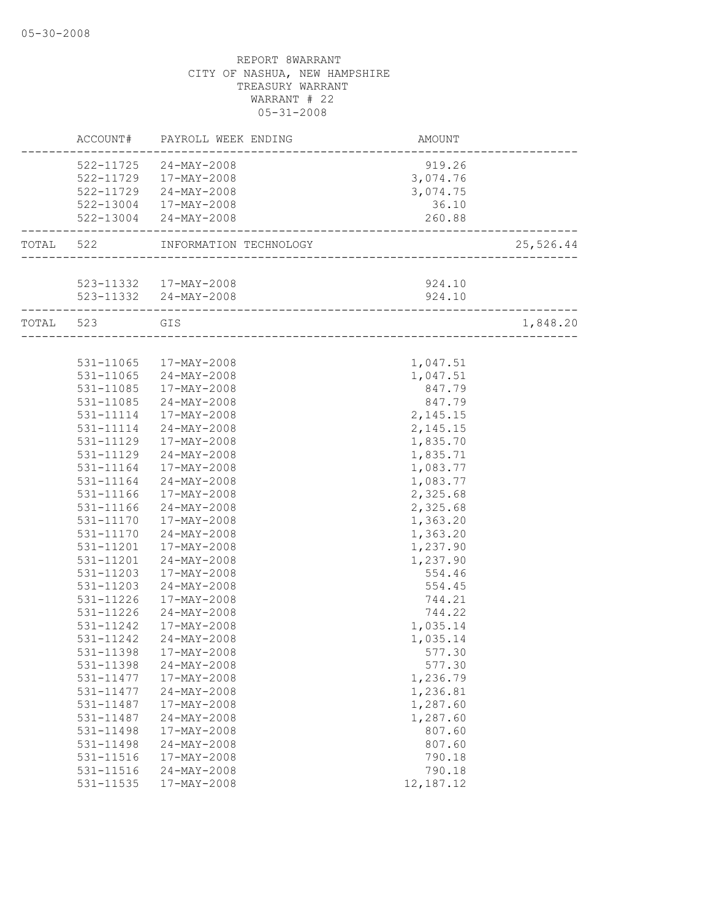REPORT 8WARRANT
CITY OF NASHUA, NEW HAMPSHIRE
TREASURY WARRANT
WARRANT # 22
05-31-2008

| | ACCOUNT# | PAYROLL WEEK ENDING | AMOUNT | |
|---|---|---|---|---|
| | 522-11725 | 24-MAY-2008 | 919.26 | |
| | 522-11729 | 17-MAY-2008 | 3,074.76 | |
| | 522-11729 | 24-MAY-2008 | 3,074.75 | |
| | 522-13004 | 17-MAY-2008 | 36.10 | |
| | 522-13004 | 24-MAY-2008 | 260.88 | |
| TOTAL | 522 | INFORMATION TECHNOLOGY | | 25,526.44 |
| | 523-11332 | 17-MAY-2008 | 924.10 | |
| | 523-11332 | 24-MAY-2008 | 924.10 | |
| TOTAL | 523 | GIS | | 1,848.20 |
| | 531-11065 | 17-MAY-2008 | 1,047.51 | |
| | 531-11065 | 24-MAY-2008 | 1,047.51 | |
| | 531-11085 | 17-MAY-2008 | 847.79 | |
| | 531-11085 | 24-MAY-2008 | 847.79 | |
| | 531-11114 | 17-MAY-2008 | 2,145.15 | |
| | 531-11114 | 24-MAY-2008 | 2,145.15 | |
| | 531-11129 | 17-MAY-2008 | 1,835.70 | |
| | 531-11129 | 24-MAY-2008 | 1,835.71 | |
| | 531-11164 | 17-MAY-2008 | 1,083.77 | |
| | 531-11164 | 24-MAY-2008 | 1,083.77 | |
| | 531-11166 | 17-MAY-2008 | 2,325.68 | |
| | 531-11166 | 24-MAY-2008 | 2,325.68 | |
| | 531-11170 | 17-MAY-2008 | 1,363.20 | |
| | 531-11170 | 24-MAY-2008 | 1,363.20 | |
| | 531-11201 | 17-MAY-2008 | 1,237.90 | |
| | 531-11201 | 24-MAY-2008 | 1,237.90 | |
| | 531-11203 | 17-MAY-2008 | 554.46 | |
| | 531-11203 | 24-MAY-2008 | 554.45 | |
| | 531-11226 | 17-MAY-2008 | 744.21 | |
| | 531-11226 | 24-MAY-2008 | 744.22 | |
| | 531-11242 | 17-MAY-2008 | 1,035.14 | |
| | 531-11242 | 24-MAY-2008 | 1,035.14 | |
| | 531-11398 | 17-MAY-2008 | 577.30 | |
| | 531-11398 | 24-MAY-2008 | 577.30 | |
| | 531-11477 | 17-MAY-2008 | 1,236.79 | |
| | 531-11477 | 24-MAY-2008 | 1,236.81 | |
| | 531-11487 | 17-MAY-2008 | 1,287.60 | |
| | 531-11487 | 24-MAY-2008 | 1,287.60 | |
| | 531-11498 | 17-MAY-2008 | 807.60 | |
| | 531-11498 | 24-MAY-2008 | 807.60 | |
| | 531-11516 | 17-MAY-2008 | 790.18 | |
| | 531-11516 | 24-MAY-2008 | 790.18 | |
| | 531-11535 | 17-MAY-2008 | 12,187.12 | |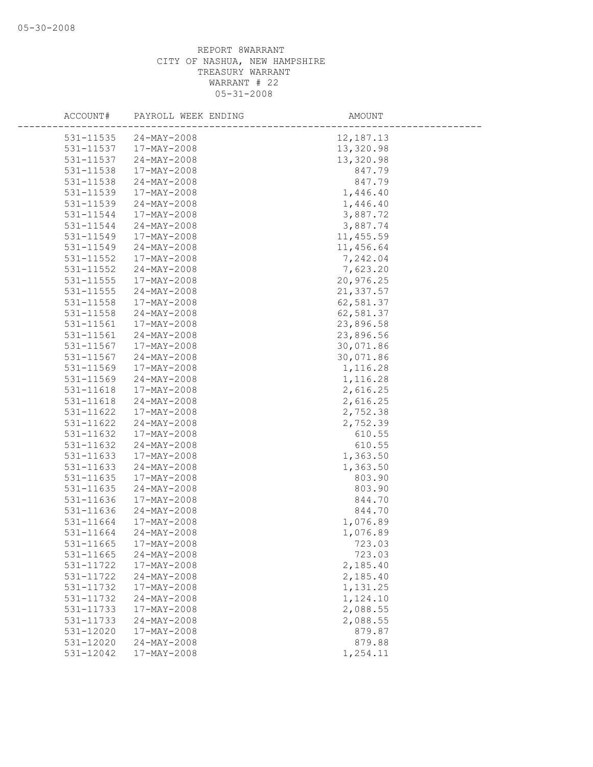REPORT 8WARRANT
CITY OF NASHUA, NEW HAMPSHIRE
TREASURY WARRANT
WARRANT # 22
05-31-2008

| ACCOUNT# | PAYROLL WEEK ENDING | AMOUNT |
|---|---|---|
| 531-11535 | 24-MAY-2008 | 12,187.13 |
| 531-11537 | 17-MAY-2008 | 13,320.98 |
| 531-11537 | 24-MAY-2008 | 13,320.98 |
| 531-11538 | 17-MAY-2008 | 847.79 |
| 531-11538 | 24-MAY-2008 | 847.79 |
| 531-11539 | 17-MAY-2008 | 1,446.40 |
| 531-11539 | 24-MAY-2008 | 1,446.40 |
| 531-11544 | 17-MAY-2008 | 3,887.72 |
| 531-11544 | 24-MAY-2008 | 3,887.74 |
| 531-11549 | 17-MAY-2008 | 11,455.59 |
| 531-11549 | 24-MAY-2008 | 11,456.64 |
| 531-11552 | 17-MAY-2008 | 7,242.04 |
| 531-11552 | 24-MAY-2008 | 7,623.20 |
| 531-11555 | 17-MAY-2008 | 20,976.25 |
| 531-11555 | 24-MAY-2008 | 21,337.57 |
| 531-11558 | 17-MAY-2008 | 62,581.37 |
| 531-11558 | 24-MAY-2008 | 62,581.37 |
| 531-11561 | 17-MAY-2008 | 23,896.58 |
| 531-11561 | 24-MAY-2008 | 23,896.56 |
| 531-11567 | 17-MAY-2008 | 30,071.86 |
| 531-11567 | 24-MAY-2008 | 30,071.86 |
| 531-11569 | 17-MAY-2008 | 1,116.28 |
| 531-11569 | 24-MAY-2008 | 1,116.28 |
| 531-11618 | 17-MAY-2008 | 2,616.25 |
| 531-11618 | 24-MAY-2008 | 2,616.25 |
| 531-11622 | 17-MAY-2008 | 2,752.38 |
| 531-11622 | 24-MAY-2008 | 2,752.39 |
| 531-11632 | 17-MAY-2008 | 610.55 |
| 531-11632 | 24-MAY-2008 | 610.55 |
| 531-11633 | 17-MAY-2008 | 1,363.50 |
| 531-11633 | 24-MAY-2008 | 1,363.50 |
| 531-11635 | 17-MAY-2008 | 803.90 |
| 531-11635 | 24-MAY-2008 | 803.90 |
| 531-11636 | 17-MAY-2008 | 844.70 |
| 531-11636 | 24-MAY-2008 | 844.70 |
| 531-11664 | 17-MAY-2008 | 1,076.89 |
| 531-11664 | 24-MAY-2008 | 1,076.89 |
| 531-11665 | 17-MAY-2008 | 723.03 |
| 531-11665 | 24-MAY-2008 | 723.03 |
| 531-11722 | 17-MAY-2008 | 2,185.40 |
| 531-11722 | 24-MAY-2008 | 2,185.40 |
| 531-11732 | 17-MAY-2008 | 1,131.25 |
| 531-11732 | 24-MAY-2008 | 1,124.10 |
| 531-11733 | 17-MAY-2008 | 2,088.55 |
| 531-11733 | 24-MAY-2008 | 2,088.55 |
| 531-12020 | 17-MAY-2008 | 879.87 |
| 531-12020 | 24-MAY-2008 | 879.88 |
| 531-12042 | 17-MAY-2008 | 1,254.11 |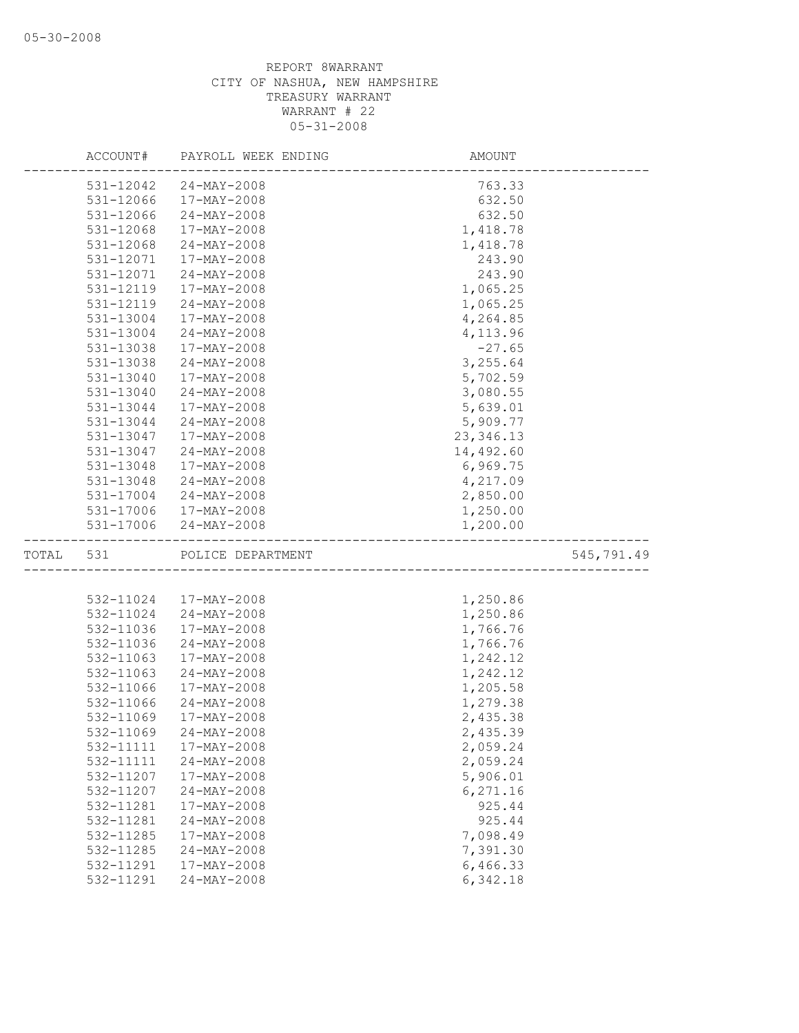REPORT 8WARRANT
CITY OF NASHUA, NEW HAMPSHIRE
TREASURY WARRANT
WARRANT # 22
05-31-2008

| | ACCOUNT# | PAYROLL WEEK ENDING | AMOUNT | |
|---|---|---|---|---|
| | 531-12042 | 24-MAY-2008 | 763.33 | |
| | 531-12066 | 17-MAY-2008 | 632.50 | |
| | 531-12066 | 24-MAY-2008 | 632.50 | |
| | 531-12068 | 17-MAY-2008 | 1,418.78 | |
| | 531-12068 | 24-MAY-2008 | 1,418.78 | |
| | 531-12071 | 17-MAY-2008 | 243.90 | |
| | 531-12071 | 24-MAY-2008 | 243.90 | |
| | 531-12119 | 17-MAY-2008 | 1,065.25 | |
| | 531-12119 | 24-MAY-2008 | 1,065.25 | |
| | 531-13004 | 17-MAY-2008 | 4,264.85 | |
| | 531-13004 | 24-MAY-2008 | 4,113.96 | |
| | 531-13038 | 17-MAY-2008 | -27.65 | |
| | 531-13038 | 24-MAY-2008 | 3,255.64 | |
| | 531-13040 | 17-MAY-2008 | 5,702.59 | |
| | 531-13040 | 24-MAY-2008 | 3,080.55 | |
| | 531-13044 | 17-MAY-2008 | 5,639.01 | |
| | 531-13044 | 24-MAY-2008 | 5,909.77 | |
| | 531-13047 | 17-MAY-2008 | 23,346.13 | |
| | 531-13047 | 24-MAY-2008 | 14,492.60 | |
| | 531-13048 | 17-MAY-2008 | 6,969.75 | |
| | 531-13048 | 24-MAY-2008 | 4,217.09 | |
| | 531-17004 | 24-MAY-2008 | 2,850.00 | |
| | 531-17006 | 17-MAY-2008 | 1,250.00 | |
| | 531-17006 | 24-MAY-2008 | 1,200.00 | |
| TOTAL | 531 | POLICE DEPARTMENT | | 545,791.49 |
| | 532-11024 | 17-MAY-2008 | 1,250.86 | |
| | 532-11024 | 24-MAY-2008 | 1,250.86 | |
| | 532-11036 | 17-MAY-2008 | 1,766.76 | |
| | 532-11036 | 24-MAY-2008 | 1,766.76 | |
| | 532-11063 | 17-MAY-2008 | 1,242.12 | |
| | 532-11063 | 24-MAY-2008 | 1,242.12 | |
| | 532-11066 | 17-MAY-2008 | 1,205.58 | |
| | 532-11066 | 24-MAY-2008 | 1,279.38 | |
| | 532-11069 | 17-MAY-2008 | 2,435.38 | |
| | 532-11069 | 24-MAY-2008 | 2,435.39 | |
| | 532-11111 | 17-MAY-2008 | 2,059.24 | |
| | 532-11111 | 24-MAY-2008 | 2,059.24 | |
| | 532-11207 | 17-MAY-2008 | 5,906.01 | |
| | 532-11207 | 24-MAY-2008 | 6,271.16 | |
| | 532-11281 | 17-MAY-2008 | 925.44 | |
| | 532-11281 | 24-MAY-2008 | 925.44 | |
| | 532-11285 | 17-MAY-2008 | 7,098.49 | |
| | 532-11285 | 24-MAY-2008 | 7,391.30 | |
| | 532-11291 | 17-MAY-2008 | 6,466.33 | |
| | 532-11291 | 24-MAY-2008 | 6,342.18 | |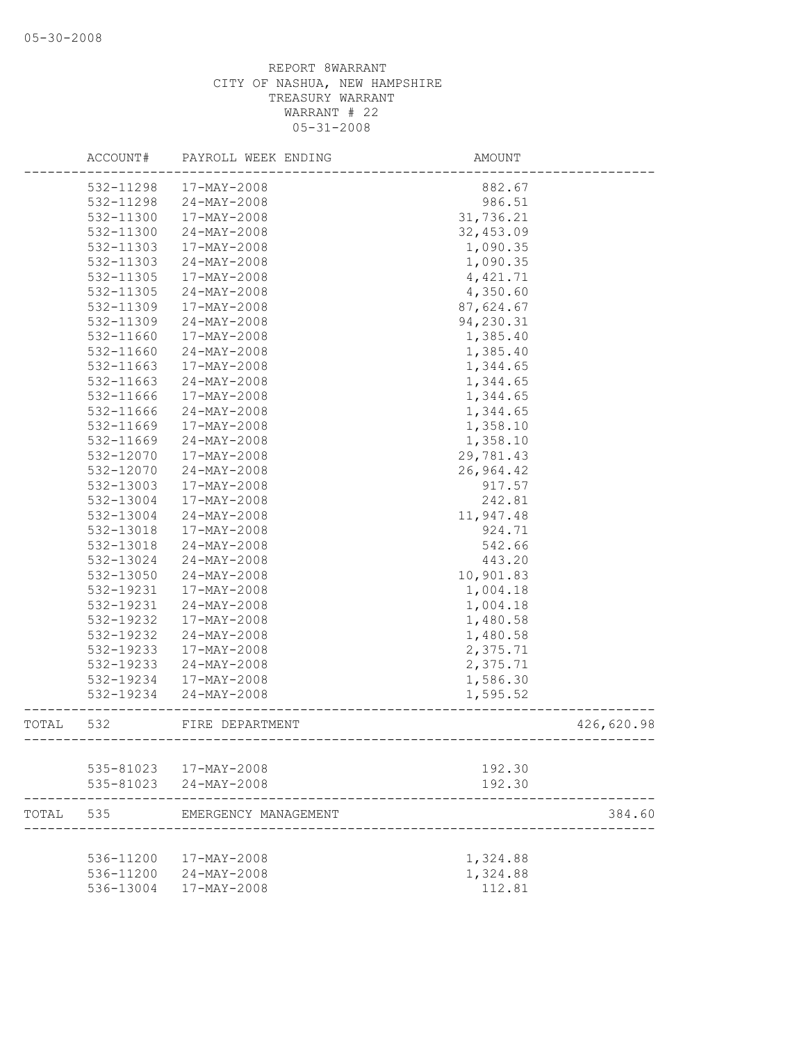REPORT 8WARRANT
CITY OF NASHUA, NEW HAMPSHIRE
TREASURY WARRANT
WARRANT # 22
05-31-2008

| | ACCOUNT# | PAYROLL WEEK ENDING | AMOUNT | |
|---|---|---|---|---|
| | 532-11298 | 17-MAY-2008 | 882.67 | |
| | 532-11298 | 24-MAY-2008 | 986.51 | |
| | 532-11300 | 17-MAY-2008 | 31,736.21 | |
| | 532-11300 | 24-MAY-2008 | 32,453.09 | |
| | 532-11303 | 17-MAY-2008 | 1,090.35 | |
| | 532-11303 | 24-MAY-2008 | 1,090.35 | |
| | 532-11305 | 17-MAY-2008 | 4,421.71 | |
| | 532-11305 | 24-MAY-2008 | 4,350.60 | |
| | 532-11309 | 17-MAY-2008 | 87,624.67 | |
| | 532-11309 | 24-MAY-2008 | 94,230.31 | |
| | 532-11660 | 17-MAY-2008 | 1,385.40 | |
| | 532-11660 | 24-MAY-2008 | 1,385.40 | |
| | 532-11663 | 17-MAY-2008 | 1,344.65 | |
| | 532-11663 | 24-MAY-2008 | 1,344.65 | |
| | 532-11666 | 17-MAY-2008 | 1,344.65 | |
| | 532-11666 | 24-MAY-2008 | 1,344.65 | |
| | 532-11669 | 17-MAY-2008 | 1,358.10 | |
| | 532-11669 | 24-MAY-2008 | 1,358.10 | |
| | 532-12070 | 17-MAY-2008 | 29,781.43 | |
| | 532-12070 | 24-MAY-2008 | 26,964.42 | |
| | 532-13003 | 17-MAY-2008 | 917.57 | |
| | 532-13004 | 17-MAY-2008 | 242.81 | |
| | 532-13004 | 24-MAY-2008 | 11,947.48 | |
| | 532-13018 | 17-MAY-2008 | 924.71 | |
| | 532-13018 | 24-MAY-2008 | 542.66 | |
| | 532-13024 | 24-MAY-2008 | 443.20 | |
| | 532-13050 | 24-MAY-2008 | 10,901.83 | |
| | 532-19231 | 17-MAY-2008 | 1,004.18 | |
| | 532-19231 | 24-MAY-2008 | 1,004.18 | |
| | 532-19232 | 17-MAY-2008 | 1,480.58 | |
| | 532-19232 | 24-MAY-2008 | 1,480.58 | |
| | 532-19233 | 17-MAY-2008 | 2,375.71 | |
| | 532-19233 | 24-MAY-2008 | 2,375.71 | |
| | 532-19234 | 17-MAY-2008 | 1,586.30 | |
| | 532-19234 | 24-MAY-2008 | 1,595.52 | |
| TOTAL | 532 | FIRE DEPARTMENT | | 426,620.98 |
| | 535-81023 | 17-MAY-2008 | 192.30 | |
| | 535-81023 | 24-MAY-2008 | 192.30 | |
| TOTAL | 535 | EMERGENCY MANAGEMENT | | 384.60 |
| | 536-11200 | 17-MAY-2008 | 1,324.88 | |
| | 536-11200 | 24-MAY-2008 | 1,324.88 | |
| | 536-13004 | 17-MAY-2008 | 112.81 | |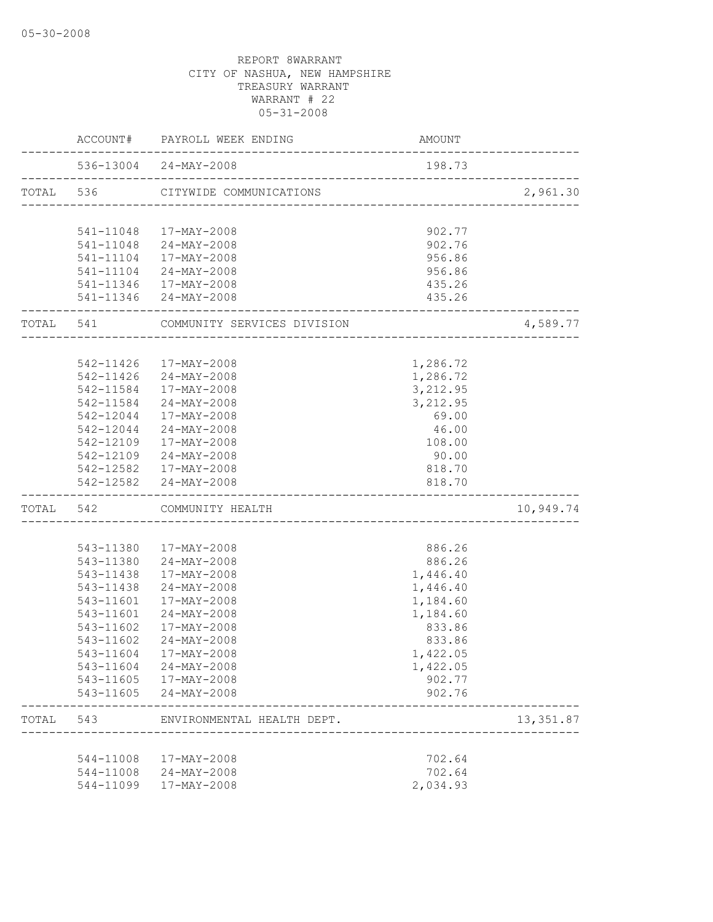REPORT 8WARRANT
CITY OF NASHUA, NEW HAMPSHIRE
TREASURY WARRANT
WARRANT # 22
05-31-2008

| | ACCOUNT# | PAYROLL WEEK ENDING | AMOUNT | |
|---|---|---|---|---|
| | 536-13004 | 24-MAY-2008 | 198.73 | |
| TOTAL | 536 | CITYWIDE COMMUNICATIONS | | 2,961.30 |
| | 541-11048 | 17-MAY-2008 | 902.77 | |
| | 541-11048 | 24-MAY-2008 | 902.76 | |
| | 541-11104 | 17-MAY-2008 | 956.86 | |
| | 541-11104 | 24-MAY-2008 | 956.86 | |
| | 541-11346 | 17-MAY-2008 | 435.26 | |
| | 541-11346 | 24-MAY-2008 | 435.26 | |
| TOTAL | 541 | COMMUNITY SERVICES DIVISION | | 4,589.77 |
| | 542-11426 | 17-MAY-2008 | 1,286.72 | |
| | 542-11426 | 24-MAY-2008 | 1,286.72 | |
| | 542-11584 | 17-MAY-2008 | 3,212.95 | |
| | 542-11584 | 24-MAY-2008 | 3,212.95 | |
| | 542-12044 | 17-MAY-2008 | 69.00 | |
| | 542-12044 | 24-MAY-2008 | 46.00 | |
| | 542-12109 | 17-MAY-2008 | 108.00 | |
| | 542-12109 | 24-MAY-2008 | 90.00 | |
| | 542-12582 | 17-MAY-2008 | 818.70 | |
| | 542-12582 | 24-MAY-2008 | 818.70 | |
| TOTAL | 542 | COMMUNITY HEALTH | | 10,949.74 |
| | 543-11380 | 17-MAY-2008 | 886.26 | |
| | 543-11380 | 24-MAY-2008 | 886.26 | |
| | 543-11438 | 17-MAY-2008 | 1,446.40 | |
| | 543-11438 | 24-MAY-2008 | 1,446.40 | |
| | 543-11601 | 17-MAY-2008 | 1,184.60 | |
| | 543-11601 | 24-MAY-2008 | 1,184.60 | |
| | 543-11602 | 17-MAY-2008 | 833.86 | |
| | 543-11602 | 24-MAY-2008 | 833.86 | |
| | 543-11604 | 17-MAY-2008 | 1,422.05 | |
| | 543-11604 | 24-MAY-2008 | 1,422.05 | |
| | 543-11605 | 17-MAY-2008 | 902.77 | |
| | 543-11605 | 24-MAY-2008 | 902.76 | |
| TOTAL | 543 | ENVIRONMENTAL HEALTH DEPT. | | 13,351.87 |
| | 544-11008 | 17-MAY-2008 | 702.64 | |
| | 544-11008 | 24-MAY-2008 | 702.64 | |
| | 544-11099 | 17-MAY-2008 | 2,034.93 | |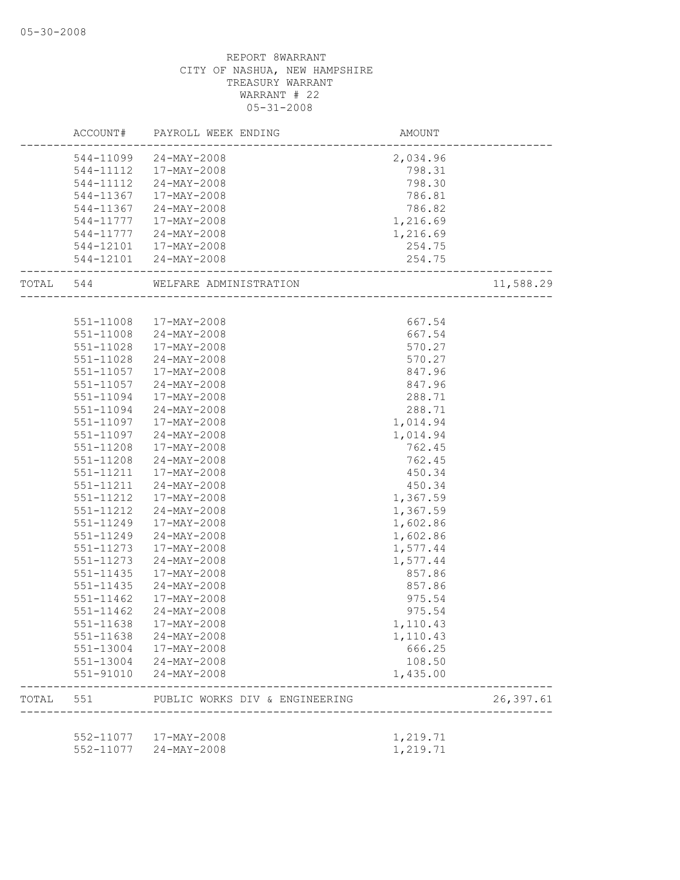REPORT 8WARRANT
CITY OF NASHUA, NEW HAMPSHIRE
TREASURY WARRANT
WARRANT # 22
05-31-2008

| ACCOUNT# | PAYROLL WEEK ENDING | AMOUNT | |
|---|---|---|---|
| 544-11099 | 24-MAY-2008 | 2,034.96 | |
| 544-11112 | 17-MAY-2008 | 798.31 | |
| 544-11112 | 24-MAY-2008 | 798.30 | |
| 544-11367 | 17-MAY-2008 | 786.81 | |
| 544-11367 | 24-MAY-2008 | 786.82 | |
| 544-11777 | 17-MAY-2008 | 1,216.69 | |
| 544-11777 | 24-MAY-2008 | 1,216.69 | |
| 544-12101 | 17-MAY-2008 | 254.75 | |
| 544-12101 | 24-MAY-2008 | 254.75 | |
| TOTAL 544 | WELFARE ADMINISTRATION | | 11,588.29 |
| 551-11008 | 17-MAY-2008 | 667.54 | |
| 551-11008 | 24-MAY-2008 | 667.54 | |
| 551-11028 | 17-MAY-2008 | 570.27 | |
| 551-11028 | 24-MAY-2008 | 570.27 | |
| 551-11057 | 17-MAY-2008 | 847.96 | |
| 551-11057 | 24-MAY-2008 | 847.96 | |
| 551-11094 | 17-MAY-2008 | 288.71 | |
| 551-11094 | 24-MAY-2008 | 288.71 | |
| 551-11097 | 17-MAY-2008 | 1,014.94 | |
| 551-11097 | 24-MAY-2008 | 1,014.94 | |
| 551-11208 | 17-MAY-2008 | 762.45 | |
| 551-11208 | 24-MAY-2008 | 762.45 | |
| 551-11211 | 17-MAY-2008 | 450.34 | |
| 551-11211 | 24-MAY-2008 | 450.34 | |
| 551-11212 | 17-MAY-2008 | 1,367.59 | |
| 551-11212 | 24-MAY-2008 | 1,367.59 | |
| 551-11249 | 17-MAY-2008 | 1,602.86 | |
| 551-11249 | 24-MAY-2008 | 1,602.86 | |
| 551-11273 | 17-MAY-2008 | 1,577.44 | |
| 551-11273 | 24-MAY-2008 | 1,577.44 | |
| 551-11435 | 17-MAY-2008 | 857.86 | |
| 551-11435 | 24-MAY-2008 | 857.86 | |
| 551-11462 | 17-MAY-2008 | 975.54 | |
| 551-11462 | 24-MAY-2008 | 975.54 | |
| 551-11638 | 17-MAY-2008 | 1,110.43 | |
| 551-11638 | 24-MAY-2008 | 1,110.43 | |
| 551-13004 | 17-MAY-2008 | 666.25 | |
| 551-13004 | 24-MAY-2008 | 108.50 | |
| 551-91010 | 24-MAY-2008 | 1,435.00 | |
| TOTAL 551 | PUBLIC WORKS DIV & ENGINEERING | | 26,397.61 |
| 552-11077 | 17-MAY-2008 | 1,219.71 | |
| 552-11077 | 24-MAY-2008 | 1,219.71 | |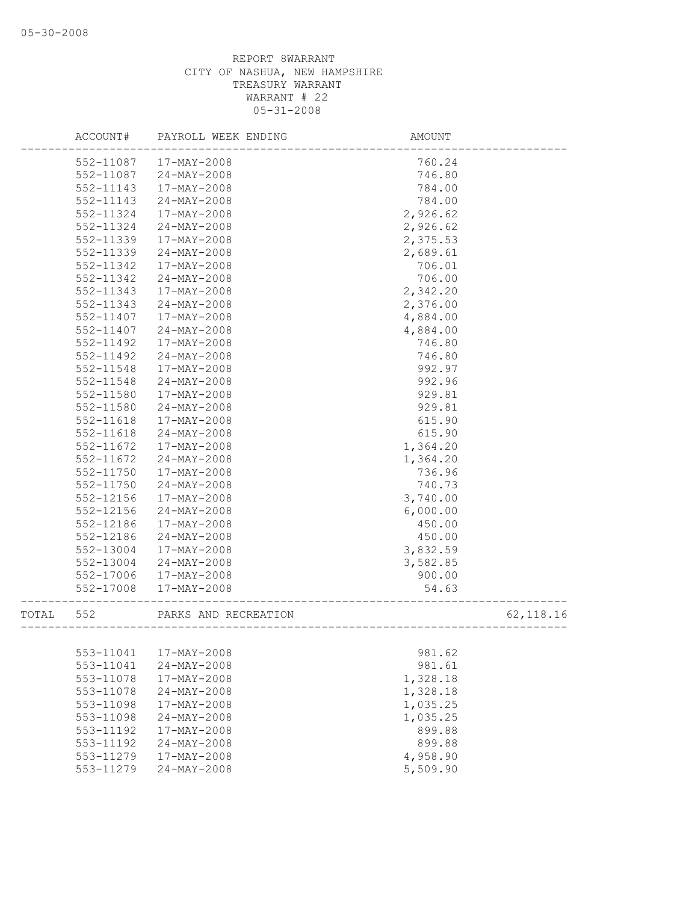REPORT 8WARRANT
CITY OF NASHUA, NEW HAMPSHIRE
TREASURY WARRANT
WARRANT # 22
05-31-2008

| | ACCOUNT# | PAYROLL WEEK ENDING | AMOUNT | |
|---|---|---|---|---|
| | 552-11087 | 17-MAY-2008 | 760.24 | |
| | 552-11087 | 24-MAY-2008 | 746.80 | |
| | 552-11143 | 17-MAY-2008 | 784.00 | |
| | 552-11143 | 24-MAY-2008 | 784.00 | |
| | 552-11324 | 17-MAY-2008 | 2,926.62 | |
| | 552-11324 | 24-MAY-2008 | 2,926.62 | |
| | 552-11339 | 17-MAY-2008 | 2,375.53 | |
| | 552-11339 | 24-MAY-2008 | 2,689.61 | |
| | 552-11342 | 17-MAY-2008 | 706.01 | |
| | 552-11342 | 24-MAY-2008 | 706.00 | |
| | 552-11343 | 17-MAY-2008 | 2,342.20 | |
| | 552-11343 | 24-MAY-2008 | 2,376.00 | |
| | 552-11407 | 17-MAY-2008 | 4,884.00 | |
| | 552-11407 | 24-MAY-2008 | 4,884.00 | |
| | 552-11492 | 17-MAY-2008 | 746.80 | |
| | 552-11492 | 24-MAY-2008 | 746.80 | |
| | 552-11548 | 17-MAY-2008 | 992.97 | |
| | 552-11548 | 24-MAY-2008 | 992.96 | |
| | 552-11580 | 17-MAY-2008 | 929.81 | |
| | 552-11580 | 24-MAY-2008 | 929.81 | |
| | 552-11618 | 17-MAY-2008 | 615.90 | |
| | 552-11618 | 24-MAY-2008 | 615.90 | |
| | 552-11672 | 17-MAY-2008 | 1,364.20 | |
| | 552-11672 | 24-MAY-2008 | 1,364.20 | |
| | 552-11750 | 17-MAY-2008 | 736.96 | |
| | 552-11750 | 24-MAY-2008 | 740.73 | |
| | 552-12156 | 17-MAY-2008 | 3,740.00 | |
| | 552-12156 | 24-MAY-2008 | 6,000.00 | |
| | 552-12186 | 17-MAY-2008 | 450.00 | |
| | 552-12186 | 24-MAY-2008 | 450.00 | |
| | 552-13004 | 17-MAY-2008 | 3,832.59 | |
| | 552-13004 | 24-MAY-2008 | 3,582.85 | |
| | 552-17006 | 17-MAY-2008 | 900.00 | |
| | 552-17008 | 17-MAY-2008 | 54.63 | |
| TOTAL | 552 | PARKS AND RECREATION | | 62,118.16 |
| | 553-11041 | 17-MAY-2008 | 981.62 | |
| | 553-11041 | 24-MAY-2008 | 981.61 | |
| | 553-11078 | 17-MAY-2008 | 1,328.18 | |
| | 553-11078 | 24-MAY-2008 | 1,328.18 | |
| | 553-11098 | 17-MAY-2008 | 1,035.25 | |
| | 553-11098 | 24-MAY-2008 | 1,035.25 | |
| | 553-11192 | 17-MAY-2008 | 899.88 | |
| | 553-11192 | 24-MAY-2008 | 899.88 | |
| | 553-11279 | 17-MAY-2008 | 4,958.90 | |
| | 553-11279 | 24-MAY-2008 | 5,509.90 | |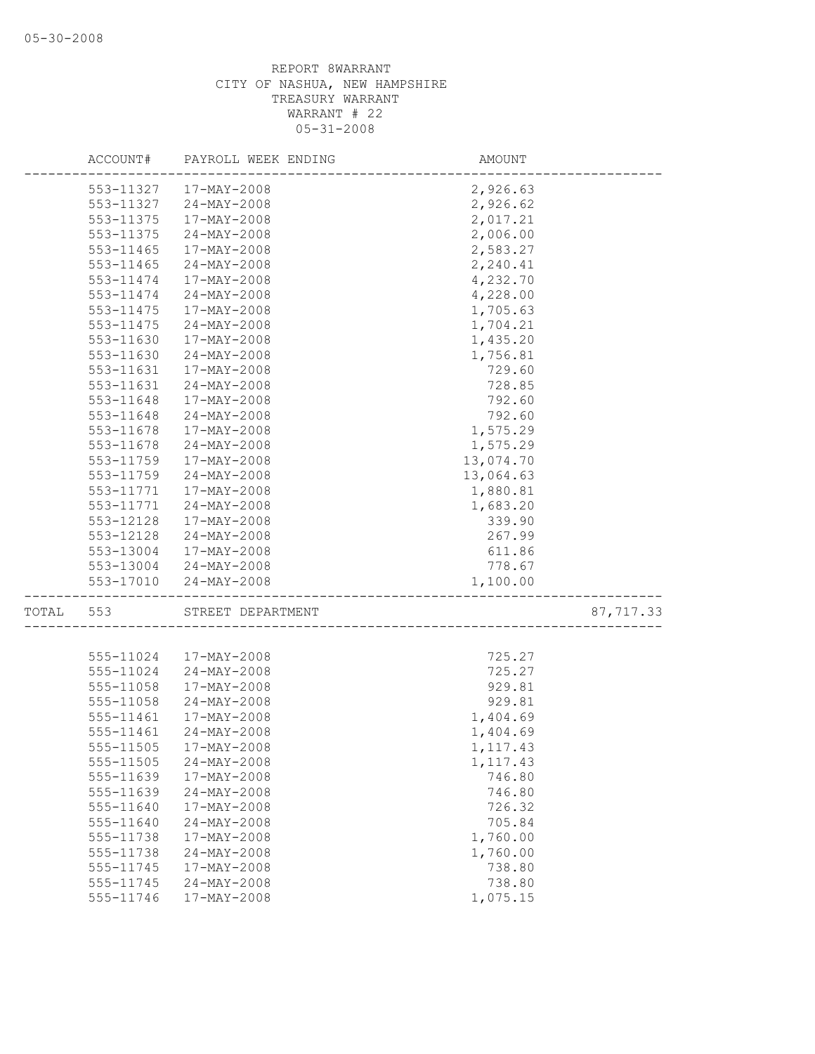REPORT 8WARRANT
CITY OF NASHUA, NEW HAMPSHIRE
TREASURY WARRANT
WARRANT # 22
05-31-2008

| | ACCOUNT# | PAYROLL WEEK ENDING | AMOUNT | |
|---|---|---|---|---|
| | 553-11327 | 17-MAY-2008 | 2,926.63 | |
| | 553-11327 | 24-MAY-2008 | 2,926.62 | |
| | 553-11375 | 17-MAY-2008 | 2,017.21 | |
| | 553-11375 | 24-MAY-2008 | 2,006.00 | |
| | 553-11465 | 17-MAY-2008 | 2,583.27 | |
| | 553-11465 | 24-MAY-2008 | 2,240.41 | |
| | 553-11474 | 17-MAY-2008 | 4,232.70 | |
| | 553-11474 | 24-MAY-2008 | 4,228.00 | |
| | 553-11475 | 17-MAY-2008 | 1,705.63 | |
| | 553-11475 | 24-MAY-2008 | 1,704.21 | |
| | 553-11630 | 17-MAY-2008 | 1,435.20 | |
| | 553-11630 | 24-MAY-2008 | 1,756.81 | |
| | 553-11631 | 17-MAY-2008 | 729.60 | |
| | 553-11631 | 24-MAY-2008 | 728.85 | |
| | 553-11648 | 17-MAY-2008 | 792.60 | |
| | 553-11648 | 24-MAY-2008 | 792.60 | |
| | 553-11678 | 17-MAY-2008 | 1,575.29 | |
| | 553-11678 | 24-MAY-2008 | 1,575.29 | |
| | 553-11759 | 17-MAY-2008 | 13,074.70 | |
| | 553-11759 | 24-MAY-2008 | 13,064.63 | |
| | 553-11771 | 17-MAY-2008 | 1,880.81 | |
| | 553-11771 | 24-MAY-2008 | 1,683.20 | |
| | 553-12128 | 17-MAY-2008 | 339.90 | |
| | 553-12128 | 24-MAY-2008 | 267.99 | |
| | 553-13004 | 17-MAY-2008 | 611.86 | |
| | 553-13004 | 24-MAY-2008 | 778.67 | |
| | 553-17010 | 24-MAY-2008 | 1,100.00 | |
| TOTAL | 553 | STREET DEPARTMENT | | 87,717.33 |
| | 555-11024 | 17-MAY-2008 | 725.27 | |
| | 555-11024 | 24-MAY-2008 | 725.27 | |
| | 555-11058 | 17-MAY-2008 | 929.81 | |
| | 555-11058 | 24-MAY-2008 | 929.81 | |
| | 555-11461 | 17-MAY-2008 | 1,404.69 | |
| | 555-11461 | 24-MAY-2008 | 1,404.69 | |
| | 555-11505 | 17-MAY-2008 | 1,117.43 | |
| | 555-11505 | 24-MAY-2008 | 1,117.43 | |
| | 555-11639 | 17-MAY-2008 | 746.80 | |
| | 555-11639 | 24-MAY-2008 | 746.80 | |
| | 555-11640 | 17-MAY-2008 | 726.32 | |
| | 555-11640 | 24-MAY-2008 | 705.84 | |
| | 555-11738 | 17-MAY-2008 | 1,760.00 | |
| | 555-11738 | 24-MAY-2008 | 1,760.00 | |
| | 555-11745 | 17-MAY-2008 | 738.80 | |
| | 555-11745 | 24-MAY-2008 | 738.80 | |
| | 555-11746 | 17-MAY-2008 | 1,075.15 | |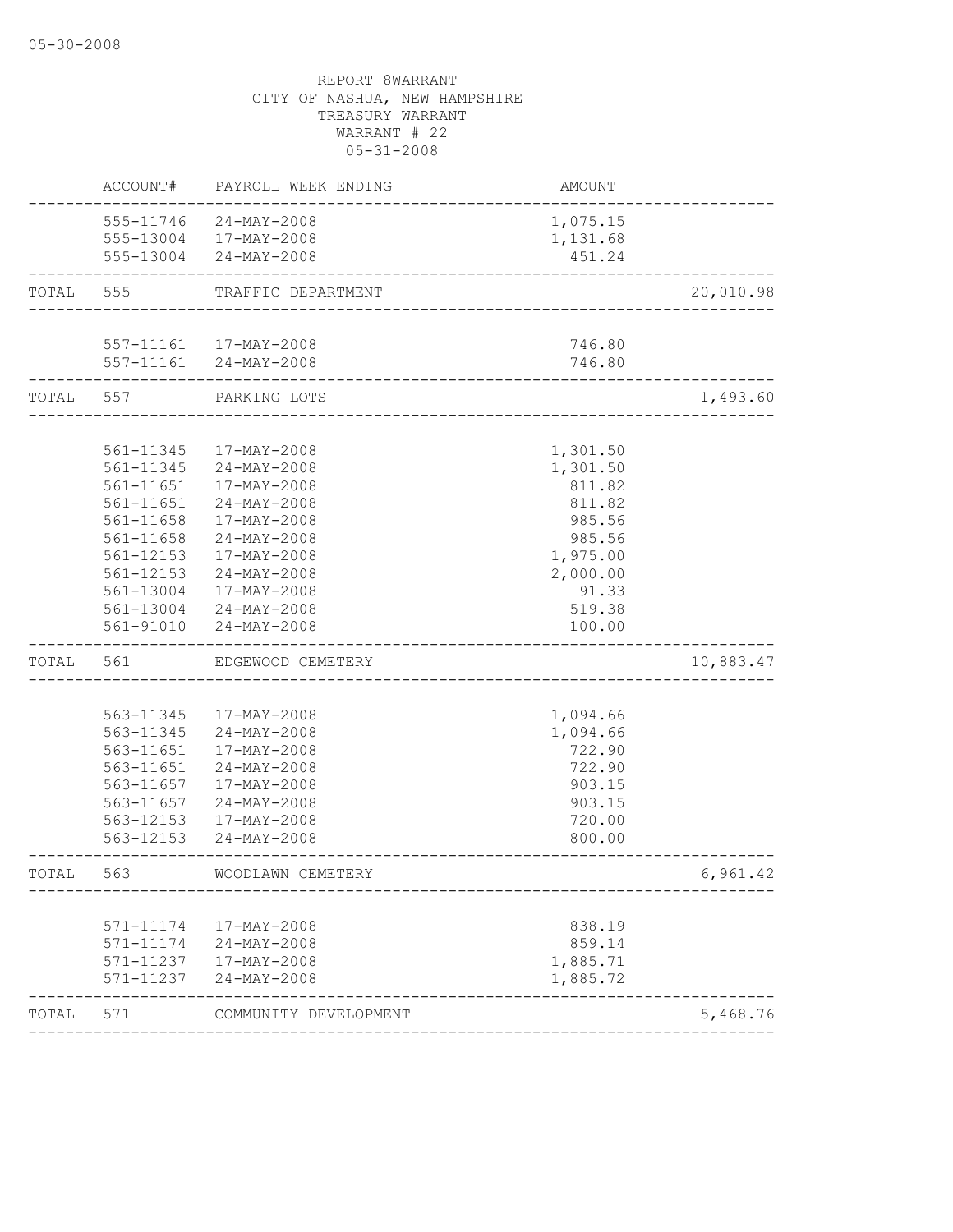REPORT 8WARRANT
CITY OF NASHUA, NEW HAMPSHIRE
TREASURY WARRANT
WARRANT # 22
05-31-2008

| | ACCOUNT# | PAYROLL WEEK ENDING | AMOUNT | |
|---|---|---|---|---|
| | 555-11746 | 24-MAY-2008 | 1,075.15 | |
| | 555-13004 | 17-MAY-2008 | 1,131.68 | |
| | 555-13004 | 24-MAY-2008 | 451.24 | |
| TOTAL | 555 | TRAFFIC DEPARTMENT | | 20,010.98 |
| | 557-11161 | 17-MAY-2008 | 746.80 | |
| | 557-11161 | 24-MAY-2008 | 746.80 | |
| TOTAL | 557 | PARKING LOTS | | 1,493.60 |
| | 561-11345 | 17-MAY-2008 | 1,301.50 | |
| | 561-11345 | 24-MAY-2008 | 1,301.50 | |
| | 561-11651 | 17-MAY-2008 | 811.82 | |
| | 561-11651 | 24-MAY-2008 | 811.82 | |
| | 561-11658 | 17-MAY-2008 | 985.56 | |
| | 561-11658 | 24-MAY-2008 | 985.56 | |
| | 561-12153 | 17-MAY-2008 | 1,975.00 | |
| | 561-12153 | 24-MAY-2008 | 2,000.00 | |
| | 561-13004 | 17-MAY-2008 | 91.33 | |
| | 561-13004 | 24-MAY-2008 | 519.38 | |
| | 561-91010 | 24-MAY-2008 | 100.00 | |
| TOTAL | 561 | EDGEWOOD CEMETERY | | 10,883.47 |
| | 563-11345 | 17-MAY-2008 | 1,094.66 | |
| | 563-11345 | 24-MAY-2008 | 1,094.66 | |
| | 563-11651 | 17-MAY-2008 | 722.90 | |
| | 563-11651 | 24-MAY-2008 | 722.90 | |
| | 563-11657 | 17-MAY-2008 | 903.15 | |
| | 563-11657 | 24-MAY-2008 | 903.15 | |
| | 563-12153 | 17-MAY-2008 | 720.00 | |
| | 563-12153 | 24-MAY-2008 | 800.00 | |
| TOTAL | 563 | WOODLAWN CEMETERY | | 6,961.42 |
| | 571-11174 | 17-MAY-2008 | 838.19 | |
| | 571-11174 | 24-MAY-2008 | 859.14 | |
| | 571-11237 | 17-MAY-2008 | 1,885.71 | |
| | 571-11237 | 24-MAY-2008 | 1,885.72 | |
| TOTAL | 571 | COMMUNITY DEVELOPMENT | | 5,468.76 |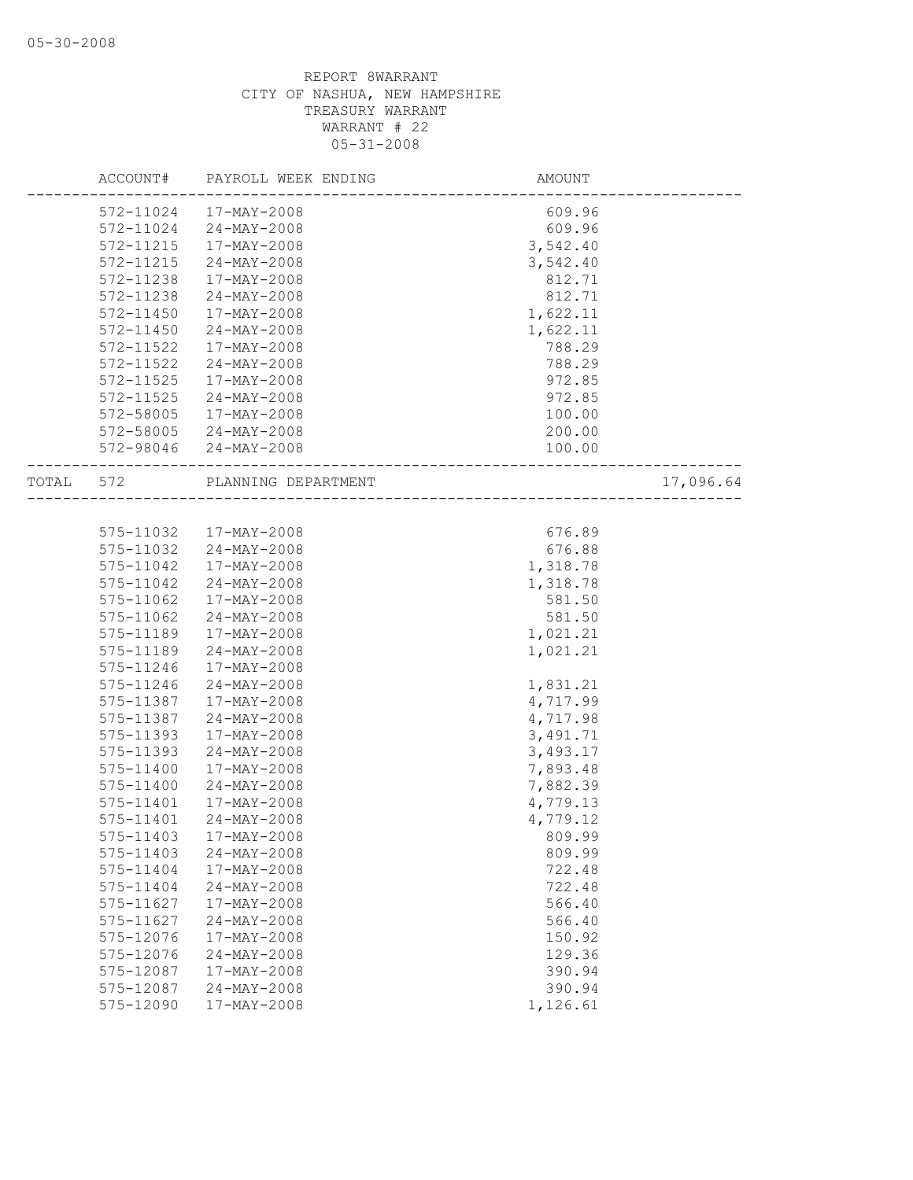REPORT 8WARRANT
CITY OF NASHUA, NEW HAMPSHIRE
TREASURY WARRANT
WARRANT # 22
05-31-2008

| ACCOUNT# | PAYROLL WEEK ENDING | AMOUNT | |
|---|---|---|---|
| 572-11024 | 17-MAY-2008 | 609.96 | |
| 572-11024 | 24-MAY-2008 | 609.96 | |
| 572-11215 | 17-MAY-2008 | 3,542.40 | |
| 572-11215 | 24-MAY-2008 | 3,542.40 | |
| 572-11238 | 17-MAY-2008 | 812.71 | |
| 572-11238 | 24-MAY-2008 | 812.71 | |
| 572-11450 | 17-MAY-2008 | 1,622.11 | |
| 572-11450 | 24-MAY-2008 | 1,622.11 | |
| 572-11522 | 17-MAY-2008 | 788.29 | |
| 572-11522 | 24-MAY-2008 | 788.29 | |
| 572-11525 | 17-MAY-2008 | 972.85 | |
| 572-11525 | 24-MAY-2008 | 972.85 | |
| 572-58005 | 17-MAY-2008 | 100.00 | |
| 572-58005 | 24-MAY-2008 | 200.00 | |
| 572-98046 | 24-MAY-2008 | 100.00 | |
| TOTAL 572 | PLANNING DEPARTMENT | | 17,096.64 |
| 575-11032 | 17-MAY-2008 | 676.89 | |
| 575-11032 | 24-MAY-2008 | 676.88 | |
| 575-11042 | 17-MAY-2008 | 1,318.78 | |
| 575-11042 | 24-MAY-2008 | 1,318.78 | |
| 575-11062 | 17-MAY-2008 | 581.50 | |
| 575-11062 | 24-MAY-2008 | 581.50 | |
| 575-11189 | 17-MAY-2008 | 1,021.21 | |
| 575-11189 | 24-MAY-2008 | 1,021.21 | |
| 575-11246 | 17-MAY-2008 | | |
| 575-11246 | 24-MAY-2008 | 1,831.21 | |
| 575-11387 | 17-MAY-2008 | 4,717.99 | |
| 575-11387 | 24-MAY-2008 | 4,717.98 | |
| 575-11393 | 17-MAY-2008 | 3,491.71 | |
| 575-11393 | 24-MAY-2008 | 3,493.17 | |
| 575-11400 | 17-MAY-2008 | 7,893.48 | |
| 575-11400 | 24-MAY-2008 | 7,882.39 | |
| 575-11401 | 17-MAY-2008 | 4,779.13 | |
| 575-11401 | 24-MAY-2008 | 4,779.12 | |
| 575-11403 | 17-MAY-2008 | 809.99 | |
| 575-11403 | 24-MAY-2008 | 809.99 | |
| 575-11404 | 17-MAY-2008 | 722.48 | |
| 575-11404 | 24-MAY-2008 | 722.48 | |
| 575-11627 | 17-MAY-2008 | 566.40 | |
| 575-11627 | 24-MAY-2008 | 566.40 | |
| 575-12076 | 17-MAY-2008 | 150.92 | |
| 575-12076 | 24-MAY-2008 | 129.36 | |
| 575-12087 | 17-MAY-2008 | 390.94 | |
| 575-12087 | 24-MAY-2008 | 390.94 | |
| 575-12090 | 17-MAY-2008 | 1,126.61 | |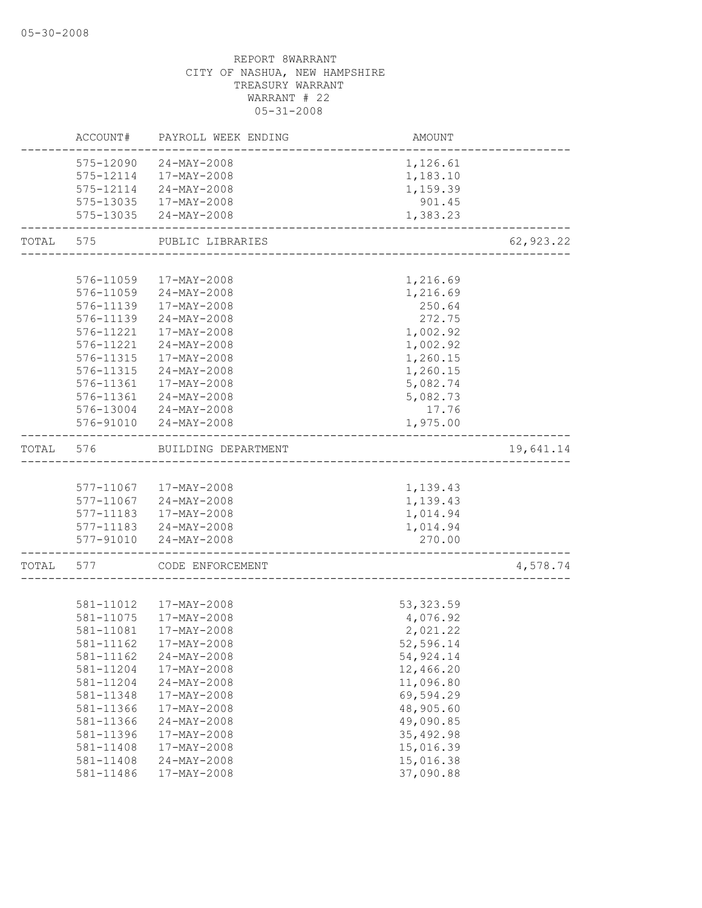REPORT 8WARRANT
CITY OF NASHUA, NEW HAMPSHIRE
TREASURY WARRANT
WARRANT # 22
05-31-2008

| | ACCOUNT# | PAYROLL WEEK ENDING | AMOUNT | |
|---|---|---|---|---|
| | 575-12090 | 24-MAY-2008 | 1,126.61 | |
| | 575-12114 | 17-MAY-2008 | 1,183.10 | |
| | 575-12114 | 24-MAY-2008 | 1,159.39 | |
| | 575-13035 | 17-MAY-2008 | 901.45 | |
| | 575-13035 | 24-MAY-2008 | 1,383.23 | |
| TOTAL | 575 | PUBLIC LIBRARIES | | 62,923.22 |
| | 576-11059 | 17-MAY-2008 | 1,216.69 | |
| | 576-11059 | 24-MAY-2008 | 1,216.69 | |
| | 576-11139 | 17-MAY-2008 | 250.64 | |
| | 576-11139 | 24-MAY-2008 | 272.75 | |
| | 576-11221 | 17-MAY-2008 | 1,002.92 | |
| | 576-11221 | 24-MAY-2008 | 1,002.92 | |
| | 576-11315 | 17-MAY-2008 | 1,260.15 | |
| | 576-11315 | 24-MAY-2008 | 1,260.15 | |
| | 576-11361 | 17-MAY-2008 | 5,082.74 | |
| | 576-11361 | 24-MAY-2008 | 5,082.73 | |
| | 576-13004 | 24-MAY-2008 | 17.76 | |
| | 576-91010 | 24-MAY-2008 | 1,975.00 | |
| TOTAL | 576 | BUILDING DEPARTMENT | | 19,641.14 |
| | 577-11067 | 17-MAY-2008 | 1,139.43 | |
| | 577-11067 | 24-MAY-2008 | 1,139.43 | |
| | 577-11183 | 17-MAY-2008 | 1,014.94 | |
| | 577-11183 | 24-MAY-2008 | 1,014.94 | |
| | 577-91010 | 24-MAY-2008 | 270.00 | |
| TOTAL | 577 | CODE ENFORCEMENT | | 4,578.74 |
| | 581-11012 | 17-MAY-2008 | 53,323.59 | |
| | 581-11075 | 17-MAY-2008 | 4,076.92 | |
| | 581-11081 | 17-MAY-2008 | 2,021.22 | |
| | 581-11162 | 17-MAY-2008 | 52,596.14 | |
| | 581-11162 | 24-MAY-2008 | 54,924.14 | |
| | 581-11204 | 17-MAY-2008 | 12,466.20 | |
| | 581-11204 | 24-MAY-2008 | 11,096.80 | |
| | 581-11348 | 17-MAY-2008 | 69,594.29 | |
| | 581-11366 | 17-MAY-2008 | 48,905.60 | |
| | 581-11366 | 24-MAY-2008 | 49,090.85 | |
| | 581-11396 | 17-MAY-2008 | 35,492.98 | |
| | 581-11408 | 17-MAY-2008 | 15,016.39 | |
| | 581-11408 | 24-MAY-2008 | 15,016.38 | |
| | 581-11486 | 17-MAY-2008 | 37,090.88 | |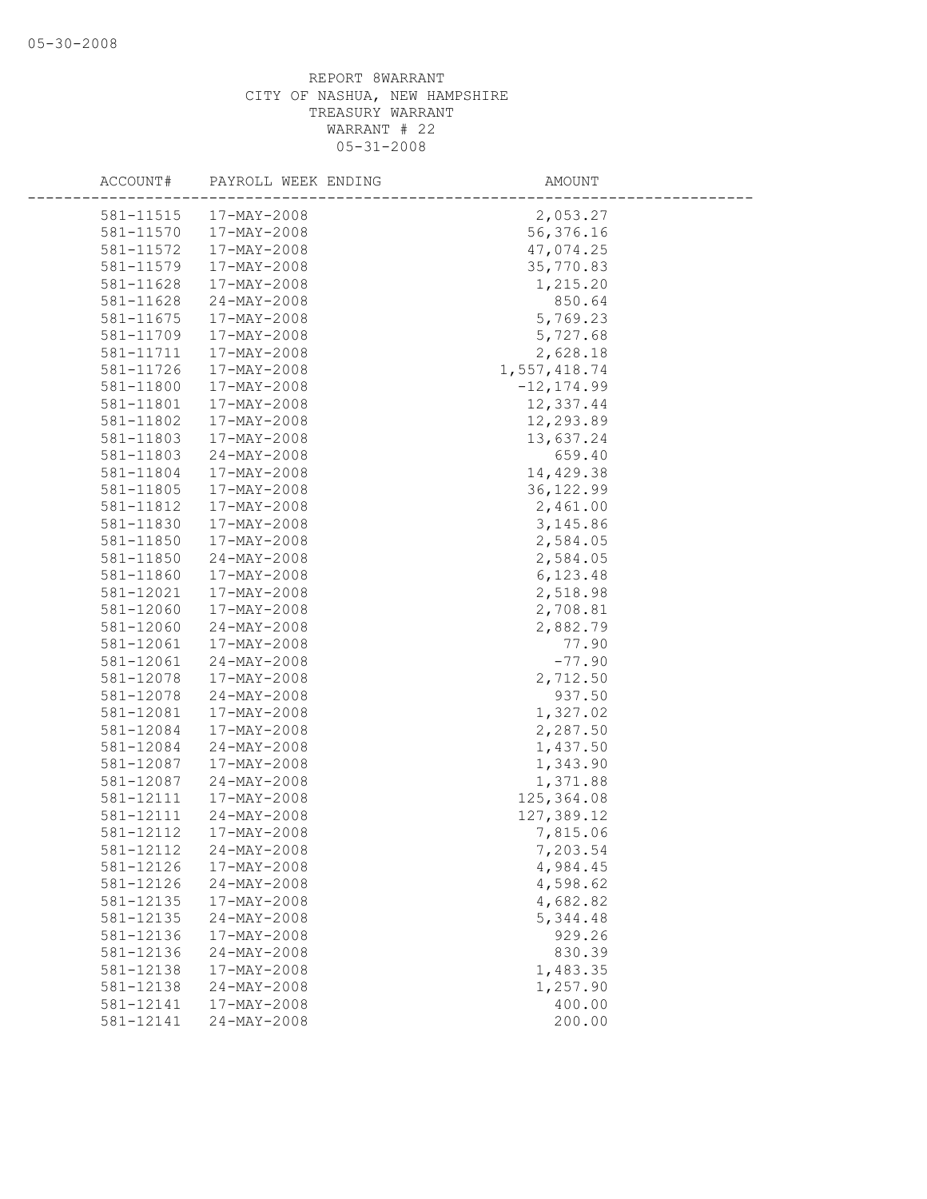REPORT 8WARRANT
CITY OF NASHUA, NEW HAMPSHIRE
TREASURY WARRANT
WARRANT # 22
05-31-2008

| ACCOUNT# | PAYROLL WEEK ENDING | AMOUNT |
|---|---|---|
| 581-11515 | 17-MAY-2008 | 2,053.27 |
| 581-11570 | 17-MAY-2008 | 56,376.16 |
| 581-11572 | 17-MAY-2008 | 47,074.25 |
| 581-11579 | 17-MAY-2008 | 35,770.83 |
| 581-11628 | 17-MAY-2008 | 1,215.20 |
| 581-11628 | 24-MAY-2008 | 850.64 |
| 581-11675 | 17-MAY-2008 | 5,769.23 |
| 581-11709 | 17-MAY-2008 | 5,727.68 |
| 581-11711 | 17-MAY-2008 | 2,628.18 |
| 581-11726 | 17-MAY-2008 | 1,557,418.74 |
| 581-11800 | 17-MAY-2008 | -12,174.99 |
| 581-11801 | 17-MAY-2008 | 12,337.44 |
| 581-11802 | 17-MAY-2008 | 12,293.89 |
| 581-11803 | 17-MAY-2008 | 13,637.24 |
| 581-11803 | 24-MAY-2008 | 659.40 |
| 581-11804 | 17-MAY-2008 | 14,429.38 |
| 581-11805 | 17-MAY-2008 | 36,122.99 |
| 581-11812 | 17-MAY-2008 | 2,461.00 |
| 581-11830 | 17-MAY-2008 | 3,145.86 |
| 581-11850 | 17-MAY-2008 | 2,584.05 |
| 581-11850 | 24-MAY-2008 | 2,584.05 |
| 581-11860 | 17-MAY-2008 | 6,123.48 |
| 581-12021 | 17-MAY-2008 | 2,518.98 |
| 581-12060 | 17-MAY-2008 | 2,708.81 |
| 581-12060 | 24-MAY-2008 | 2,882.79 |
| 581-12061 | 17-MAY-2008 | 77.90 |
| 581-12061 | 24-MAY-2008 | -77.90 |
| 581-12078 | 17-MAY-2008 | 2,712.50 |
| 581-12078 | 24-MAY-2008 | 937.50 |
| 581-12081 | 17-MAY-2008 | 1,327.02 |
| 581-12084 | 17-MAY-2008 | 2,287.50 |
| 581-12084 | 24-MAY-2008 | 1,437.50 |
| 581-12087 | 17-MAY-2008 | 1,343.90 |
| 581-12087 | 24-MAY-2008 | 1,371.88 |
| 581-12111 | 17-MAY-2008 | 125,364.08 |
| 581-12111 | 24-MAY-2008 | 127,389.12 |
| 581-12112 | 17-MAY-2008 | 7,815.06 |
| 581-12112 | 24-MAY-2008 | 7,203.54 |
| 581-12126 | 17-MAY-2008 | 4,984.45 |
| 581-12126 | 24-MAY-2008 | 4,598.62 |
| 581-12135 | 17-MAY-2008 | 4,682.82 |
| 581-12135 | 24-MAY-2008 | 5,344.48 |
| 581-12136 | 17-MAY-2008 | 929.26 |
| 581-12136 | 24-MAY-2008 | 830.39 |
| 581-12138 | 17-MAY-2008 | 1,483.35 |
| 581-12138 | 24-MAY-2008 | 1,257.90 |
| 581-12141 | 17-MAY-2008 | 400.00 |
| 581-12141 | 24-MAY-2008 | 200.00 |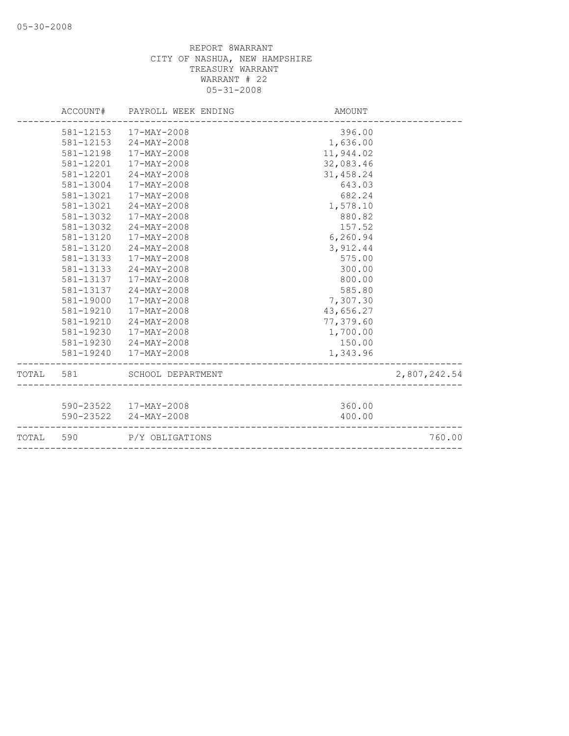REPORT 8WARRANT
CITY OF NASHUA, NEW HAMPSHIRE
TREASURY WARRANT
WARRANT # 22
05-31-2008

| | ACCOUNT# | PAYROLL WEEK ENDING | AMOUNT | |
|---|---|---|---|---|
| | 581-12153 | 17-MAY-2008 | 396.00 | |
| | 581-12153 | 24-MAY-2008 | 1,636.00 | |
| | 581-12198 | 17-MAY-2008 | 11,944.02 | |
| | 581-12201 | 17-MAY-2008 | 32,083.46 | |
| | 581-12201 | 24-MAY-2008 | 31,458.24 | |
| | 581-13004 | 17-MAY-2008 | 643.03 | |
| | 581-13021 | 17-MAY-2008 | 682.24 | |
| | 581-13021 | 24-MAY-2008 | 1,578.10 | |
| | 581-13032 | 17-MAY-2008 | 880.82 | |
| | 581-13032 | 24-MAY-2008 | 157.52 | |
| | 581-13120 | 17-MAY-2008 | 6,260.94 | |
| | 581-13120 | 24-MAY-2008 | 3,912.44 | |
| | 581-13133 | 17-MAY-2008 | 575.00 | |
| | 581-13133 | 24-MAY-2008 | 300.00 | |
| | 581-13137 | 17-MAY-2008 | 800.00 | |
| | 581-13137 | 24-MAY-2008 | 585.80 | |
| | 581-19000 | 17-MAY-2008 | 7,307.30 | |
| | 581-19210 | 17-MAY-2008 | 43,656.27 | |
| | 581-19210 | 24-MAY-2008 | 77,379.60 | |
| | 581-19230 | 17-MAY-2008 | 1,700.00 | |
| | 581-19230 | 24-MAY-2008 | 150.00 | |
| | 581-19240 | 17-MAY-2008 | 1,343.96 | |
| TOTAL | 581 | SCHOOL DEPARTMENT | | 2,807,242.54 |
| | 590-23522 | 17-MAY-2008 | 360.00 | |
| | 590-23522 | 24-MAY-2008 | 400.00 | |
| TOTAL | 590 | P/Y OBLIGATIONS | | 760.00 |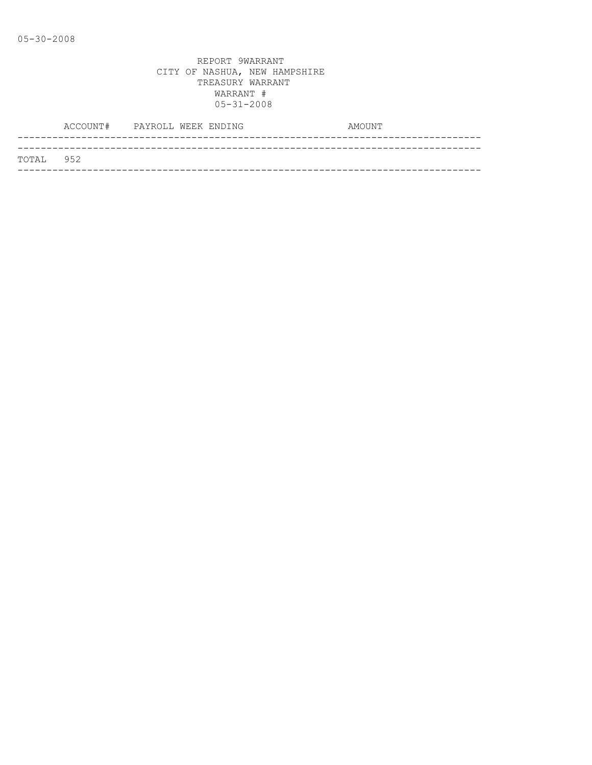REPORT 9WARRANT
CITY OF NASHUA, NEW HAMPSHIRE
TREASURY WARRANT
WARRANT #
05-31-2008

| ACCOUNT# | PAYROLL WEEK ENDING | AMOUNT |
|---|---|---|
| TOTAL 952 | | |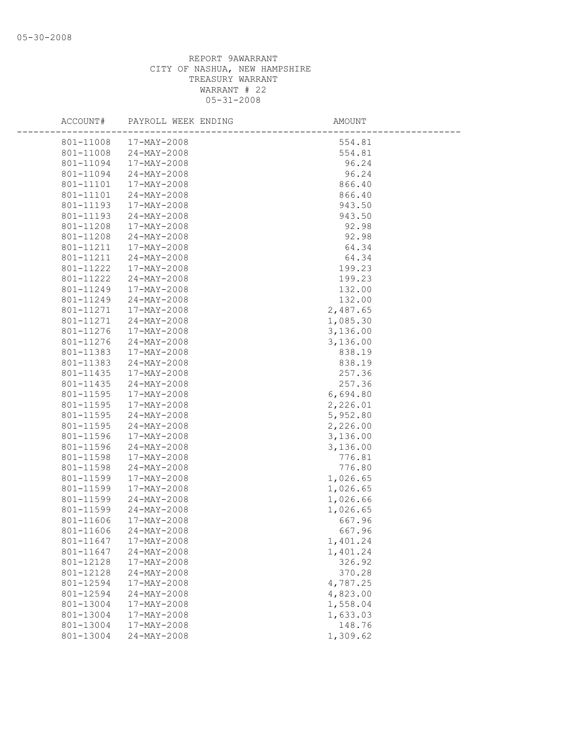REPORT 9AWARRANT
CITY OF NASHUA, NEW HAMPSHIRE
TREASURY WARRANT
WARRANT # 22
05-31-2008

| ACCOUNT# | PAYROLL WEEK ENDING | AMOUNT |
|---|---|---|
| 801-11008 | 17-MAY-2008 | 554.81 |
| 801-11008 | 24-MAY-2008 | 554.81 |
| 801-11094 | 17-MAY-2008 | 96.24 |
| 801-11094 | 24-MAY-2008 | 96.24 |
| 801-11101 | 17-MAY-2008 | 866.40 |
| 801-11101 | 24-MAY-2008 | 866.40 |
| 801-11193 | 17-MAY-2008 | 943.50 |
| 801-11193 | 24-MAY-2008 | 943.50 |
| 801-11208 | 17-MAY-2008 | 92.98 |
| 801-11208 | 24-MAY-2008 | 92.98 |
| 801-11211 | 17-MAY-2008 | 64.34 |
| 801-11211 | 24-MAY-2008 | 64.34 |
| 801-11222 | 17-MAY-2008 | 199.23 |
| 801-11222 | 24-MAY-2008 | 199.23 |
| 801-11249 | 17-MAY-2008 | 132.00 |
| 801-11249 | 24-MAY-2008 | 132.00 |
| 801-11271 | 17-MAY-2008 | 2,487.65 |
| 801-11271 | 24-MAY-2008 | 1,085.30 |
| 801-11276 | 17-MAY-2008 | 3,136.00 |
| 801-11276 | 24-MAY-2008 | 3,136.00 |
| 801-11383 | 17-MAY-2008 | 838.19 |
| 801-11383 | 24-MAY-2008 | 838.19 |
| 801-11435 | 17-MAY-2008 | 257.36 |
| 801-11435 | 24-MAY-2008 | 257.36 |
| 801-11595 | 17-MAY-2008 | 6,694.80 |
| 801-11595 | 17-MAY-2008 | 2,226.01 |
| 801-11595 | 24-MAY-2008 | 5,952.80 |
| 801-11595 | 24-MAY-2008 | 2,226.00 |
| 801-11596 | 17-MAY-2008 | 3,136.00 |
| 801-11596 | 24-MAY-2008 | 3,136.00 |
| 801-11598 | 17-MAY-2008 | 776.81 |
| 801-11598 | 24-MAY-2008 | 776.80 |
| 801-11599 | 17-MAY-2008 | 1,026.65 |
| 801-11599 | 17-MAY-2008 | 1,026.65 |
| 801-11599 | 24-MAY-2008 | 1,026.66 |
| 801-11599 | 24-MAY-2008 | 1,026.65 |
| 801-11606 | 17-MAY-2008 | 667.96 |
| 801-11606 | 24-MAY-2008 | 667.96 |
| 801-11647 | 17-MAY-2008 | 1,401.24 |
| 801-11647 | 24-MAY-2008 | 1,401.24 |
| 801-12128 | 17-MAY-2008 | 326.92 |
| 801-12128 | 24-MAY-2008 | 370.28 |
| 801-12594 | 17-MAY-2008 | 4,787.25 |
| 801-12594 | 24-MAY-2008 | 4,823.00 |
| 801-13004 | 17-MAY-2008 | 1,558.04 |
| 801-13004 | 17-MAY-2008 | 1,633.03 |
| 801-13004 | 17-MAY-2008 | 148.76 |
| 801-13004 | 24-MAY-2008 | 1,309.62 |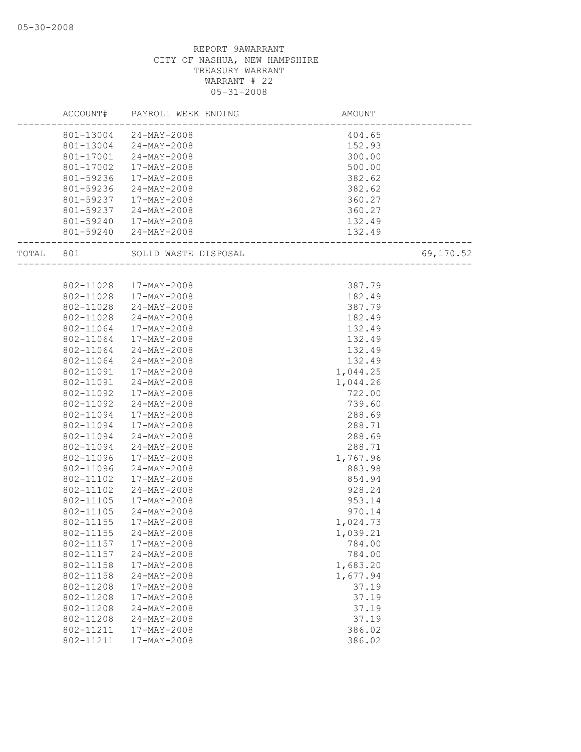REPORT 9AWARRANT
CITY OF NASHUA, NEW HAMPSHIRE
TREASURY WARRANT
WARRANT # 22
05-31-2008

| ACCOUNT# | PAYROLL WEEK ENDING | AMOUNT | |
|---|---|---|---|
| 801-13004 | 24-MAY-2008 | 404.65 | |
| 801-13004 | 24-MAY-2008 | 152.93 | |
| 801-17001 | 24-MAY-2008 | 300.00 | |
| 801-17002 | 17-MAY-2008 | 500.00 | |
| 801-59236 | 17-MAY-2008 | 382.62 | |
| 801-59236 | 24-MAY-2008 | 382.62 | |
| 801-59237 | 17-MAY-2008 | 360.27 | |
| 801-59237 | 24-MAY-2008 | 360.27 | |
| 801-59240 | 17-MAY-2008 | 132.49 | |
| 801-59240 | 24-MAY-2008 | 132.49 | |
| TOTAL 801 | SOLID WASTE DISPOSAL | | 69,170.52 |
| 802-11028 | 17-MAY-2008 | 387.79 | |
| 802-11028 | 17-MAY-2008 | 182.49 | |
| 802-11028 | 24-MAY-2008 | 387.79 | |
| 802-11028 | 24-MAY-2008 | 182.49 | |
| 802-11064 | 17-MAY-2008 | 132.49 | |
| 802-11064 | 17-MAY-2008 | 132.49 | |
| 802-11064 | 24-MAY-2008 | 132.49 | |
| 802-11064 | 24-MAY-2008 | 132.49 | |
| 802-11091 | 17-MAY-2008 | 1,044.25 | |
| 802-11091 | 24-MAY-2008 | 1,044.26 | |
| 802-11092 | 17-MAY-2008 | 722.00 | |
| 802-11092 | 24-MAY-2008 | 739.60 | |
| 802-11094 | 17-MAY-2008 | 288.69 | |
| 802-11094 | 17-MAY-2008 | 288.71 | |
| 802-11094 | 24-MAY-2008 | 288.69 | |
| 802-11094 | 24-MAY-2008 | 288.71 | |
| 802-11096 | 17-MAY-2008 | 1,767.96 | |
| 802-11096 | 24-MAY-2008 | 883.98 | |
| 802-11102 | 17-MAY-2008 | 854.94 | |
| 802-11102 | 24-MAY-2008 | 928.24 | |
| 802-11105 | 17-MAY-2008 | 953.14 | |
| 802-11105 | 24-MAY-2008 | 970.14 | |
| 802-11155 | 17-MAY-2008 | 1,024.73 | |
| 802-11155 | 24-MAY-2008 | 1,039.21 | |
| 802-11157 | 17-MAY-2008 | 784.00 | |
| 802-11157 | 24-MAY-2008 | 784.00 | |
| 802-11158 | 17-MAY-2008 | 1,683.20 | |
| 802-11158 | 24-MAY-2008 | 1,677.94 | |
| 802-11208 | 17-MAY-2008 | 37.19 | |
| 802-11208 | 17-MAY-2008 | 37.19 | |
| 802-11208 | 24-MAY-2008 | 37.19 | |
| 802-11208 | 24-MAY-2008 | 37.19 | |
| 802-11211 | 17-MAY-2008 | 386.02 | |
| 802-11211 | 17-MAY-2008 | 386.02 | |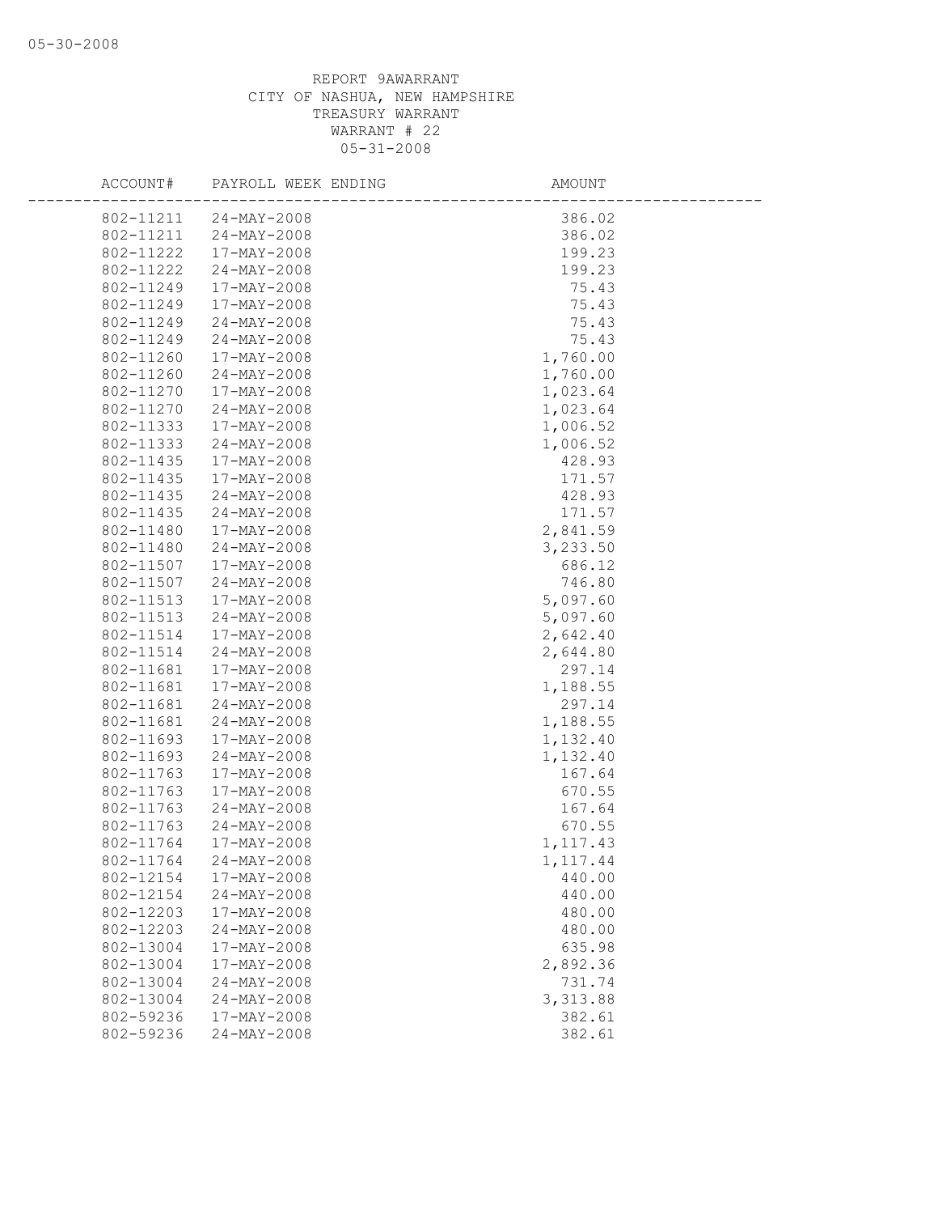REPORT 9AWARRANT
CITY OF NASHUA, NEW HAMPSHIRE
TREASURY WARRANT
WARRANT # 22
05-31-2008

| ACCOUNT# | PAYROLL WEEK ENDING | AMOUNT |
|---|---|---|
| 802-11211 | 24-MAY-2008 | 386.02 |
| 802-11211 | 24-MAY-2008 | 386.02 |
| 802-11222 | 17-MAY-2008 | 199.23 |
| 802-11222 | 24-MAY-2008 | 199.23 |
| 802-11249 | 17-MAY-2008 | 75.43 |
| 802-11249 | 17-MAY-2008 | 75.43 |
| 802-11249 | 24-MAY-2008 | 75.43 |
| 802-11249 | 24-MAY-2008 | 75.43 |
| 802-11260 | 17-MAY-2008 | 1,760.00 |
| 802-11260 | 24-MAY-2008 | 1,760.00 |
| 802-11270 | 17-MAY-2008 | 1,023.64 |
| 802-11270 | 24-MAY-2008 | 1,023.64 |
| 802-11333 | 17-MAY-2008 | 1,006.52 |
| 802-11333 | 24-MAY-2008 | 1,006.52 |
| 802-11435 | 17-MAY-2008 | 428.93 |
| 802-11435 | 17-MAY-2008 | 171.57 |
| 802-11435 | 24-MAY-2008 | 428.93 |
| 802-11435 | 24-MAY-2008 | 171.57 |
| 802-11480 | 17-MAY-2008 | 2,841.59 |
| 802-11480 | 24-MAY-2008 | 3,233.50 |
| 802-11507 | 17-MAY-2008 | 686.12 |
| 802-11507 | 24-MAY-2008 | 746.80 |
| 802-11513 | 17-MAY-2008 | 5,097.60 |
| 802-11513 | 24-MAY-2008 | 5,097.60 |
| 802-11514 | 17-MAY-2008 | 2,642.40 |
| 802-11514 | 24-MAY-2008 | 2,644.80 |
| 802-11681 | 17-MAY-2008 | 297.14 |
| 802-11681 | 17-MAY-2008 | 1,188.55 |
| 802-11681 | 24-MAY-2008 | 297.14 |
| 802-11681 | 24-MAY-2008 | 1,188.55 |
| 802-11693 | 17-MAY-2008 | 1,132.40 |
| 802-11693 | 24-MAY-2008 | 1,132.40 |
| 802-11763 | 17-MAY-2008 | 167.64 |
| 802-11763 | 17-MAY-2008 | 670.55 |
| 802-11763 | 24-MAY-2008 | 167.64 |
| 802-11763 | 24-MAY-2008 | 670.55 |
| 802-11764 | 17-MAY-2008 | 1,117.43 |
| 802-11764 | 24-MAY-2008 | 1,117.44 |
| 802-12154 | 17-MAY-2008 | 440.00 |
| 802-12154 | 24-MAY-2008 | 440.00 |
| 802-12203 | 17-MAY-2008 | 480.00 |
| 802-12203 | 24-MAY-2008 | 480.00 |
| 802-13004 | 17-MAY-2008 | 635.98 |
| 802-13004 | 17-MAY-2008 | 2,892.36 |
| 802-13004 | 24-MAY-2008 | 731.74 |
| 802-13004 | 24-MAY-2008 | 3,313.88 |
| 802-59236 | 17-MAY-2008 | 382.61 |
| 802-59236 | 24-MAY-2008 | 382.61 |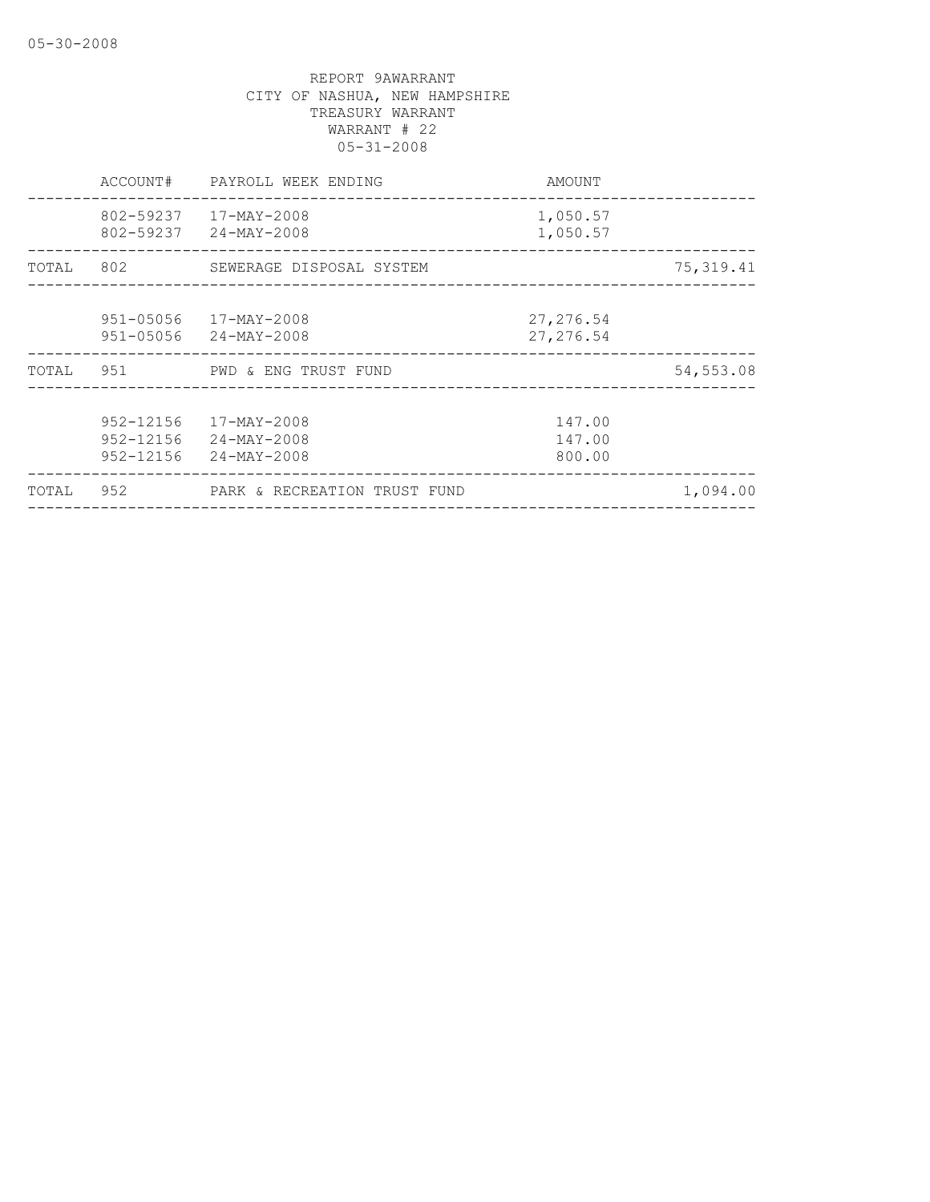REPORT 9AWARRANT
CITY OF NASHUA, NEW HAMPSHIRE
TREASURY WARRANT
WARRANT # 22
05-31-2008

| | ACCOUNT# | PAYROLL WEEK ENDING | AMOUNT | |
|---|---|---|---|---|
| | 802-59237 | 17-MAY-2008 | 1,050.57 | |
| | 802-59237 | 24-MAY-2008 | 1,050.57 | |
| TOTAL | 802 | SEWERAGE DISPOSAL SYSTEM | | 75,319.41 |
| | 951-05056 | 17-MAY-2008 | 27,276.54 | |
| | 951-05056 | 24-MAY-2008 | 27,276.54 | |
| TOTAL | 951 | PWD & ENG TRUST FUND | | 54,553.08 |
| | 952-12156 | 17-MAY-2008 | 147.00 | |
| | 952-12156 | 24-MAY-2008 | 147.00 | |
| | 952-12156 | 24-MAY-2008 | 800.00 | |
| TOTAL | 952 | PARK & RECREATION TRUST FUND | | 1,094.00 |